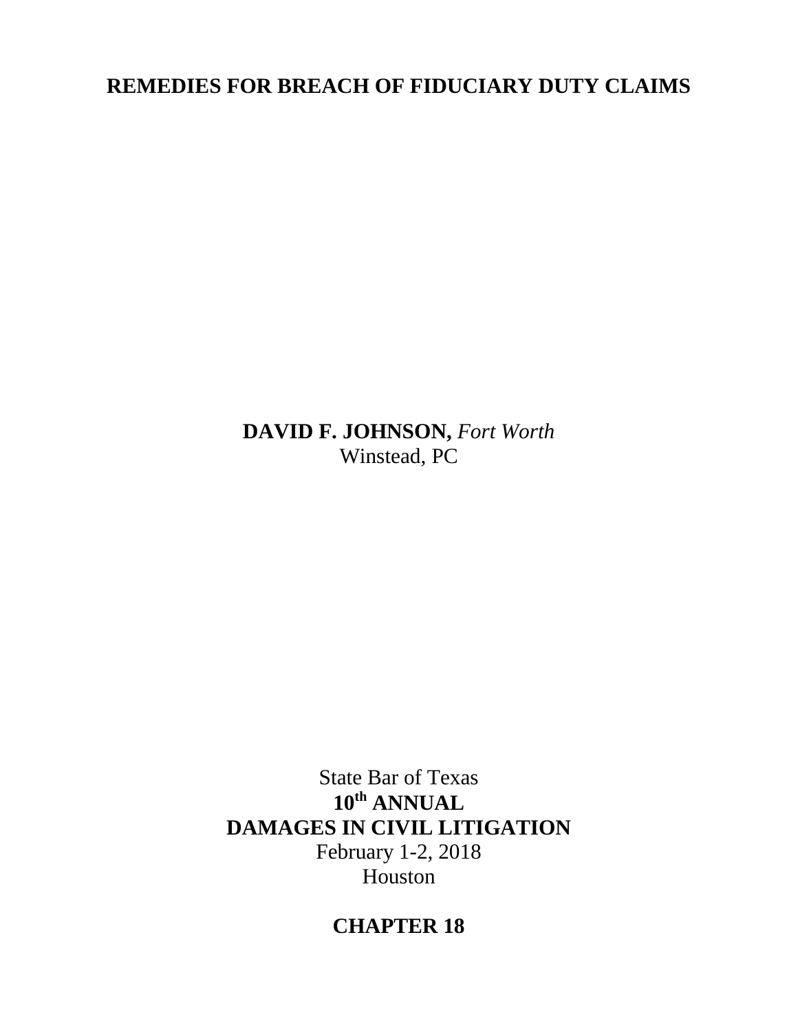# REMEDIES FOR BREACH OF FIDUCIARY DUTY CLAIMS

**DAVID F. JOHNSON,** *Fort Worth*
Winstead, PC

State Bar of Texas
**10th ANNUAL**
**DAMAGES IN CIVIL LITIGATION**
February 1-2, 2018
Houston

**CHAPTER 18**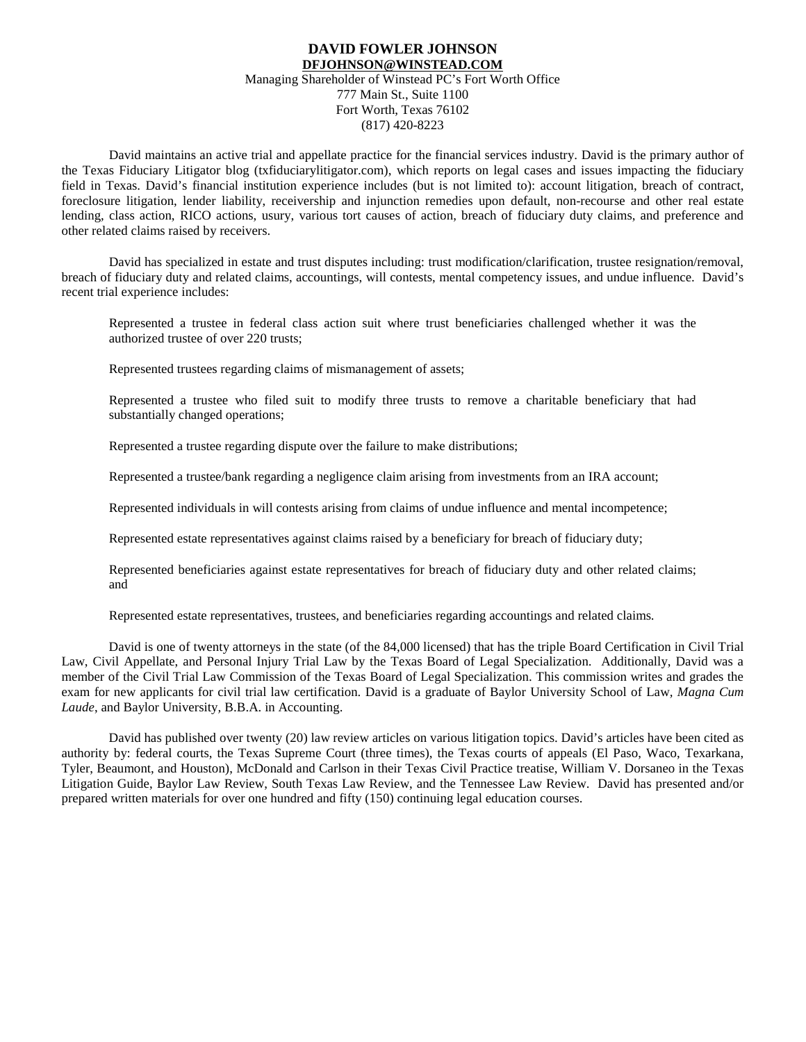**DAVID FOWLER JOHNSON**
**DFJOHNSON@WINSTEAD.COM**
Managing Shareholder of Winstead PC's Fort Worth Office
777 Main St., Suite 1100
Fort Worth, Texas 76102
(817) 420-8223

David maintains an active trial and appellate practice for the financial services industry. David is the primary author of the Texas Fiduciary Litigator blog (txfiduciarylitigator.com), which reports on legal cases and issues impacting the fiduciary field in Texas. David's financial institution experience includes (but is not limited to): account litigation, breach of contract, foreclosure litigation, lender liability, receivership and injunction remedies upon default, non-recourse and other real estate lending, class action, RICO actions, usury, various tort causes of action, breach of fiduciary duty claims, and preference and other related claims raised by receivers.

David has specialized in estate and trust disputes including: trust modification/clarification, trustee resignation/removal, breach of fiduciary duty and related claims, accountings, will contests, mental competency issues, and undue influence. David's recent trial experience includes:

Represented a trustee in federal class action suit where trust beneficiaries challenged whether it was the authorized trustee of over 220 trusts;

Represented trustees regarding claims of mismanagement of assets;

Represented a trustee who filed suit to modify three trusts to remove a charitable beneficiary that had substantially changed operations;

Represented a trustee regarding dispute over the failure to make distributions;

Represented a trustee/bank regarding a negligence claim arising from investments from an IRA account;

Represented individuals in will contests arising from claims of undue influence and mental incompetence;

Represented estate representatives against claims raised by a beneficiary for breach of fiduciary duty;

Represented beneficiaries against estate representatives for breach of fiduciary duty and other related claims; and

Represented estate representatives, trustees, and beneficiaries regarding accountings and related claims.

David is one of twenty attorneys in the state (of the 84,000 licensed) that has the triple Board Certification in Civil Trial Law, Civil Appellate, and Personal Injury Trial Law by the Texas Board of Legal Specialization. Additionally, David was a member of the Civil Trial Law Commission of the Texas Board of Legal Specialization. This commission writes and grades the exam for new applicants for civil trial law certification. David is a graduate of Baylor University School of Law, *Magna Cum Laude*, and Baylor University, B.B.A. in Accounting.

David has published over twenty (20) law review articles on various litigation topics. David's articles have been cited as authority by: federal courts, the Texas Supreme Court (three times), the Texas courts of appeals (El Paso, Waco, Texarkana, Tyler, Beaumont, and Houston), McDonald and Carlson in their Texas Civil Practice treatise, William V. Dorsaneo in the Texas Litigation Guide, Baylor Law Review, South Texas Law Review, and the Tennessee Law Review. David has presented and/or prepared written materials for over one hundred and fifty (150) continuing legal education courses.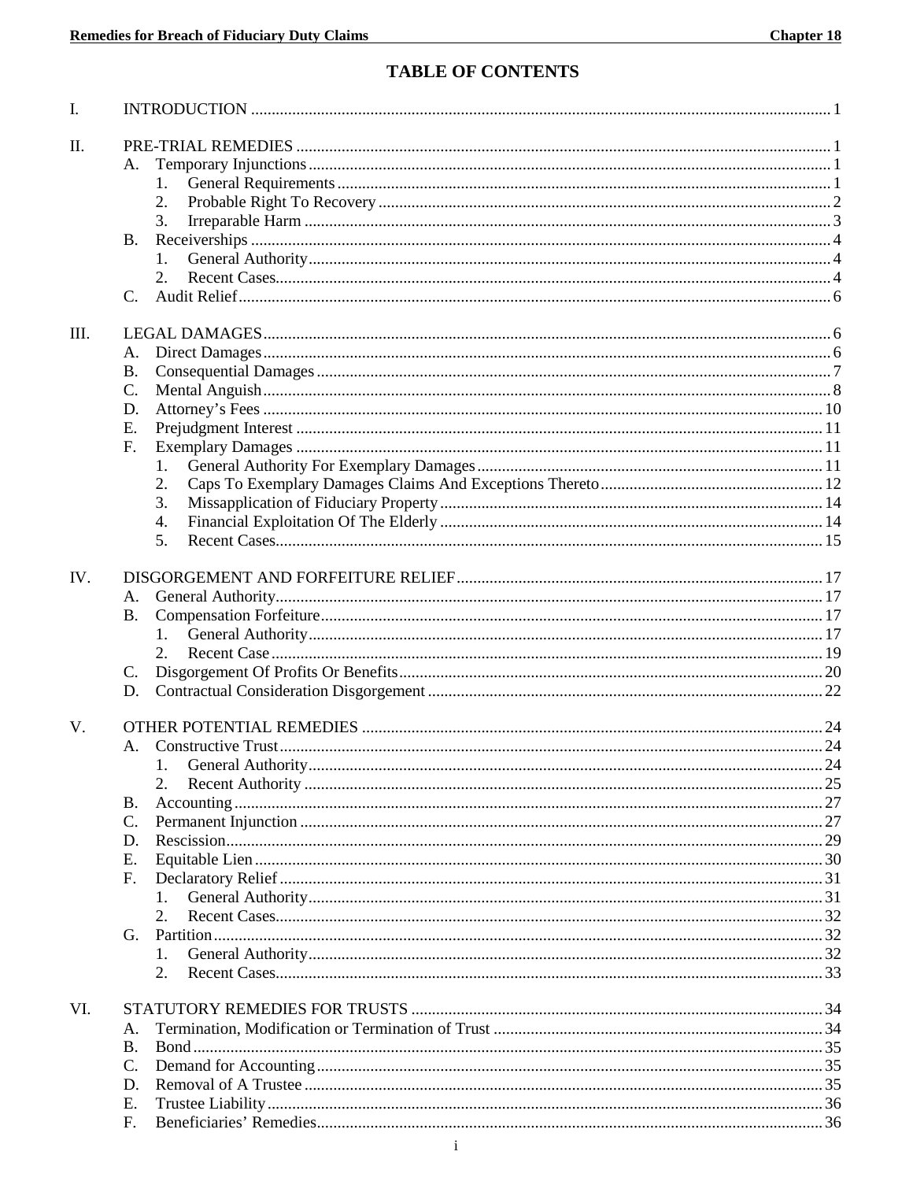# TABLE OF CONTENTS

I. INTRODUCTION ..... 1

II. PRE-TRIAL REMEDIES ..... 1
- A. Temporary Injunctions ..... 1
  - 1. General Requirements ..... 1
  - 2. Probable Right To Recovery ..... 2
  - 3. Irreparable Harm ..... 3
- B. Receiverships ..... 4
  - 1. General Authority ..... 4
  - 2. Recent Cases ..... 4
- C. Audit Relief ..... 6

III. LEGAL DAMAGES ..... 6
- A. Direct Damages ..... 6
- B. Consequential Damages ..... 7
- C. Mental Anguish ..... 8
- D. Attorney's Fees ..... 10
- E. Prejudgment Interest ..... 11
- F. Exemplary Damages ..... 11
  - 1. General Authority For Exemplary Damages ..... 11
  - 2. Caps To Exemplary Damages Claims And Exceptions Thereto ..... 12
  - 3. Missapplication of Fiduciary Property ..... 14
  - 4. Financial Exploitation Of The Elderly ..... 14
  - 5. Recent Cases ..... 15

IV. DISGORGEMENT AND FORFEITURE RELIEF ..... 17
- A. General Authority ..... 17
- B. Compensation Forfeiture ..... 17
  - 1. General Authority ..... 17
  - 2. Recent Case ..... 19
- C. Disgorgement Of Profits Or Benefits ..... 20
- D. Contractual Consideration Disgorgement ..... 22

V. OTHER POTENTIAL REMEDIES ..... 24
- A. Constructive Trust ..... 24
  - 1. General Authority ..... 24
  - 2. Recent Authority ..... 25
- B. Accounting ..... 27
- C. Permanent Injunction ..... 27
- D. Rescission ..... 29
- E. Equitable Lien ..... 30
- F. Declaratory Relief ..... 31
  - 1. General Authority ..... 31
  - 2. Recent Cases ..... 32
- G. Partition ..... 32
  - 1. General Authority ..... 32
  - 2. Recent Cases ..... 33

VI. STATUTORY REMEDIES FOR TRUSTS ..... 34
- A. Termination, Modification or Termination of Trust ..... 34
- B. Bond ..... 35
- C. Demand for Accounting ..... 35
- D. Removal of A Trustee ..... 35
- E. Trustee Liability ..... 36
- F. Beneficiaries' Remedies ..... 36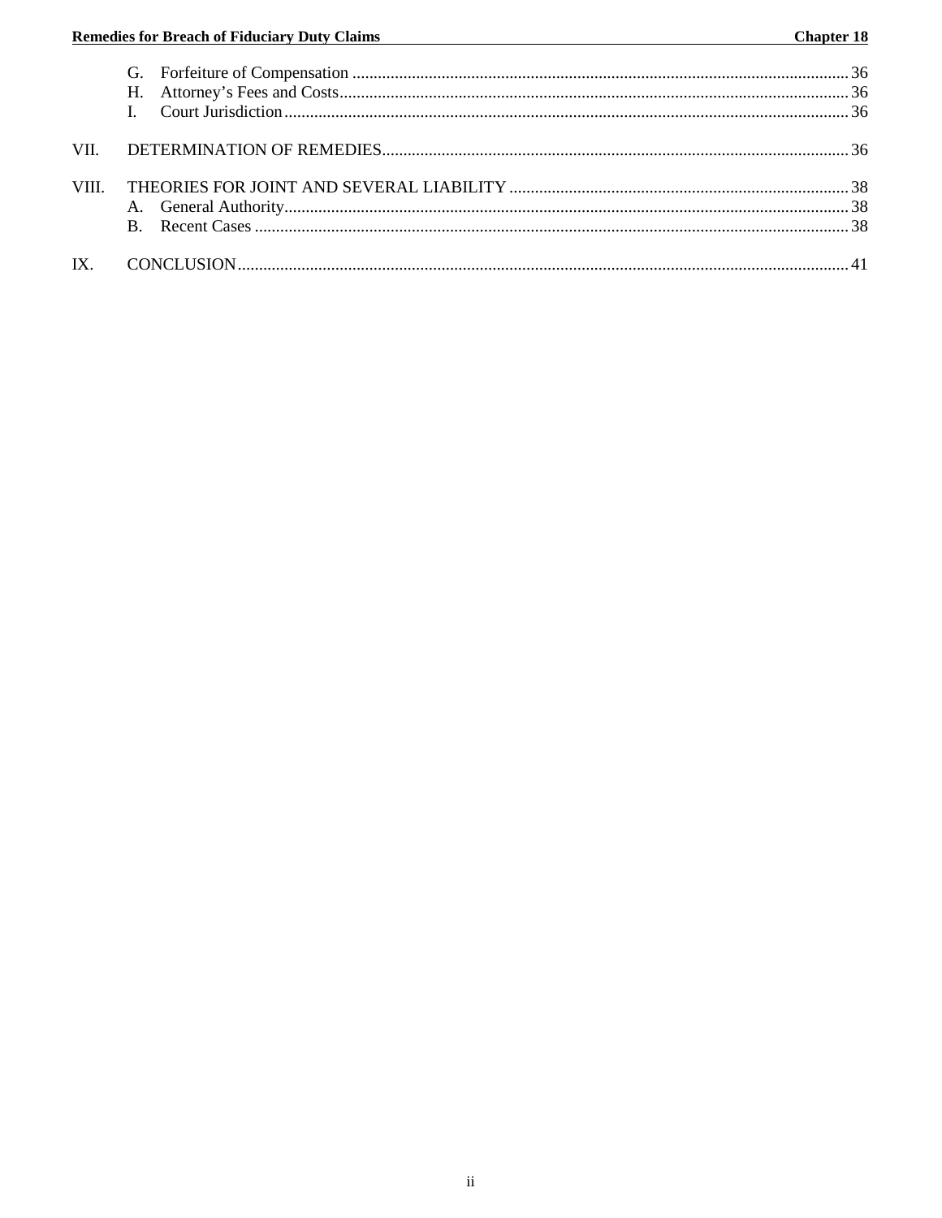G. Forfeiture of Compensation ..... 36
H. Attorney's Fees and Costs ..... 36
I. Court Jurisdiction ..... 36

VII. DETERMINATION OF REMEDIES ..... 36

VIII. THEORIES FOR JOINT AND SEVERAL LIABILITY ..... 38
A. General Authority ..... 38
B. Recent Cases ..... 38

IX. CONCLUSION ..... 41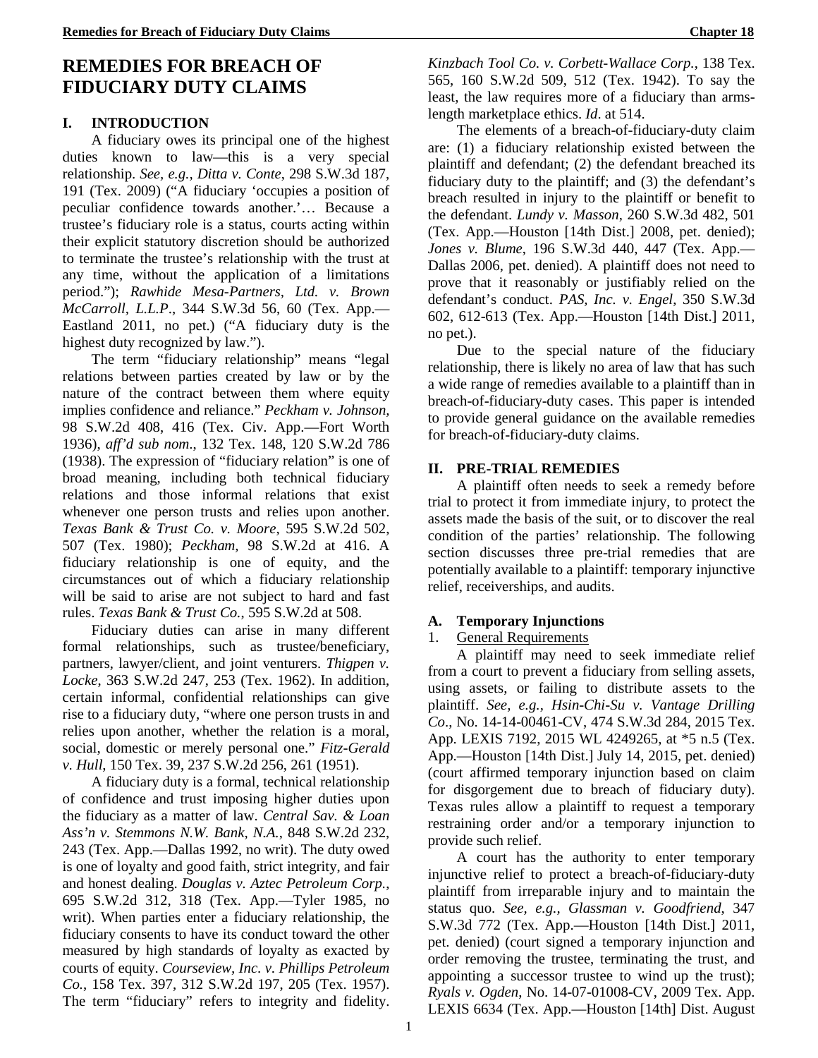# REMEDIES FOR BREACH OF FIDUCIARY DUTY CLAIMS

## I. INTRODUCTION

A fiduciary owes its principal one of the highest duties known to law—this is a very special relationship. *See, e.g., Ditta v. Conte*, 298 S.W.3d 187, 191 (Tex. 2009) ("A fiduciary 'occupies a position of peculiar confidence towards another.'… Because a trustee's fiduciary role is a status, courts acting within their explicit statutory discretion should be authorized to terminate the trustee's relationship with the trust at any time, without the application of a limitations period."); *Rawhide Mesa-Partners, Ltd. v. Brown McCarroll, L.L.P*., 344 S.W.3d 56, 60 (Tex. App.—Eastland 2011, no pet.) ("A fiduciary duty is the highest duty recognized by law.").

The term "fiduciary relationship" means "legal relations between parties created by law or by the nature of the contract between them where equity implies confidence and reliance." *Peckham v. Johnson*, 98 S.W.2d 408, 416 (Tex. Civ. App.—Fort Worth 1936), *aff'd sub nom.*, 132 Tex. 148, 120 S.W.2d 786 (1938). The expression of "fiduciary relation" is one of broad meaning, including both technical fiduciary relations and those informal relations that exist whenever one person trusts and relies upon another. *Texas Bank & Trust Co. v. Moore*, 595 S.W.2d 502, 507 (Tex. 1980); *Peckham*, 98 S.W.2d at 416. A fiduciary relationship is one of equity, and the circumstances out of which a fiduciary relationship will be said to arise are not subject to hard and fast rules. *Texas Bank & Trust Co.*, 595 S.W.2d at 508.

Fiduciary duties can arise in many different formal relationships, such as trustee/beneficiary, partners, lawyer/client, and joint venturers. *Thigpen v. Locke*, 363 S.W.2d 247, 253 (Tex. 1962). In addition, certain informal, confidential relationships can give rise to a fiduciary duty, "where one person trusts in and relies upon another, whether the relation is a moral, social, domestic or merely personal one." *Fitz-Gerald v. Hull*, 150 Tex. 39, 237 S.W.2d 256, 261 (1951).

A fiduciary duty is a formal, technical relationship of confidence and trust imposing higher duties upon the fiduciary as a matter of law. *Central Sav. & Loan Ass'n v. Stemmons N.W. Bank, N.A.*, 848 S.W.2d 232, 243 (Tex. App.—Dallas 1992, no writ). The duty owed is one of loyalty and good faith, strict integrity, and fair and honest dealing. *Douglas v. Aztec Petroleum Corp.*, 695 S.W.2d 312, 318 (Tex. App.—Tyler 1985, no writ). When parties enter a fiduciary relationship, the fiduciary consents to have its conduct toward the other measured by high standards of loyalty as exacted by courts of equity. *Courseview, Inc. v. Phillips Petroleum Co.*, 158 Tex. 397, 312 S.W.2d 197, 205 (Tex. 1957). The term "fiduciary" refers to integrity and fidelity. *Kinzbach Tool Co. v. Corbett-Wallace Corp.*, 138 Tex. 565, 160 S.W.2d 509, 512 (Tex. 1942). To say the least, the law requires more of a fiduciary than arms-length marketplace ethics. *Id*. at 514.

The elements of a breach-of-fiduciary-duty claim are: (1) a fiduciary relationship existed between the plaintiff and defendant; (2) the defendant breached its fiduciary duty to the plaintiff; and (3) the defendant's breach resulted in injury to the plaintiff or benefit to the defendant. *Lundy v. Masson*, 260 S.W.3d 482, 501 (Tex. App.—Houston [14th Dist.] 2008, pet. denied); *Jones v. Blume*, 196 S.W.3d 440, 447 (Tex. App.—Dallas 2006, pet. denied). A plaintiff does not need to prove that it reasonably or justifiably relied on the defendant's conduct. *PAS, Inc. v. Engel*, 350 S.W.3d 602, 612-613 (Tex. App.—Houston [14th Dist.] 2011, no pet.).

Due to the special nature of the fiduciary relationship, there is likely no area of law that has such a wide range of remedies available to a plaintiff than in breach-of-fiduciary-duty cases. This paper is intended to provide general guidance on the available remedies for breach-of-fiduciary-duty claims.

## II. PRE-TRIAL REMEDIES

A plaintiff often needs to seek a remedy before trial to protect it from immediate injury, to protect the assets made the basis of the suit, or to discover the real condition of the parties' relationship. The following section discusses three pre-trial remedies that are potentially available to a plaintiff: temporary injunctive relief, receiverships, and audits.

### A. Temporary Injunctions

#### 1. General Requirements

A plaintiff may need to seek immediate relief from a court to prevent a fiduciary from selling assets, using assets, or failing to distribute assets to the plaintiff. *See, e.g., Hsin-Chi-Su v. Vantage Drilling Co*., No. 14-14-00461-CV, 474 S.W.3d 284, 2015 Tex. App. LEXIS 7192, 2015 WL 4249265, at *5 n.5 (Tex. App.—Houston [14th Dist.] July 14, 2015, pet. denied) (court affirmed temporary injunction based on claim for disgorgement due to breach of fiduciary duty). Texas rules allow a plaintiff to request a temporary restraining order and/or a temporary injunction to provide such relief.

A court has the authority to enter temporary injunctive relief to protect a breach-of-fiduciary-duty plaintiff from irreparable injury and to maintain the status quo. *See, e.g., Glassman v. Goodfriend*, 347 S.W.3d 772 (Tex. App.—Houston [14th Dist.] 2011, pet. denied) (court signed a temporary injunction and order removing the trustee, terminating the trust, and appointing a successor trustee to wind up the trust); *Ryals v. Ogden*, No. 14-07-01008-CV, 2009 Tex. App. LEXIS 6634 (Tex. App.—Houston [14th] Dist. August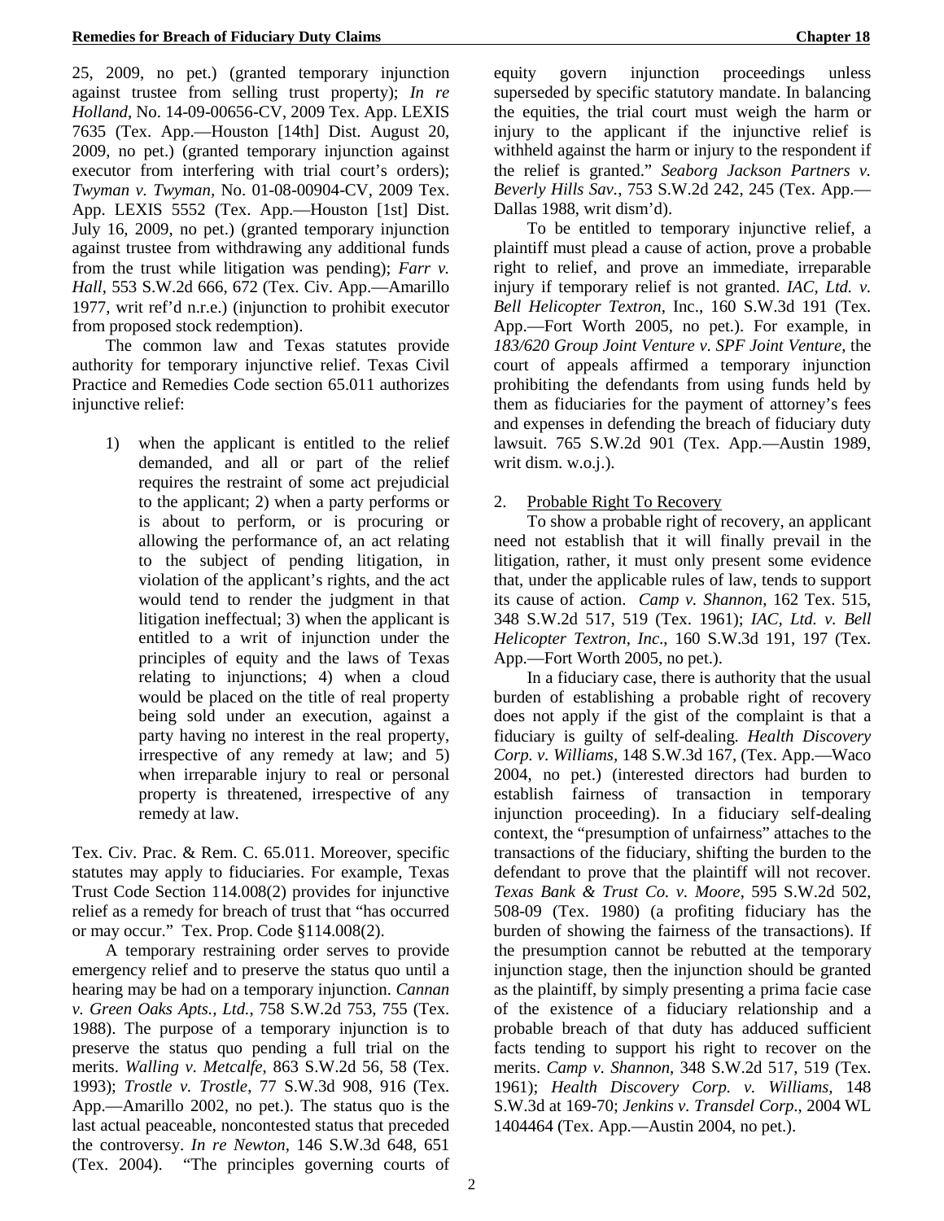25, 2009, no pet.) (granted temporary injunction against trustee from selling trust property); *In re Holland*, No. 14-09-00656-CV, 2009 Tex. App. LEXIS 7635 (Tex. App.—Houston [14th] Dist. August 20, 2009, no pet.) (granted temporary injunction against executor from interfering with trial court's orders); *Twyman v. Twyman*, No. 01-08-00904-CV, 2009 Tex. App. LEXIS 5552 (Tex. App.—Houston [1st] Dist. July 16, 2009, no pet.) (granted temporary injunction against trustee from withdrawing any additional funds from the trust while litigation was pending); *Farr v. Hall*, 553 S.W.2d 666, 672 (Tex. Civ. App.—Amarillo 1977, writ ref'd n.r.e.) (injunction to prohibit executor from proposed stock redemption).

The common law and Texas statutes provide authority for temporary injunctive relief. Texas Civil Practice and Remedies Code section 65.011 authorizes injunctive relief:

> 1) when the applicant is entitled to the relief demanded, and all or part of the relief requires the restraint of some act prejudicial to the applicant; 2) when a party performs or is about to perform, or is procuring or allowing the performance of, an act relating to the subject of pending litigation, in violation of the applicant's rights, and the act would tend to render the judgment in that litigation ineffectual; 3) when the applicant is entitled to a writ of injunction under the principles of equity and the laws of Texas relating to injunctions; 4) when a cloud would be placed on the title of real property being sold under an execution, against a party having no interest in the real property, irrespective of any remedy at law; and 5) when irreparable injury to real or personal property is threatened, irrespective of any remedy at law.

Tex. Civ. Prac. & Rem. C. 65.011. Moreover, specific statutes may apply to fiduciaries. For example, Texas Trust Code Section 114.008(2) provides for injunctive relief as a remedy for breach of trust that "has occurred or may occur." Tex. Prop. Code §114.008(2).

A temporary restraining order serves to provide emergency relief and to preserve the status quo until a hearing may be had on a temporary injunction. *Cannan v. Green Oaks Apts., Ltd.*, 758 S.W.2d 753, 755 (Tex. 1988). The purpose of a temporary injunction is to preserve the status quo pending a full trial on the merits. *Walling v. Metcalfe*, 863 S.W.2d 56, 58 (Tex. 1993); *Trostle v. Trostle*, 77 S.W.3d 908, 916 (Tex. App.—Amarillo 2002, no pet.). The status quo is the last actual peaceable, noncontested status that preceded the controversy. *In re Newton*, 146 S.W.3d 648, 651 (Tex. 2004). "The principles governing courts of equity govern injunction proceedings unless superseded by specific statutory mandate. In balancing the equities, the trial court must weigh the harm or injury to the applicant if the injunctive relief is withheld against the harm or injury to the respondent if the relief is granted." *Seaborg Jackson Partners v. Beverly Hills Sav.*, 753 S.W.2d 242, 245 (Tex. App.—Dallas 1988, writ dism'd).

To be entitled to temporary injunctive relief, a plaintiff must plead a cause of action, prove a probable right to relief, and prove an immediate, irreparable injury if temporary relief is not granted. *IAC, Ltd. v. Bell Helicopter Textron*, Inc., 160 S.W.3d 191 (Tex. App.—Fort Worth 2005, no pet.). For example, in *183/620 Group Joint Venture v. SPF Joint Venture*, the court of appeals affirmed a temporary injunction prohibiting the defendants from using funds held by them as fiduciaries for the payment of attorney's fees and expenses in defending the breach of fiduciary duty lawsuit. 765 S.W.2d 901 (Tex. App.—Austin 1989, writ dism. w.o.j.).

2. <u>Probable Right To Recovery</u>

To show a probable right of recovery, an applicant need not establish that it will finally prevail in the litigation, rather, it must only present some evidence that, under the applicable rules of law, tends to support its cause of action. *Camp v. Shannon*, 162 Tex. 515, 348 S.W.2d 517, 519 (Tex. 1961); *IAC, Ltd. v. Bell Helicopter Textron, Inc.*, 160 S.W.3d 191, 197 (Tex. App.—Fort Worth 2005, no pet.).

In a fiduciary case, there is authority that the usual burden of establishing a probable right of recovery does not apply if the gist of the complaint is that a fiduciary is guilty of self-dealing. *Health Discovery Corp. v. Williams*, 148 S.W.3d 167, (Tex. App.—Waco 2004, no pet.) (interested directors had burden to establish fairness of transaction in temporary injunction proceeding). In a fiduciary self-dealing context, the "presumption of unfairness" attaches to the transactions of the fiduciary, shifting the burden to the defendant to prove that the plaintiff will not recover. *Texas Bank & Trust Co. v. Moore*, 595 S.W.2d 502, 508-09 (Tex. 1980) (a profiting fiduciary has the burden of showing the fairness of the transactions). If the presumption cannot be rebutted at the temporary injunction stage, then the injunction should be granted as the plaintiff, by simply presenting a prima facie case of the existence of a fiduciary relationship and a probable breach of that duty has adduced sufficient facts tending to support his right to recover on the merits. *Camp v. Shannon*, 348 S.W.2d 517, 519 (Tex. 1961); *Health Discovery Corp. v. Williams*, 148 S.W.3d at 169-70; *Jenkins v. Transdel Corp*., 2004 WL 1404464 (Tex. App.—Austin 2004, no pet.).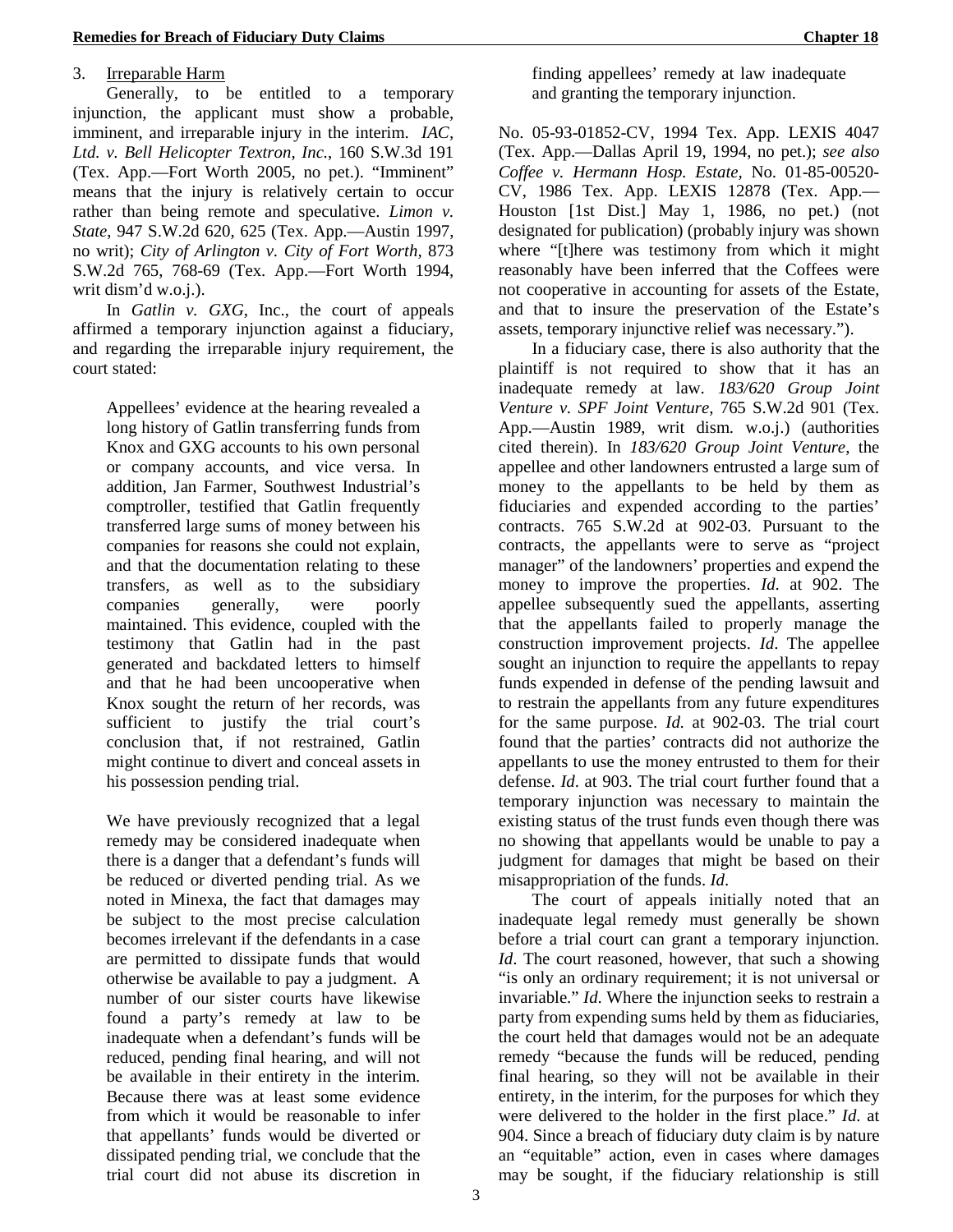3. Irreparable Harm

Generally, to be entitled to a temporary injunction, the applicant must show a probable, imminent, and irreparable injury in the interim. *IAC, Ltd. v. Bell Helicopter Textron, Inc.*, 160 S.W.3d 191 (Tex. App.—Fort Worth 2005, no pet.). "Imminent" means that the injury is relatively certain to occur rather than being remote and speculative. *Limon v. State*, 947 S.W.2d 620, 625 (Tex. App.—Austin 1997, no writ); *City of Arlington v. City of Fort Worth,* 873 S.W.2d 765, 768-69 (Tex. App.—Fort Worth 1994, writ dism'd w.o.j.).

In *Gatlin v. GXG*, Inc., the court of appeals affirmed a temporary injunction against a fiduciary, and regarding the irreparable injury requirement, the court stated:

> Appellees' evidence at the hearing revealed a long history of Gatlin transferring funds from Knox and GXG accounts to his own personal or company accounts, and vice versa. In addition, Jan Farmer, Southwest Industrial's comptroller, testified that Gatlin frequently transferred large sums of money between his companies for reasons she could not explain, and that the documentation relating to these transfers, as well as to the subsidiary companies generally, were poorly maintained. This evidence, coupled with the testimony that Gatlin had in the past generated and backdated letters to himself and that he had been uncooperative when Knox sought the return of her records, was sufficient to justify the trial court's conclusion that, if not restrained, Gatlin might continue to divert and conceal assets in his possession pending trial.
>
> We have previously recognized that a legal remedy may be considered inadequate when there is a danger that a defendant's funds will be reduced or diverted pending trial. As we noted in Minexa, the fact that damages may be subject to the most precise calculation becomes irrelevant if the defendants in a case are permitted to dissipate funds that would otherwise be available to pay a judgment. A number of our sister courts have likewise found a party's remedy at law to be inadequate when a defendant's funds will be reduced, pending final hearing, and will not be available in their entirety in the interim. Because there was at least some evidence from which it would be reasonable to infer that appellants' funds would be diverted or dissipated pending trial, we conclude that the trial court did not abuse its discretion in finding appellees' remedy at law inadequate and granting the temporary injunction.

No. 05-93-01852-CV, 1994 Tex. App. LEXIS 4047 (Tex. App.—Dallas April 19, 1994, no pet.); *see also Coffee v. Hermann Hosp. Estate,* No. 01-85-00520-CV, 1986 Tex. App. LEXIS 12878 (Tex. App.—Houston [1st Dist.] May 1, 1986, no pet.) (not designated for publication) (probably injury was shown where "[t]here was testimony from which it might reasonably have been inferred that the Coffees were not cooperative in accounting for assets of the Estate, and that to insure the preservation of the Estate's assets, temporary injunctive relief was necessary.").

In a fiduciary case, there is also authority that the plaintiff is not required to show that it has an inadequate remedy at law. *183/620 Group Joint Venture v. SPF Joint Venture*, 765 S.W.2d 901 (Tex. App.—Austin 1989, writ dism. w.o.j.) (authorities cited therein). In *183/620 Group Joint Venture,* the appellee and other landowners entrusted a large sum of money to the appellants to be held by them as fiduciaries and expended according to the parties' contracts. 765 S.W.2d at 902-03. Pursuant to the contracts, the appellants were to serve as "project manager" of the landowners' properties and expend the money to improve the properties. *Id*. at 902. The appellee subsequently sued the appellants, asserting that the appellants failed to properly manage the construction improvement projects. *Id*. The appellee sought an injunction to require the appellants to repay funds expended in defense of the pending lawsuit and to restrain the appellants from any future expenditures for the same purpose. *Id.* at 902-03. The trial court found that the parties' contracts did not authorize the appellants to use the money entrusted to them for their defense. *Id*. at 903. The trial court further found that a temporary injunction was necessary to maintain the existing status of the trust funds even though there was no showing that appellants would be unable to pay a judgment for damages that might be based on their misappropriation of the funds. *Id*.

The court of appeals initially noted that an inadequate legal remedy must generally be shown before a trial court can grant a temporary injunction. *Id*. The court reasoned, however, that such a showing "is only an ordinary requirement; it is not universal or invariable." *Id*. Where the injunction seeks to restrain a party from expending sums held by them as fiduciaries, the court held that damages would not be an adequate remedy "because the funds will be reduced, pending final hearing, so they will not be available in their entirety, in the interim, for the purposes for which they were delivered to the holder in the first place." *Id*. at 904. Since a breach of fiduciary duty claim is by nature an "equitable" action, even in cases where damages may be sought, if the fiduciary relationship is still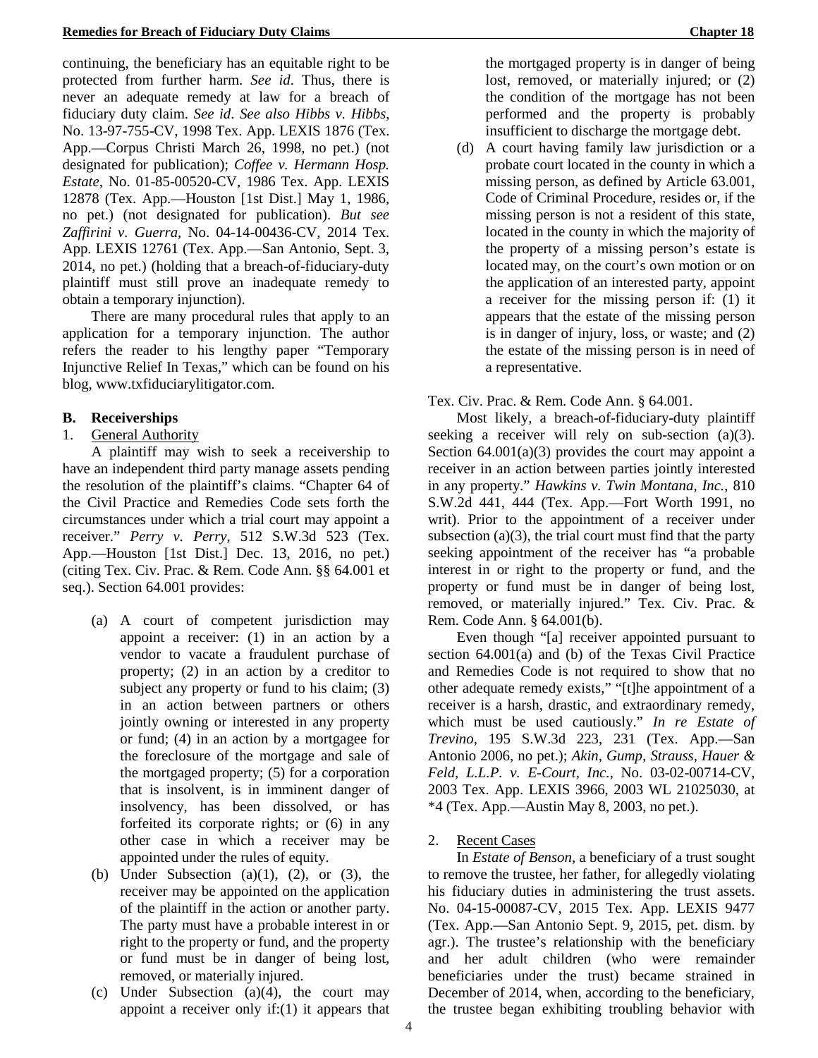continuing, the beneficiary has an equitable right to be protected from further harm. *See id*. Thus, there is never an adequate remedy at law for a breach of fiduciary duty claim. *See id*. *See also Hibbs v. Hibbs*, No. 13-97-755-CV, 1998 Tex. App. LEXIS 1876 (Tex. App.—Corpus Christi March 26, 1998, no pet.) (not designated for publication); *Coffee v. Hermann Hosp. Estate*, No. 01-85-00520-CV, 1986 Tex. App. LEXIS 12878 (Tex. App.—Houston [1st Dist.] May 1, 1986, no pet.) (not designated for publication). *But see Zaffirini v. Guerra*, No. 04-14-00436-CV, 2014 Tex. App. LEXIS 12761 (Tex. App.—San Antonio, Sept. 3, 2014, no pet.) (holding that a breach-of-fiduciary-duty plaintiff must still prove an inadequate remedy to obtain a temporary injunction).

There are many procedural rules that apply to an application for a temporary injunction. The author refers the reader to his lengthy paper "Temporary Injunctive Relief In Texas," which can be found on his blog, www.txfiduciarylitigator.com.

### B. Receiverships

1. General Authority

A plaintiff may wish to seek a receivership to have an independent third party manage assets pending the resolution of the plaintiff's claims. "Chapter 64 of the Civil Practice and Remedies Code sets forth the circumstances under which a trial court may appoint a receiver." *Perry v. Perry*, 512 S.W.3d 523 (Tex. App.—Houston [1st Dist.] Dec. 13, 2016, no pet.) (citing Tex. Civ. Prac. & Rem. Code Ann. §§ 64.001 et seq.). Section 64.001 provides:

> (a) A court of competent jurisdiction may appoint a receiver: (1) in an action by a vendor to vacate a fraudulent purchase of property; (2) in an action by a creditor to subject any property or fund to his claim; (3) in an action between partners or others jointly owning or interested in any property or fund; (4) in an action by a mortgagee for the foreclosure of the mortgage and sale of the mortgaged property; (5) for a corporation that is insolvent, is in imminent danger of insolvency, has been dissolved, or has forfeited its corporate rights; or (6) in any other case in which a receiver may be appointed under the rules of equity.
>
> (b) Under Subsection (a)(1), (2), or (3), the receiver may be appointed on the application of the plaintiff in the action or another party. The party must have a probable interest in or right to the property or fund, and the property or fund must be in danger of being lost, removed, or materially injured.
>
> (c) Under Subsection (a)(4), the court may appoint a receiver only if:(1) it appears that the mortgaged property is in danger of being lost, removed, or materially injured; or (2) the condition of the mortgage has not been performed and the property is probably insufficient to discharge the mortgage debt.
>
> (d) A court having family law jurisdiction or a probate court located in the county in which a missing person, as defined by Article 63.001, Code of Criminal Procedure, resides or, if the missing person is not a resident of this state, located in the county in which the majority of the property of a missing person's estate is located may, on the court's own motion or on the application of an interested party, appoint a receiver for the missing person if: (1) it appears that the estate of the missing person is in danger of injury, loss, or waste; and (2) the estate of the missing person is in need of a representative.

Tex. Civ. Prac. & Rem. Code Ann. § 64.001.

Most likely, a breach-of-fiduciary-duty plaintiff seeking a receiver will rely on sub-section (a)(3). Section 64.001(a)(3) provides the court may appoint a receiver in an action between parties jointly interested in any property." *Hawkins v. Twin Montana, Inc.*, 810 S.W.2d 441, 444 (Tex. App.—Fort Worth 1991, no writ). Prior to the appointment of a receiver under subsection (a)(3), the trial court must find that the party seeking appointment of the receiver has "a probable interest in or right to the property or fund, and the property or fund must be in danger of being lost, removed, or materially injured." Tex. Civ. Prac. & Rem. Code Ann. § 64.001(b).

Even though "[a] receiver appointed pursuant to section 64.001(a) and (b) of the Texas Civil Practice and Remedies Code is not required to show that no other adequate remedy exists," "[t]he appointment of a receiver is a harsh, drastic, and extraordinary remedy, which must be used cautiously." *In re Estate of Trevino*, 195 S.W.3d 223, 231 (Tex. App.—San Antonio 2006, no pet.); *Akin, Gump, Strauss, Hauer & Feld, L.L.P. v. E-Court, Inc.*, No. 03-02-00714-CV, 2003 Tex. App. LEXIS 3966, 2003 WL 21025030, at *4 (Tex. App.—Austin May 8, 2003, no pet.).

2. Recent Cases

In *Estate of Benson*, a beneficiary of a trust sought to remove the trustee, her father, for allegedly violating his fiduciary duties in administering the trust assets. No. 04-15-00087-CV, 2015 Tex. App. LEXIS 9477 (Tex. App.—San Antonio Sept. 9, 2015, pet. dism. by agr.). The trustee's relationship with the beneficiary and her adult children (who were remainder beneficiaries under the trust) became strained in December of 2014, when, according to the beneficiary, the trustee began exhibiting troubling behavior with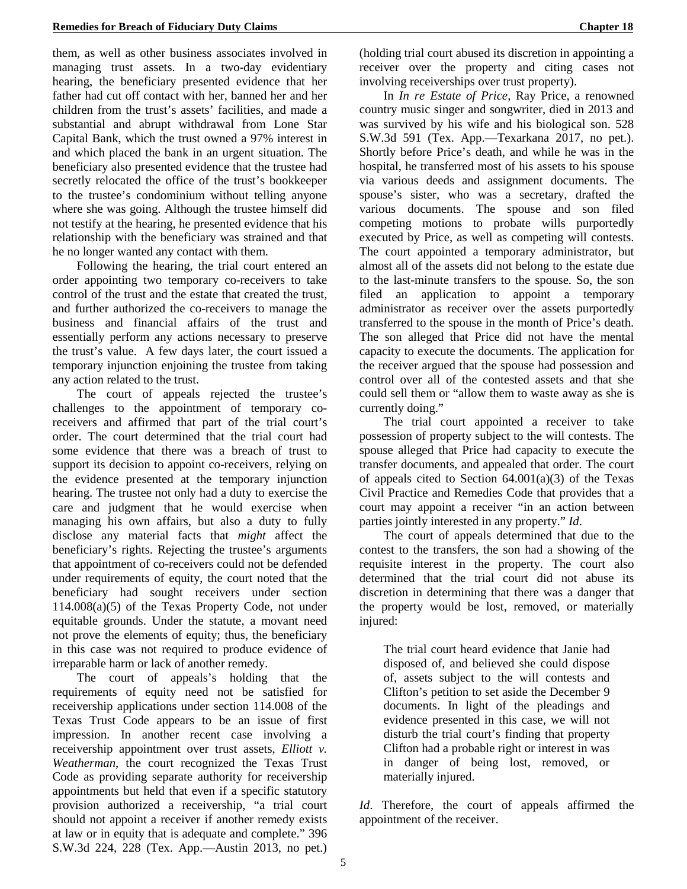them, as well as other business associates involved in managing trust assets. In a two-day evidentiary hearing, the beneficiary presented evidence that her father had cut off contact with her, banned her and her children from the trust's assets' facilities, and made a substantial and abrupt withdrawal from Lone Star Capital Bank, which the trust owned a 97% interest in and which placed the bank in an urgent situation. The beneficiary also presented evidence that the trustee had secretly relocated the office of the trust's bookkeeper to the trustee's condominium without telling anyone where she was going. Although the trustee himself did not testify at the hearing, he presented evidence that his relationship with the beneficiary was strained and that he no longer wanted any contact with them.

Following the hearing, the trial court entered an order appointing two temporary co-receivers to take control of the trust and the estate that created the trust, and further authorized the co-receivers to manage the business and financial affairs of the trust and essentially perform any actions necessary to preserve the trust's value. A few days later, the court issued a temporary injunction enjoining the trustee from taking any action related to the trust.

The court of appeals rejected the trustee's challenges to the appointment of temporary co-receivers and affirmed that part of the trial court's order. The court determined that the trial court had some evidence that there was a breach of trust to support its decision to appoint co-receivers, relying on the evidence presented at the temporary injunction hearing. The trustee not only had a duty to exercise the care and judgment that he would exercise when managing his own affairs, but also a duty to fully disclose any material facts that *might* affect the beneficiary's rights. Rejecting the trustee's arguments that appointment of co-receivers could not be defended under requirements of equity, the court noted that the beneficiary had sought receivers under section 114.008(a)(5) of the Texas Property Code, not under equitable grounds. Under the statute, a movant need not prove the elements of equity; thus, the beneficiary in this case was not required to produce evidence of irreparable harm or lack of another remedy.

The court of appeals's holding that the requirements of equity need not be satisfied for receivership applications under section 114.008 of the Texas Trust Code appears to be an issue of first impression. In another recent case involving a receivership appointment over trust assets, *Elliott v. Weatherman*, the court recognized the Texas Trust Code as providing separate authority for receivership appointments but held that even if a specific statutory provision authorized a receivership, "a trial court should not appoint a receiver if another remedy exists at law or in equity that is adequate and complete." 396 S.W.3d 224, 228 (Tex. App.—Austin 2013, no pet.) (holding trial court abused its discretion in appointing a receiver over the property and citing cases not involving receiverships over trust property).

In *In re Estate of Price*, Ray Price, a renowned country music singer and songwriter, died in 2013 and was survived by his wife and his biological son. 528 S.W.3d 591 (Tex. App.—Texarkana 2017, no pet.). Shortly before Price's death, and while he was in the hospital, he transferred most of his assets to his spouse via various deeds and assignment documents. The spouse's sister, who was a secretary, drafted the various documents. The spouse and son filed competing motions to probate wills purportedly executed by Price, as well as competing will contests. The court appointed a temporary administrator, but almost all of the assets did not belong to the estate due to the last-minute transfers to the spouse. So, the son filed an application to appoint a temporary administrator as receiver over the assets purportedly transferred to the spouse in the month of Price's death. The son alleged that Price did not have the mental capacity to execute the documents. The application for the receiver argued that the spouse had possession and control over all of the contested assets and that she could sell them or "allow them to waste away as she is currently doing."

The trial court appointed a receiver to take possession of property subject to the will contests. The spouse alleged that Price had capacity to execute the transfer documents, and appealed that order. The court of appeals cited to Section 64.001(a)(3) of the Texas Civil Practice and Remedies Code that provides that a court may appoint a receiver "in an action between parties jointly interested in any property." *Id*.

The court of appeals determined that due to the contest to the transfers, the son had a showing of the requisite interest in the property. The court also determined that the trial court did not abuse its discretion in determining that there was a danger that the property would be lost, removed, or materially injured:

> The trial court heard evidence that Janie had disposed of, and believed she could dispose of, assets subject to the will contests and Clifton's petition to set aside the December 9 documents. In light of the pleadings and evidence presented in this case, we will not disturb the trial court's finding that property Clifton had a probable right or interest in was in danger of being lost, removed, or materially injured.

*Id*. Therefore, the court of appeals affirmed the appointment of the receiver.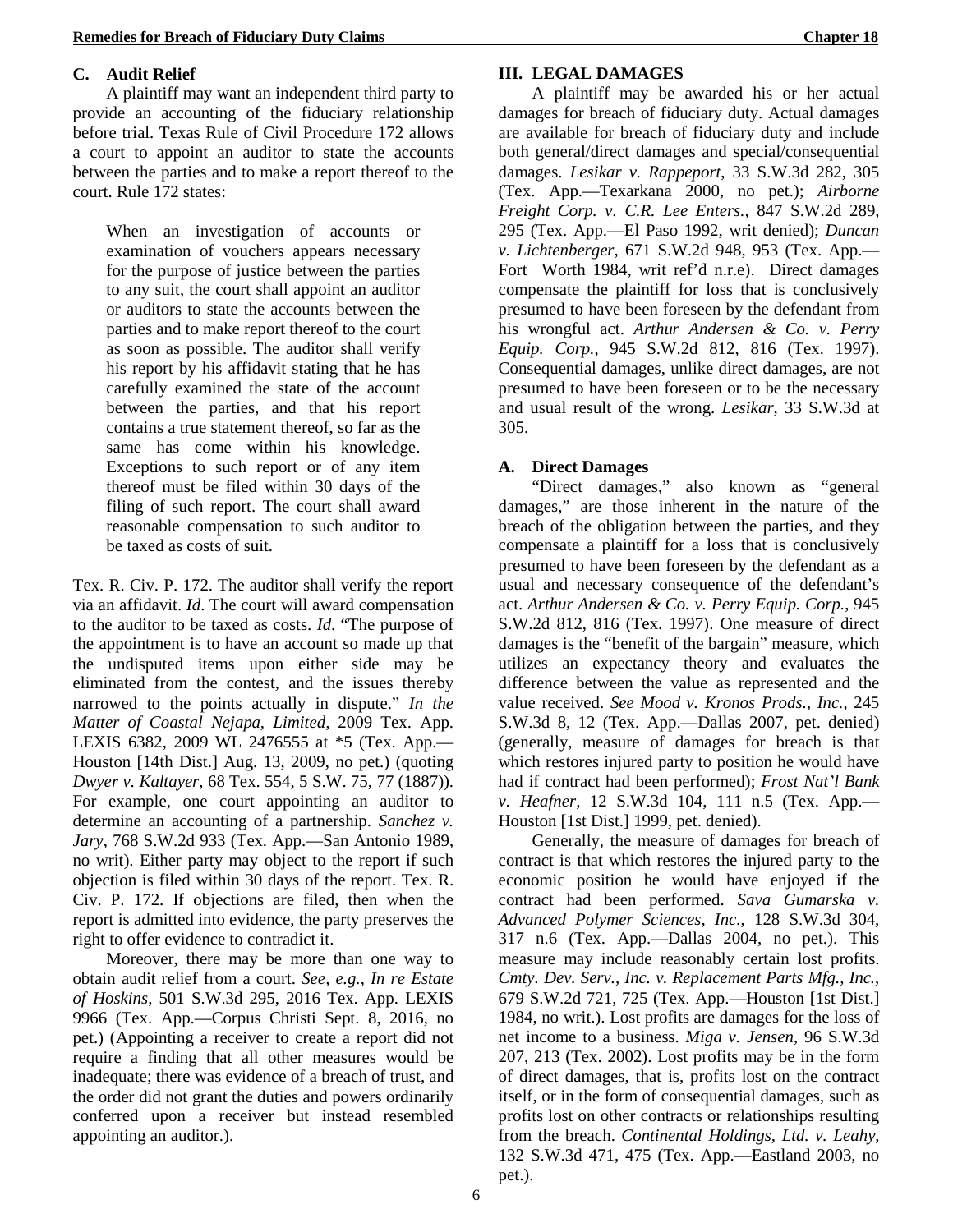### C. Audit Relief

A plaintiff may want an independent third party to provide an accounting of the fiduciary relationship before trial. Texas Rule of Civil Procedure 172 allows a court to appoint an auditor to state the accounts between the parties and to make a report thereof to the court. Rule 172 states:

> When an investigation of accounts or examination of vouchers appears necessary for the purpose of justice between the parties to any suit, the court shall appoint an auditor or auditors to state the accounts between the parties and to make report thereof to the court as soon as possible. The auditor shall verify his report by his affidavit stating that he has carefully examined the state of the account between the parties, and that his report contains a true statement thereof, so far as the same has come within his knowledge. Exceptions to such report or of any item thereof must be filed within 30 days of the filing of such report. The court shall award reasonable compensation to such auditor to be taxed as costs of suit.

Tex. R. Civ. P. 172. The auditor shall verify the report via an affidavit. *Id*. The court will award compensation to the auditor to be taxed as costs. *Id*. "The purpose of the appointment is to have an account so made up that the undisputed items upon either side may be eliminated from the contest, and the issues thereby narrowed to the points actually in dispute." *In the Matter of Coastal Nejapa, Limited*, 2009 Tex. App. LEXIS 6382, 2009 WL 2476555 at *5 (Tex. App.—Houston [14th Dist.] Aug. 13, 2009, no pet.) (quoting *Dwyer v. Kaltayer*, 68 Tex. 554, 5 S.W. 75, 77 (1887)). For example, one court appointing an auditor to determine an accounting of a partnership. *Sanchez v. Jary*, 768 S.W.2d 933 (Tex. App.—San Antonio 1989, no writ). Either party may object to the report if such objection is filed within 30 days of the report. Tex. R. Civ. P. 172. If objections are filed, then when the report is admitted into evidence, the party preserves the right to offer evidence to contradict it.

Moreover, there may be more than one way to obtain audit relief from a court. *See, e.g., In re Estate of Hoskins*, 501 S.W.3d 295, 2016 Tex. App. LEXIS 9966 (Tex. App.—Corpus Christi Sept. 8, 2016, no pet.) (Appointing a receiver to create a report did not require a finding that all other measures would be inadequate; there was evidence of a breach of trust, and the order did not grant the duties and powers ordinarily conferred upon a receiver but instead resembled appointing an auditor.).

## III. LEGAL DAMAGES

A plaintiff may be awarded his or her actual damages for breach of fiduciary duty. Actual damages are available for breach of fiduciary duty and include both general/direct damages and special/consequential damages. *Lesikar v. Rappeport*, 33 S.W.3d 282, 305 (Tex. App.—Texarkana 2000, no pet.); *Airborne Freight Corp. v. C.R. Lee Enters.*, 847 S.W.2d 289, 295 (Tex. App.—El Paso 1992, writ denied); *Duncan v. Lichtenberger*, 671 S.W.2d 948, 953 (Tex. App.—Fort Worth 1984, writ ref'd n.r.e). Direct damages compensate the plaintiff for loss that is conclusively presumed to have been foreseen by the defendant from his wrongful act. *Arthur Andersen & Co. v. Perry Equip. Corp.*, 945 S.W.2d 812, 816 (Tex. 1997). Consequential damages, unlike direct damages, are not presumed to have been foreseen or to be the necessary and usual result of the wrong. *Lesikar*, 33 S.W.3d at 305.

### A. Direct Damages

"Direct damages," also known as "general damages," are those inherent in the nature of the breach of the obligation between the parties, and they compensate a plaintiff for a loss that is conclusively presumed to have been foreseen by the defendant as a usual and necessary consequence of the defendant's act. *Arthur Andersen & Co. v. Perry Equip. Corp.*, 945 S.W.2d 812, 816 (Tex. 1997). One measure of direct damages is the "benefit of the bargain" measure, which utilizes an expectancy theory and evaluates the difference between the value as represented and the value received. *See Mood v. Kronos Prods., Inc.*, 245 S.W.3d 8, 12 (Tex. App.—Dallas 2007, pet. denied) (generally, measure of damages for breach is that which restores injured party to position he would have had if contract had been performed); *Frost Nat'l Bank v. Heafner*, 12 S.W.3d 104, 111 n.5 (Tex. App.—Houston [1st Dist.] 1999, pet. denied).

Generally, the measure of damages for breach of contract is that which restores the injured party to the economic position he would have enjoyed if the contract had been performed. *Sava Gumarska v. Advanced Polymer Sciences, Inc.*, 128 S.W.3d 304, 317 n.6 (Tex. App.—Dallas 2004, no pet.). This measure may include reasonably certain lost profits. *Cmty. Dev. Serv., Inc. v. Replacement Parts Mfg., Inc.*, 679 S.W.2d 721, 725 (Tex. App.—Houston [1st Dist.] 1984, no writ.). Lost profits are damages for the loss of net income to a business. *Miga v. Jensen*, 96 S.W.3d 207, 213 (Tex. 2002). Lost profits may be in the form of direct damages, that is, profits lost on the contract itself, or in the form of consequential damages, such as profits lost on other contracts or relationships resulting from the breach. *Continental Holdings, Ltd. v. Leahy*, 132 S.W.3d 471, 475 (Tex. App.—Eastland 2003, no pet.).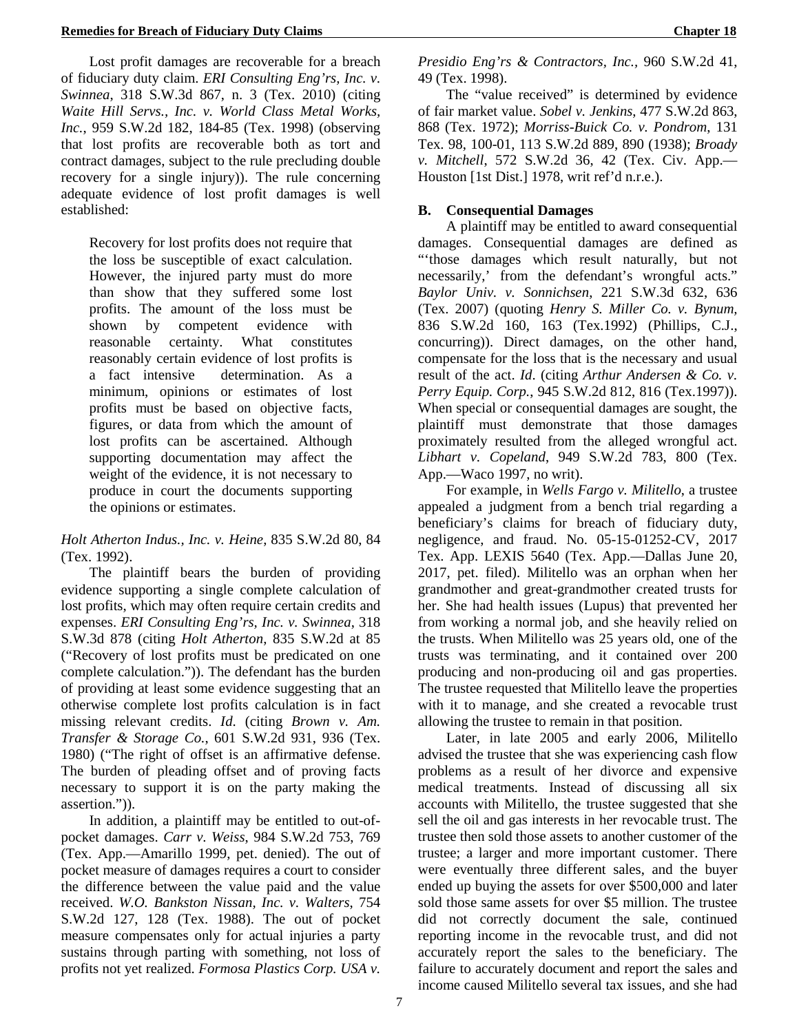Lost profit damages are recoverable for a breach of fiduciary duty claim. *ERI Consulting Eng'rs, Inc. v. Swinnea*, 318 S.W.3d 867, n. 3 (Tex. 2010) (citing *Waite Hill Servs., Inc. v. World Class Metal Works, Inc.*, 959 S.W.2d 182, 184-85 (Tex. 1998) (observing that lost profits are recoverable both as tort and contract damages, subject to the rule precluding double recovery for a single injury)). The rule concerning adequate evidence of lost profit damages is well established:

> Recovery for lost profits does not require that the loss be susceptible of exact calculation. However, the injured party must do more than show that they suffered some lost profits. The amount of the loss must be shown by competent evidence with reasonable certainty. What constitutes reasonably certain evidence of lost profits is a fact intensive determination. As a minimum, opinions or estimates of lost profits must be based on objective facts, figures, or data from which the amount of lost profits can be ascertained. Although supporting documentation may affect the weight of the evidence, it is not necessary to produce in court the documents supporting the opinions or estimates.

*Holt Atherton Indus., Inc. v. Heine*, 835 S.W.2d 80, 84 (Tex. 1992).

The plaintiff bears the burden of providing evidence supporting a single complete calculation of lost profits, which may often require certain credits and expenses. *ERI Consulting Eng'rs, Inc. v. Swinnea*, 318 S.W.3d 878 (citing *Holt Atherton*, 835 S.W.2d at 85 ("Recovery of lost profits must be predicated on one complete calculation.")). The defendant has the burden of providing at least some evidence suggesting that an otherwise complete lost profits calculation is in fact missing relevant credits. *Id.* (citing *Brown v. Am. Transfer & Storage Co.*, 601 S.W.2d 931, 936 (Tex. 1980) ("The right of offset is an affirmative defense. The burden of pleading offset and of proving facts necessary to support it is on the party making the assertion.")).

In addition, a plaintiff may be entitled to out-of-pocket damages. *Carr v. Weiss*, 984 S.W.2d 753, 769 (Tex. App.—Amarillo 1999, pet. denied). The out of pocket measure of damages requires a court to consider the difference between the value paid and the value received. *W.O. Bankston Nissan, Inc. v. Walters*, 754 S.W.2d 127, 128 (Tex. 1988). The out of pocket measure compensates only for actual injuries a party sustains through parting with something, not loss of profits not yet realized. *Formosa Plastics Corp. USA v. Presidio Eng'rs & Contractors, Inc.*, 960 S.W.2d 41, 49 (Tex. 1998).

The "value received" is determined by evidence of fair market value. *Sobel v. Jenkins*, 477 S.W.2d 863, 868 (Tex. 1972); *Morriss-Buick Co. v. Pondrom*, 131 Tex. 98, 100-01, 113 S.W.2d 889, 890 (1938); *Broady v. Mitchell*, 572 S.W.2d 36, 42 (Tex. Civ. App.—Houston [1st Dist.] 1978, writ ref'd n.r.e.).

### B. Consequential Damages

A plaintiff may be entitled to award consequential damages. Consequential damages are defined as "'those damages which result naturally, but not necessarily,' from the defendant's wrongful acts." *Baylor Univ. v. Sonnichsen*, 221 S.W.3d 632, 636 (Tex. 2007) (quoting *Henry S. Miller Co. v. Bynum*, 836 S.W.2d 160, 163 (Tex.1992) (Phillips, C.J., concurring)). Direct damages, on the other hand, compensate for the loss that is the necessary and usual result of the act. *Id*. (citing *Arthur Andersen & Co. v. Perry Equip. Corp.*, 945 S.W.2d 812, 816 (Tex.1997)). When special or consequential damages are sought, the plaintiff must demonstrate that those damages proximately resulted from the alleged wrongful act. *Libhart v. Copeland*, 949 S.W.2d 783, 800 (Tex. App.—Waco 1997, no writ).

For example, in *Wells Fargo v. Militello*, a trustee appealed a judgment from a bench trial regarding a beneficiary's claims for breach of fiduciary duty, negligence, and fraud. No. 05-15-01252-CV, 2017 Tex. App. LEXIS 5640 (Tex. App.—Dallas June 20, 2017, pet. filed). Militello was an orphan when her grandmother and great-grandmother created trusts for her. She had health issues (Lupus) that prevented her from working a normal job, and she heavily relied on the trusts. When Militello was 25 years old, one of the trusts was terminating, and it contained over 200 producing and non-producing oil and gas properties. The trustee requested that Militello leave the properties with it to manage, and she created a revocable trust allowing the trustee to remain in that position.

Later, in late 2005 and early 2006, Militello advised the trustee that she was experiencing cash flow problems as a result of her divorce and expensive medical treatments. Instead of discussing all six accounts with Militello, the trustee suggested that she sell the oil and gas interests in her revocable trust. The trustee then sold those assets to another customer of the trustee; a larger and more important customer. There were eventually three different sales, and the buyer ended up buying the assets for over $500,000 and later sold those same assets for over $5 million. The trustee did not correctly document the sale, continued reporting income in the revocable trust, and did not accurately report the sales to the beneficiary. The failure to accurately document and report the sales and income caused Militello several tax issues, and she had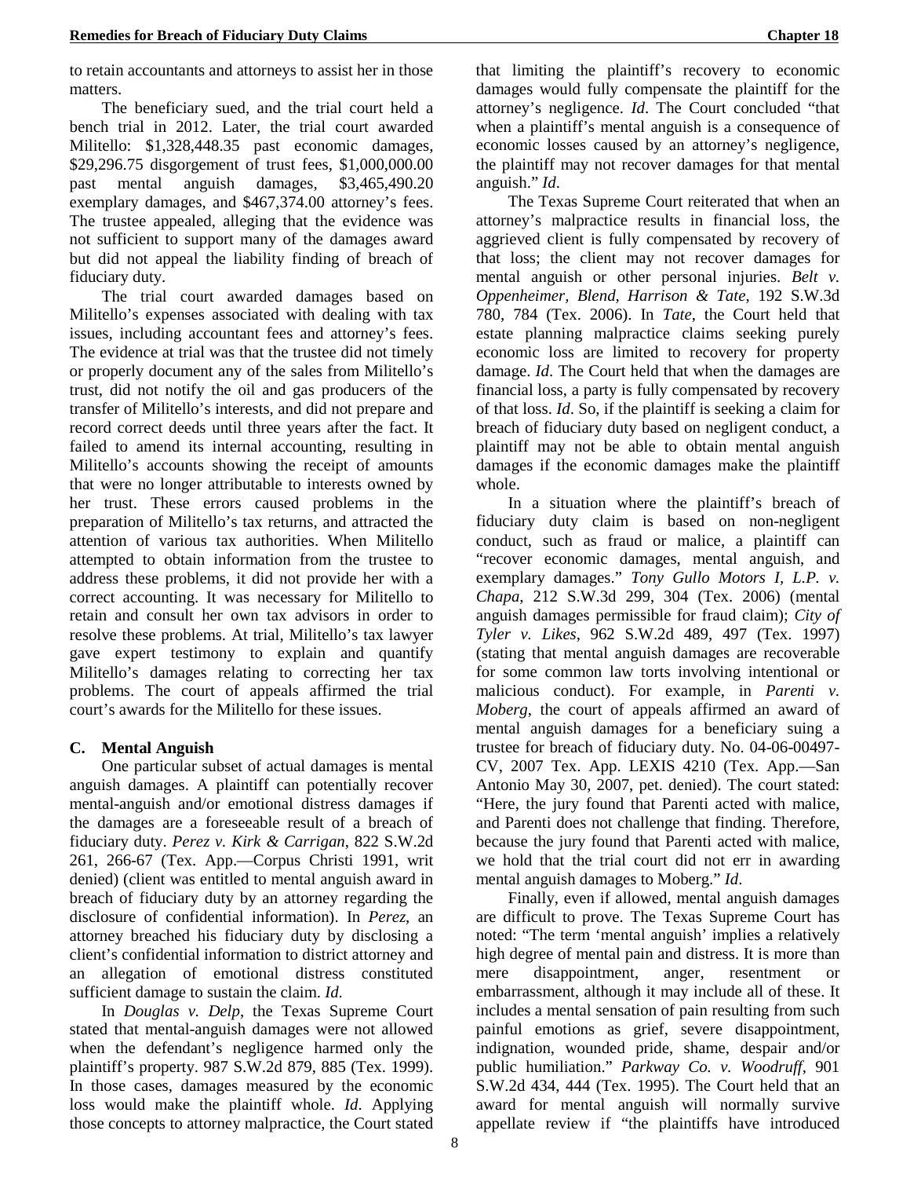to retain accountants and attorneys to assist her in those matters.

The beneficiary sued, and the trial court held a bench trial in 2012. Later, the trial court awarded Militello: $1,328,448.35 past economic damages, $29,296.75 disgorgement of trust fees, $1,000,000.00 past mental anguish damages, $3,465,490.20 exemplary damages, and $467,374.00 attorney's fees. The trustee appealed, alleging that the evidence was not sufficient to support many of the damages award but did not appeal the liability finding of breach of fiduciary duty.

The trial court awarded damages based on Militello's expenses associated with dealing with tax issues, including accountant fees and attorney's fees. The evidence at trial was that the trustee did not timely or properly document any of the sales from Militello's trust, did not notify the oil and gas producers of the transfer of Militello's interests, and did not prepare and record correct deeds until three years after the fact. It failed to amend its internal accounting, resulting in Militello's accounts showing the receipt of amounts that were no longer attributable to interests owned by her trust. These errors caused problems in the preparation of Militello's tax returns, and attracted the attention of various tax authorities. When Militello attempted to obtain information from the trustee to address these problems, it did not provide her with a correct accounting. It was necessary for Militello to retain and consult her own tax advisors in order to resolve these problems. At trial, Militello's tax lawyer gave expert testimony to explain and quantify Militello's damages relating to correcting her tax problems. The court of appeals affirmed the trial court's awards for the Militello for these issues.

### C. Mental Anguish

One particular subset of actual damages is mental anguish damages. A plaintiff can potentially recover mental-anguish and/or emotional distress damages if the damages are a foreseeable result of a breach of fiduciary duty. *Perez v. Kirk & Carrigan*, 822 S.W.2d 261, 266-67 (Tex. App.—Corpus Christi 1991, writ denied) (client was entitled to mental anguish award in breach of fiduciary duty by an attorney regarding the disclosure of confidential information). In *Perez*, an attorney breached his fiduciary duty by disclosing a client's confidential information to district attorney and an allegation of emotional distress constituted sufficient damage to sustain the claim. *Id.*

In *Douglas v. Delp*, the Texas Supreme Court stated that mental-anguish damages were not allowed when the defendant's negligence harmed only the plaintiff's property. 987 S.W.2d 879, 885 (Tex. 1999). In those cases, damages measured by the economic loss would make the plaintiff whole. *Id*. Applying those concepts to attorney malpractice, the Court stated that limiting the plaintiff's recovery to economic damages would fully compensate the plaintiff for the attorney's negligence. *Id*. The Court concluded "that when a plaintiff's mental anguish is a consequence of economic losses caused by an attorney's negligence, the plaintiff may not recover damages for that mental anguish." *Id*.

The Texas Supreme Court reiterated that when an attorney's malpractice results in financial loss, the aggrieved client is fully compensated by recovery of that loss; the client may not recover damages for mental anguish or other personal injuries. *Belt v. Oppenheimer, Blend, Harrison & Tate*, 192 S.W.3d 780, 784 (Tex. 2006). In *Tate*, the Court held that estate planning malpractice claims seeking purely economic loss are limited to recovery for property damage. *Id*. The Court held that when the damages are financial loss, a party is fully compensated by recovery of that loss. *Id*. So, if the plaintiff is seeking a claim for breach of fiduciary duty based on negligent conduct, a plaintiff may not be able to obtain mental anguish damages if the economic damages make the plaintiff whole.

In a situation where the plaintiff's breach of fiduciary duty claim is based on non-negligent conduct, such as fraud or malice, a plaintiff can "recover economic damages, mental anguish, and exemplary damages." *Tony Gullo Motors I, L.P. v. Chapa*, 212 S.W.3d 299, 304 (Tex. 2006) (mental anguish damages permissible for fraud claim); *City of Tyler v. Likes*, 962 S.W.2d 489, 497 (Tex. 1997) (stating that mental anguish damages are recoverable for some common law torts involving intentional or malicious conduct). For example, in *Parenti v. Moberg*, the court of appeals affirmed an award of mental anguish damages for a beneficiary suing a trustee for breach of fiduciary duty. No. 04-06-00497-CV, 2007 Tex. App. LEXIS 4210 (Tex. App.—San Antonio May 30, 2007, pet. denied). The court stated: "Here, the jury found that Parenti acted with malice, and Parenti does not challenge that finding. Therefore, because the jury found that Parenti acted with malice, we hold that the trial court did not err in awarding mental anguish damages to Moberg." *Id*.

Finally, even if allowed, mental anguish damages are difficult to prove. The Texas Supreme Court has noted: "The term 'mental anguish' implies a relatively high degree of mental pain and distress. It is more than mere disappointment, anger, resentment or embarrassment, although it may include all of these. It includes a mental sensation of pain resulting from such painful emotions as grief, severe disappointment, indignation, wounded pride, shame, despair and/or public humiliation." *Parkway Co. v. Woodruff*, 901 S.W.2d 434, 444 (Tex. 1995). The Court held that an award for mental anguish will normally survive appellate review if "the plaintiffs have introduced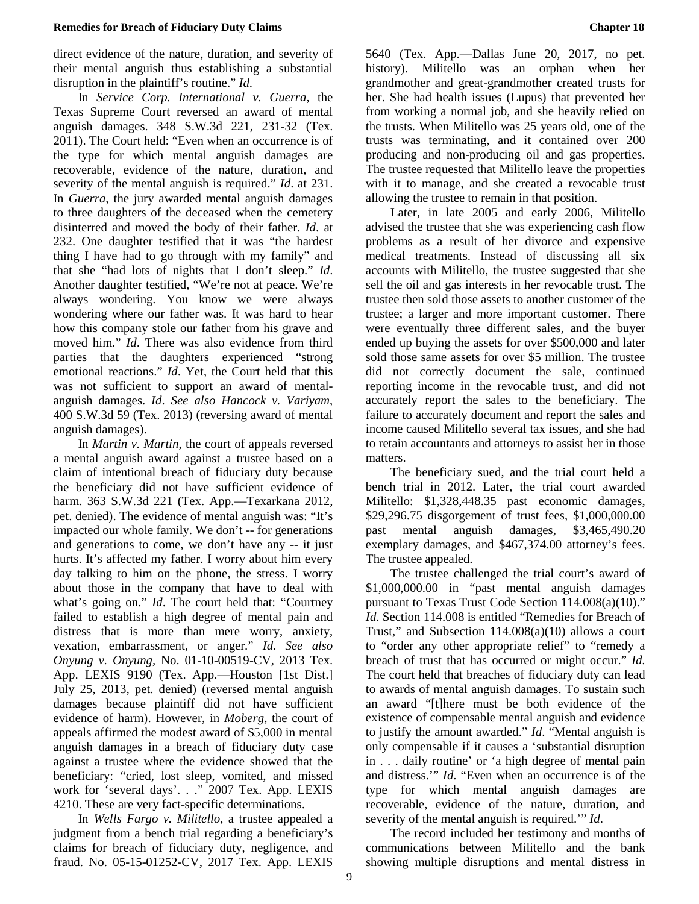direct evidence of the nature, duration, and severity of their mental anguish thus establishing a substantial disruption in the plaintiff's routine." *Id*.

In *Service Corp. International v. Guerra*, the Texas Supreme Court reversed an award of mental anguish damages. 348 S.W.3d 221, 231-32 (Tex. 2011). The Court held: "Even when an occurrence is of the type for which mental anguish damages are recoverable, evidence of the nature, duration, and severity of the mental anguish is required." *Id*. at 231. In *Guerra*, the jury awarded mental anguish damages to three daughters of the deceased when the cemetery disinterred and moved the body of their father. *Id*. at 232. One daughter testified that it was "the hardest thing I have had to go through with my family" and that she "had lots of nights that I don't sleep." *Id*. Another daughter testified, "We're not at peace. We're always wondering. You know we were always wondering where our father was. It was hard to hear how this company stole our father from his grave and moved him." *Id*. There was also evidence from third parties that the daughters experienced "strong emotional reactions." *Id*. Yet, the Court held that this was not sufficient to support an award of mental-anguish damages. *Id*. *See also Hancock v. Variyam*, 400 S.W.3d 59 (Tex. 2013) (reversing award of mental anguish damages).

In *Martin v. Martin*, the court of appeals reversed a mental anguish award against a trustee based on a claim of intentional breach of fiduciary duty because the beneficiary did not have sufficient evidence of harm. 363 S.W.3d 221 (Tex. App.—Texarkana 2012, pet. denied). The evidence of mental anguish was: "It's impacted our whole family. We don't -- for generations and generations to come, we don't have any -- it just hurts. It's affected my father. I worry about him every day talking to him on the phone, the stress. I worry about those in the company that have to deal with what's going on." *Id*. The court held that: "Courtney failed to establish a high degree of mental pain and distress that is more than mere worry, anxiety, vexation, embarrassment, or anger." *Id*. *See also Onyung v. Onyung*, No. 01-10-00519-CV, 2013 Tex. App. LEXIS 9190 (Tex. App.—Houston [1st Dist.] July 25, 2013, pet. denied) (reversed mental anguish damages because plaintiff did not have sufficient evidence of harm). However, in *Moberg*, the court of appeals affirmed the modest award of $5,000 in mental anguish damages in a breach of fiduciary duty case against a trustee where the evidence showed that the beneficiary: "cried, lost sleep, vomited, and missed work for 'several days'. . ." 2007 Tex. App. LEXIS 4210. These are very fact-specific determinations.

In *Wells Fargo v. Militello*, a trustee appealed a judgment from a bench trial regarding a beneficiary's claims for breach of fiduciary duty, negligence, and fraud. No. 05-15-01252-CV, 2017 Tex. App. LEXIS 5640 (Tex. App.—Dallas June 20, 2017, no pet. history). Militello was an orphan when her grandmother and great-grandmother created trusts for her. She had health issues (Lupus) that prevented her from working a normal job, and she heavily relied on the trusts. When Militello was 25 years old, one of the trusts was terminating, and it contained over 200 producing and non-producing oil and gas properties. The trustee requested that Militello leave the properties with it to manage, and she created a revocable trust allowing the trustee to remain in that position.

Later, in late 2005 and early 2006, Militello advised the trustee that she was experiencing cash flow problems as a result of her divorce and expensive medical treatments. Instead of discussing all six accounts with Militello, the trustee suggested that she sell the oil and gas interests in her revocable trust. The trustee then sold those assets to another customer of the trustee; a larger and more important customer. There were eventually three different sales, and the buyer ended up buying the assets for over $500,000 and later sold those same assets for over $5 million. The trustee did not correctly document the sale, continued reporting income in the revocable trust, and did not accurately report the sales to the beneficiary. The failure to accurately document and report the sales and income caused Militello several tax issues, and she had to retain accountants and attorneys to assist her in those matters.

The beneficiary sued, and the trial court held a bench trial in 2012. Later, the trial court awarded Militello: $1,328,448.35 past economic damages, $29,296.75 disgorgement of trust fees, $1,000,000.00 past mental anguish damages, $3,465,490.20 exemplary damages, and $467,374.00 attorney's fees. The trustee appealed.

The trustee challenged the trial court's award of $1,000,000.00 in "past mental anguish damages pursuant to Texas Trust Code Section 114.008(a)(10)." *Id*. Section 114.008 is entitled "Remedies for Breach of Trust," and Subsection 114.008(a)(10) allows a court to "order any other appropriate relief" to "remedy a breach of trust that has occurred or might occur." *Id*. The court held that breaches of fiduciary duty can lead to awards of mental anguish damages. To sustain such an award "[t]here must be both evidence of the existence of compensable mental anguish and evidence to justify the amount awarded." *Id*. "Mental anguish is only compensable if it causes a 'substantial disruption in . . . daily routine' or 'a high degree of mental pain and distress.'" *Id*. "Even when an occurrence is of the type for which mental anguish damages are recoverable, evidence of the nature, duration, and severity of the mental anguish is required.'" *Id*.

The record included her testimony and months of communications between Militello and the bank showing multiple disruptions and mental distress in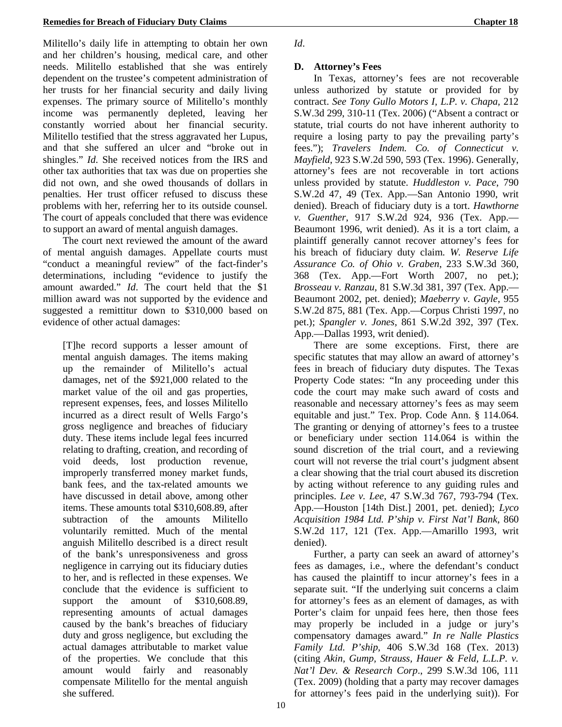Militello's daily life in attempting to obtain her own and her children's housing, medical care, and other needs. Militello established that she was entirely dependent on the trustee's competent administration of her trusts for her financial security and daily living expenses. The primary source of Militello's monthly income was permanently depleted, leaving her constantly worried about her financial security. Militello testified that the stress aggravated her Lupus, and that she suffered an ulcer and "broke out in shingles." *Id*. She received notices from the IRS and other tax authorities that tax was due on properties she did not own, and she owed thousands of dollars in penalties. Her trust officer refused to discuss these problems with her, referring her to its outside counsel. The court of appeals concluded that there was evidence to support an award of mental anguish damages.

The court next reviewed the amount of the award of mental anguish damages. Appellate courts must "conduct a meaningful review" of the fact-finder's determinations, including "evidence to justify the amount awarded." *Id*. The court held that the $1 million award was not supported by the evidence and suggested a remittitur down to $310,000 based on evidence of other actual damages:

> [T]he record supports a lesser amount of mental anguish damages. The items making up the remainder of Militello's actual damages, net of the $921,000 related to the market value of the oil and gas properties, represent expenses, fees, and losses Militello incurred as a direct result of Wells Fargo's gross negligence and breaches of fiduciary duty. These items include legal fees incurred relating to drafting, creation, and recording of void deeds, lost production revenue, improperly transferred money market funds, bank fees, and the tax-related amounts we have discussed in detail above, among other items. These amounts total $310,608.89, after subtraction of the amounts Militello voluntarily remitted. Much of the mental anguish Militello described is a direct result of the bank's unresponsiveness and gross negligence in carrying out its fiduciary duties to her, and is reflected in these expenses. We conclude that the evidence is sufficient to support the amount of $310,608.89, representing amounts of actual damages caused by the bank's breaches of fiduciary duty and gross negligence, but excluding the actual damages attributable to market value of the properties. We conclude that this amount would fairly and reasonably compensate Militello for the mental anguish she suffered.

*Id*.

### D. Attorney's Fees

In Texas, attorney's fees are not recoverable unless authorized by statute or provided for by contract. *See Tony Gullo Motors I, L.P. v. Chapa*, 212 S.W.3d 299, 310-11 (Tex. 2006) ("Absent a contract or statute, trial courts do not have inherent authority to require a losing party to pay the prevailing party's fees."); *Travelers Indem. Co. of Connecticut v. Mayfield*, 923 S.W.2d 590, 593 (Tex. 1996). Generally, attorney's fees are not recoverable in tort actions unless provided by statute. *Huddleston v. Pace*, 790 S.W.2d 47, 49 (Tex. App.—San Antonio 1990, writ denied). Breach of fiduciary duty is a tort. *Hawthorne v. Guenther*, 917 S.W.2d 924, 936 (Tex. App.—Beaumont 1996, writ denied). As it is a tort claim, a plaintiff generally cannot recover attorney's fees for his breach of fiduciary duty claim. *W. Reserve Life Assurance Co. of Ohio v. Graben*, 233 S.W.3d 360, 368 (Tex. App.—Fort Worth 2007, no pet.); *Brosseau v. Ranzau*, 81 S.W.3d 381, 397 (Tex. App.—Beaumont 2002, pet. denied); *Maeberry v. Gayle*, 955 S.W.2d 875, 881 (Tex. App.—Corpus Christi 1997, no pet.); *Spangler v. Jones*, 861 S.W.2d 392, 397 (Tex. App.—Dallas 1993, writ denied).

There are some exceptions. First, there are specific statutes that may allow an award of attorney's fees in breach of fiduciary duty disputes. The Texas Property Code states: "In any proceeding under this code the court may make such award of costs and reasonable and necessary attorney's fees as may seem equitable and just." Tex. Prop. Code Ann. § 114.064. The granting or denying of attorney's fees to a trustee or beneficiary under section 114.064 is within the sound discretion of the trial court, and a reviewing court will not reverse the trial court's judgment absent a clear showing that the trial court abused its discretion by acting without reference to any guiding rules and principles. *Lee v. Lee*, 47 S.W.3d 767, 793-794 (Tex. App.—Houston [14th Dist.] 2001, pet. denied); *Lyco Acquisition 1984 Ltd. P'ship v. First Nat'l Bank*, 860 S.W.2d 117, 121 (Tex. App.—Amarillo 1993, writ denied).

Further, a party can seek an award of attorney's fees as damages, i.e., where the defendant's conduct has caused the plaintiff to incur attorney's fees in a separate suit. "If the underlying suit concerns a claim for attorney's fees as an element of damages, as with Porter's claim for unpaid fees here, then those fees may properly be included in a judge or jury's compensatory damages award." *In re Nalle Plastics Family Ltd. P'ship*, 406 S.W.3d 168 (Tex. 2013) (citing *Akin, Gump, Strauss, Hauer & Feld, L.L.P. v. Nat'l Dev. & Research Corp*., 299 S.W.3d 106, 111 (Tex. 2009) (holding that a party may recover damages for attorney's fees paid in the underlying suit)). For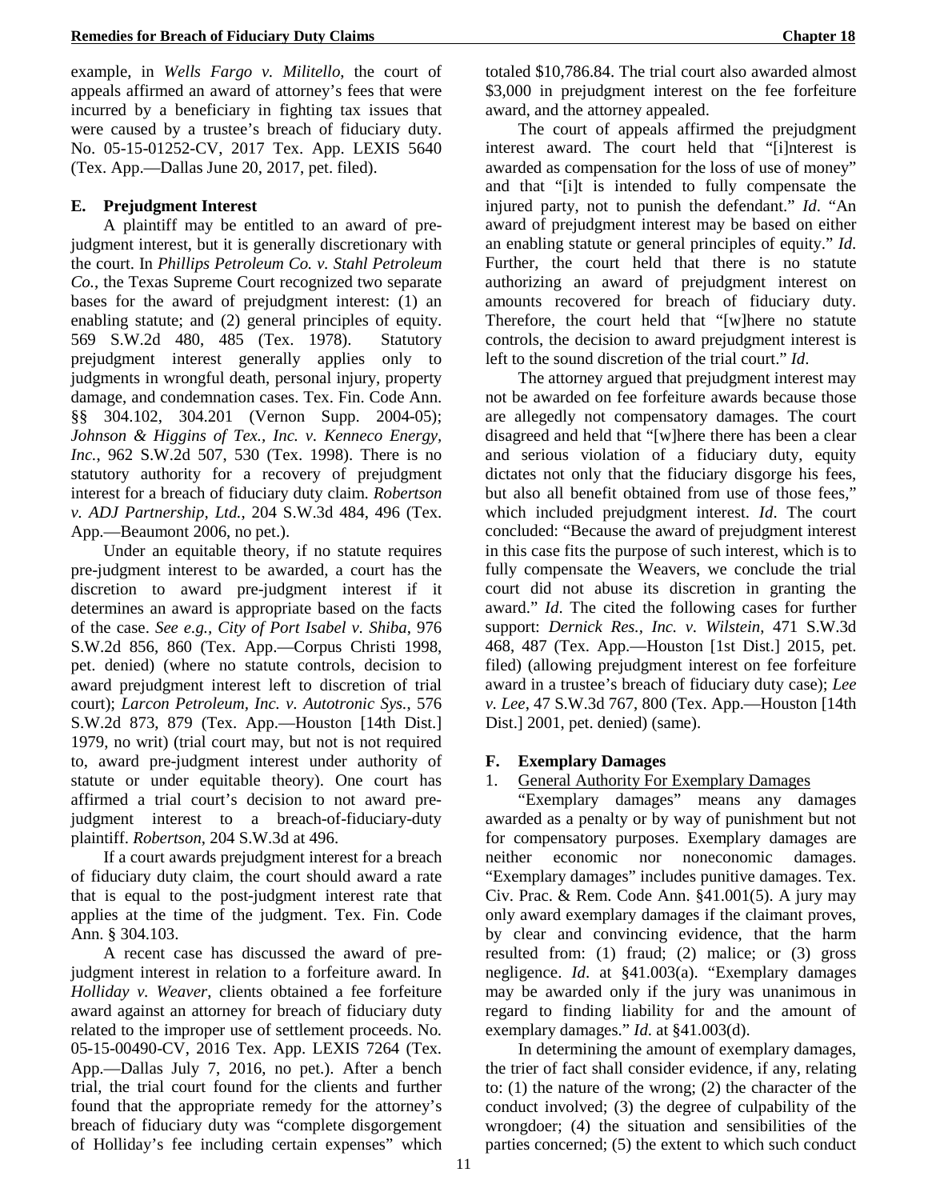example, in *Wells Fargo v. Militello*, the court of appeals affirmed an award of attorney's fees that were incurred by a beneficiary in fighting tax issues that were caused by a trustee's breach of fiduciary duty. No. 05-15-01252-CV, 2017 Tex. App. LEXIS 5640 (Tex. App.—Dallas June 20, 2017, pet. filed).

### E. Prejudgment Interest

A plaintiff may be entitled to an award of prejudgment interest, but it is generally discretionary with the court. In *Phillips Petroleum Co. v. Stahl Petroleum Co.*, the Texas Supreme Court recognized two separate bases for the award of prejudgment interest: (1) an enabling statute; and (2) general principles of equity. 569 S.W.2d 480, 485 (Tex. 1978). Statutory prejudgment interest generally applies only to judgments in wrongful death, personal injury, property damage, and condemnation cases. Tex. Fin. Code Ann. §§ 304.102, 304.201 (Vernon Supp. 2004-05); *Johnson & Higgins of Tex., Inc. v. Kenneco Energy, Inc.*, 962 S.W.2d 507, 530 (Tex. 1998). There is no statutory authority for a recovery of prejudgment interest for a breach of fiduciary duty claim. *Robertson v. ADJ Partnership, Ltd.*, 204 S.W.3d 484, 496 (Tex. App.—Beaumont 2006, no pet.).

Under an equitable theory, if no statute requires pre-judgment interest to be awarded, a court has the discretion to award pre-judgment interest if it determines an award is appropriate based on the facts of the case. *See e.g., City of Port Isabel v. Shiba*, 976 S.W.2d 856, 860 (Tex. App.—Corpus Christi 1998, pet. denied) (where no statute controls, decision to award prejudgment interest left to discretion of trial court); *Larcon Petroleum, Inc. v. Autotronic Sys.*, 576 S.W.2d 873, 879 (Tex. App.—Houston [14th Dist.] 1979, no writ) (trial court may, but not is not required to, award pre-judgment interest under authority of statute or under equitable theory). One court has affirmed a trial court's decision to not award pre-judgment interest to a breach-of-fiduciary-duty plaintiff. *Robertson*, 204 S.W.3d at 496.

If a court awards prejudgment interest for a breach of fiduciary duty claim, the court should award a rate that is equal to the post-judgment interest rate that applies at the time of the judgment. Tex. Fin. Code Ann. § 304.103.

A recent case has discussed the award of pre-judgment interest in relation to a forfeiture award. In *Holliday v. Weaver*, clients obtained a fee forfeiture award against an attorney for breach of fiduciary duty related to the improper use of settlement proceeds. No. 05-15-00490-CV, 2016 Tex. App. LEXIS 7264 (Tex. App.—Dallas July 7, 2016, no pet.). After a bench trial, the trial court found for the clients and further found that the appropriate remedy for the attorney's breach of fiduciary duty was "complete disgorgement of Holliday's fee including certain expenses" which totaled $10,786.84. The trial court also awarded almost $3,000 in prejudgment interest on the fee forfeiture award, and the attorney appealed.

The court of appeals affirmed the prejudgment interest award. The court held that "[i]nterest is awarded as compensation for the loss of use of money" and that "[i]t is intended to fully compensate the injured party, not to punish the defendant." *Id*. "An award of prejudgment interest may be based on either an enabling statute or general principles of equity." *Id*. Further, the court held that there is no statute authorizing an award of prejudgment interest on amounts recovered for breach of fiduciary duty. Therefore, the court held that "[w]here no statute controls, the decision to award prejudgment interest is left to the sound discretion of the trial court." *Id*.

The attorney argued that prejudgment interest may not be awarded on fee forfeiture awards because those are allegedly not compensatory damages. The court disagreed and held that "[w]here there has been a clear and serious violation of a fiduciary duty, equity dictates not only that the fiduciary disgorge his fees, but also all benefit obtained from use of those fees," which included prejudgment interest. *Id*. The court concluded: "Because the award of prejudgment interest in this case fits the purpose of such interest, which is to fully compensate the Weavers, we conclude the trial court did not abuse its discretion in granting the award." *Id*. The cited the following cases for further support: *Dernick Res., Inc. v. Wilstein*, 471 S.W.3d 468, 487 (Tex. App.—Houston [1st Dist.] 2015, pet. filed) (allowing prejudgment interest on fee forfeiture award in a trustee's breach of fiduciary duty case); *Lee v. Lee*, 47 S.W.3d 767, 800 (Tex. App.—Houston [14th Dist.] 2001, pet. denied) (same).

### F. Exemplary Damages

#### 1. General Authority For Exemplary Damages

"Exemplary damages" means any damages awarded as a penalty or by way of punishment but not for compensatory purposes. Exemplary damages are neither economic nor noneconomic damages. "Exemplary damages" includes punitive damages. Tex. Civ. Prac. & Rem. Code Ann. §41.001(5). A jury may only award exemplary damages if the claimant proves, by clear and convincing evidence, that the harm resulted from: (1) fraud; (2) malice; or (3) gross negligence. *Id*. at §41.003(a). "Exemplary damages may be awarded only if the jury was unanimous in regard to finding liability for and the amount of exemplary damages." *Id*. at §41.003(d).

In determining the amount of exemplary damages, the trier of fact shall consider evidence, if any, relating to: (1) the nature of the wrong; (2) the character of the conduct involved; (3) the degree of culpability of the wrongdoer; (4) the situation and sensibilities of the parties concerned; (5) the extent to which such conduct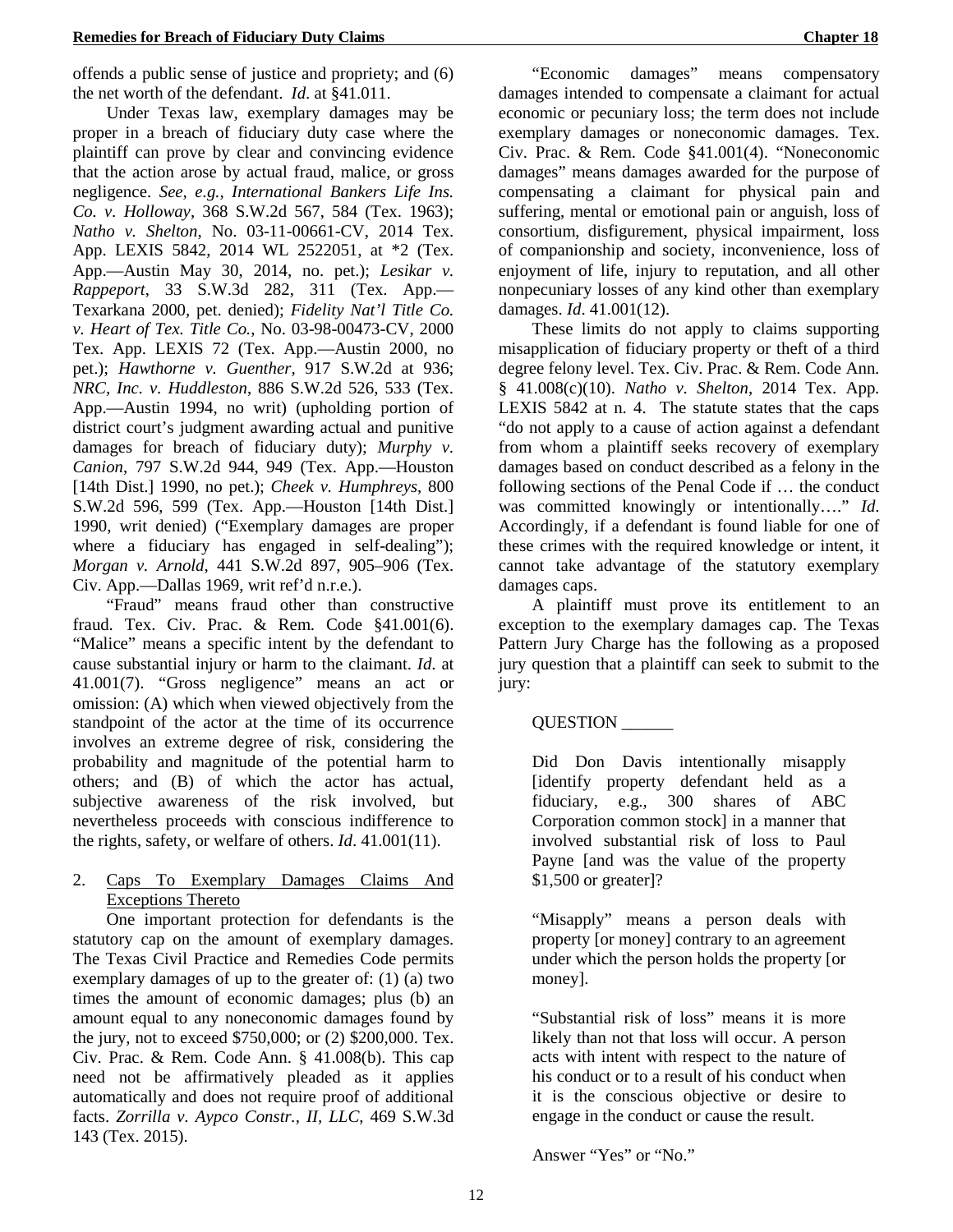offends a public sense of justice and propriety; and (6) the net worth of the defendant. *Id*. at §41.011.

Under Texas law, exemplary damages may be proper in a breach of fiduciary duty case where the plaintiff can prove by clear and convincing evidence that the action arose by actual fraud, malice, or gross negligence. *See, e.g., International Bankers Life Ins. Co. v. Holloway*, 368 S.W.2d 567, 584 (Tex. 1963); *Natho v. Shelton*, No. 03-11-00661-CV, 2014 Tex. App. LEXIS 5842, 2014 WL 2522051, at *2 (Tex. App.—Austin May 30, 2014, no. pet.); *Lesikar v. Rappeport*, 33 S.W.3d 282, 311 (Tex. App.—Texarkana 2000, pet. denied); *Fidelity Nat'l Title Co. v. Heart of Tex. Title Co.*, No. 03-98-00473-CV, 2000 Tex. App. LEXIS 72 (Tex. App.—Austin 2000, no pet.); *Hawthorne v. Guenther*, 917 S.W.2d at 936; *NRC, Inc. v. Huddleston*, 886 S.W.2d 526, 533 (Tex. App.—Austin 1994, no writ) (upholding portion of district court's judgment awarding actual and punitive damages for breach of fiduciary duty); *Murphy v. Canion*, 797 S.W.2d 944, 949 (Tex. App.—Houston [14th Dist.] 1990, no pet.); *Cheek v. Humphreys*, 800 S.W.2d 596, 599 (Tex. App.—Houston [14th Dist.] 1990, writ denied) ("Exemplary damages are proper where a fiduciary has engaged in self-dealing"); *Morgan v. Arnold*, 441 S.W.2d 897, 905–906 (Tex. Civ. App.—Dallas 1969, writ ref'd n.r.e.).

"Fraud" means fraud other than constructive fraud. Tex. Civ. Prac. & Rem. Code §41.001(6). "Malice" means a specific intent by the defendant to cause substantial injury or harm to the claimant. *Id*. at 41.001(7). "Gross negligence" means an act or omission: (A) which when viewed objectively from the standpoint of the actor at the time of its occurrence involves an extreme degree of risk, considering the probability and magnitude of the potential harm to others; and (B) of which the actor has actual, subjective awareness of the risk involved, but nevertheless proceeds with conscious indifference to the rights, safety, or welfare of others. *Id*. 41.001(11).

### 2. Caps To Exemplary Damages Claims And Exceptions Thereto

One important protection for defendants is the statutory cap on the amount of exemplary damages. The Texas Civil Practice and Remedies Code permits exemplary damages of up to the greater of: (1) (a) two times the amount of economic damages; plus (b) an amount equal to any noneconomic damages found by the jury, not to exceed $750,000; or (2) $200,000. Tex. Civ. Prac. & Rem. Code Ann. § 41.008(b). This cap need not be affirmatively pleaded as it applies automatically and does not require proof of additional facts. *Zorrilla v. Aypco Constr., II, LLC*, 469 S.W.3d 143 (Tex. 2015).

"Economic damages" means compensatory damages intended to compensate a claimant for actual economic or pecuniary loss; the term does not include exemplary damages or noneconomic damages. Tex. Civ. Prac. & Rem. Code §41.001(4). "Noneconomic damages" means damages awarded for the purpose of compensating a claimant for physical pain and suffering, mental or emotional pain or anguish, loss of consortium, disfigurement, physical impairment, loss of companionship and society, inconvenience, loss of enjoyment of life, injury to reputation, and all other nonpecuniary losses of any kind other than exemplary damages. *Id*. 41.001(12).

These limits do not apply to claims supporting misapplication of fiduciary property or theft of a third degree felony level. Tex. Civ. Prac. & Rem. Code Ann. § 41.008(c)(10). *Natho v. Shelton*, 2014 Tex. App. LEXIS 5842 at n. 4. The statute states that the caps "do not apply to a cause of action against a defendant from whom a plaintiff seeks recovery of exemplary damages based on conduct described as a felony in the following sections of the Penal Code if … the conduct was committed knowingly or intentionally…." *Id*. Accordingly, if a defendant is found liable for one of these crimes with the required knowledge or intent, it cannot take advantage of the statutory exemplary damages caps.

A plaintiff must prove its entitlement to an exception to the exemplary damages cap. The Texas Pattern Jury Charge has the following as a proposed jury question that a plaintiff can seek to submit to the jury:

> QUESTION ______
>
> Did Don Davis intentionally misapply [identify property defendant held as a fiduciary, e.g., 300 shares of ABC Corporation common stock] in a manner that involved substantial risk of loss to Paul Payne [and was the value of the property $1,500 or greater]?
>
> "Misapply" means a person deals with property [or money] contrary to an agreement under which the person holds the property [or money].
>
> "Substantial risk of loss" means it is more likely than not that loss will occur. A person acts with intent with respect to the nature of his conduct or to a result of his conduct when it is the conscious objective or desire to engage in the conduct or cause the result.
>
> Answer "Yes" or "No."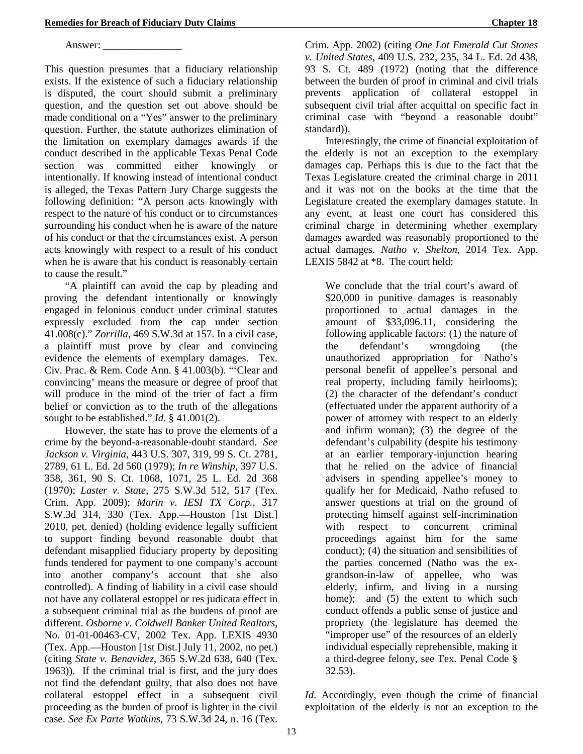Answer: _______________

This question presumes that a fiduciary relationship exists. If the existence of such a fiduciary relationship is disputed, the court should submit a preliminary question, and the question set out above should be made conditional on a "Yes" answer to the preliminary question. Further, the statute authorizes elimination of the limitation on exemplary damages awards if the conduct described in the applicable Texas Penal Code section was committed either knowingly or intentionally. If knowing instead of intentional conduct is alleged, the Texas Pattern Jury Charge suggests the following definition: "A person acts knowingly with respect to the nature of his conduct or to circumstances surrounding his conduct when he is aware of the nature of his conduct or that the circumstances exist. A person acts knowingly with respect to a result of his conduct when he is aware that his conduct is reasonably certain to cause the result."

"A plaintiff can avoid the cap by pleading and proving the defendant intentionally or knowingly engaged in felonious conduct under criminal statutes expressly excluded from the cap under section 41.008(c)." *Zorrilla*, 469 S.W.3d at 157. In a civil case, a plaintiff must prove by clear and convincing evidence the elements of exemplary damages. Tex. Civ. Prac. & Rem. Code Ann. § 41.003(b). "'Clear and convincing' means the measure or degree of proof that will produce in the mind of the trier of fact a firm belief or conviction as to the truth of the allegations sought to be established." *Id*. § 41.001(2).

However, the state has to prove the elements of a crime by the beyond-a-reasonable-doubt standard. *See Jackson v. Virginia*, 443 U.S. 307, 319, 99 S. Ct. 2781, 2789, 61 L. Ed. 2d 560 (1979); *In re Winship*, 397 U.S. 358, 361, 90 S. Ct. 1068, 1071, 25 L. Ed. 2d 368 (1970); *Laster v. State*, 275 S.W.3d 512, 517 (Tex. Crim. App. 2009); *Marin v. IESI TX Corp.*, 317 S.W.3d 314, 330 (Tex. App.—Houston [1st Dist.] 2010, pet. denied) (holding evidence legally sufficient to support finding beyond reasonable doubt that defendant misapplied fiduciary property by depositing funds tendered for payment to one company's account into another company's account that she also controlled). A finding of liability in a civil case should not have any collateral estoppel or res judicata effect in a subsequent criminal trial as the burdens of proof are different. *Osborne v. Coldwell Banker United Realtors*, No. 01-01-00463-CV, 2002 Tex. App. LEXIS 4930 (Tex. App.—Houston [1st Dist.] July 11, 2002, no pet.) (citing *State v. Benavidez*, 365 S.W.2d 638, 640 (Tex. 1963)). If the criminal trial is first, and the jury does not find the defendant guilty, that also does not have collateral estoppel effect in a subsequent civil proceeding as the burden of proof is lighter in the civil case. *See Ex Parte Watkins*, 73 S.W.3d 24, n. 16 (Tex. Crim. App. 2002) (citing *One Lot Emerald Cut Stones v. United States*, 409 U.S. 232, 235, 34 L. Ed. 2d 438, 93 S. Ct. 489 (1972) (noting that the difference between the burden of proof in criminal and civil trials prevents application of collateral estoppel in subsequent civil trial after acquittal on specific fact in criminal case with "beyond a reasonable doubt" standard)).

Interestingly, the crime of financial exploitation of the elderly is not an exception to the exemplary damages cap. Perhaps this is due to the fact that the Texas Legislature created the criminal charge in 2011 and it was not on the books at the time that the Legislature created the exemplary damages statute. In any event, at least one court has considered this criminal charge in determining whether exemplary damages awarded was reasonably proportioned to the actual damages. *Natho v. Shelton*, 2014 Tex. App. LEXIS 5842 at *8. The court held:

> We conclude that the trial court's award of \$20,000 in punitive damages is reasonably proportioned to actual damages in the amount of \$33,096.11, considering the following applicable factors: (1) the nature of the defendant's wrongdoing (the unauthorized appropriation for Natho's personal benefit of appellee's personal and real property, including family heirlooms); (2) the character of the defendant's conduct (effectuated under the apparent authority of a power of attorney with respect to an elderly and infirm woman); (3) the degree of the defendant's culpability (despite his testimony at an earlier temporary-injunction hearing that he relied on the advice of financial advisers in spending appellee's money to qualify her for Medicaid, Natho refused to answer questions at trial on the ground of protecting himself against self-incrimination with respect to concurrent criminal proceedings against him for the same conduct); (4) the situation and sensibilities of the parties concerned (Natho was the ex-grandson-in-law of appellee, who was elderly, infirm, and living in a nursing home); and (5) the extent to which such conduct offends a public sense of justice and propriety (the legislature has deemed the "improper use" of the resources of an elderly individual especially reprehensible, making it a third-degree felony, see Tex. Penal Code § 32.53).

*Id*. Accordingly, even though the crime of financial exploitation of the elderly is not an exception to the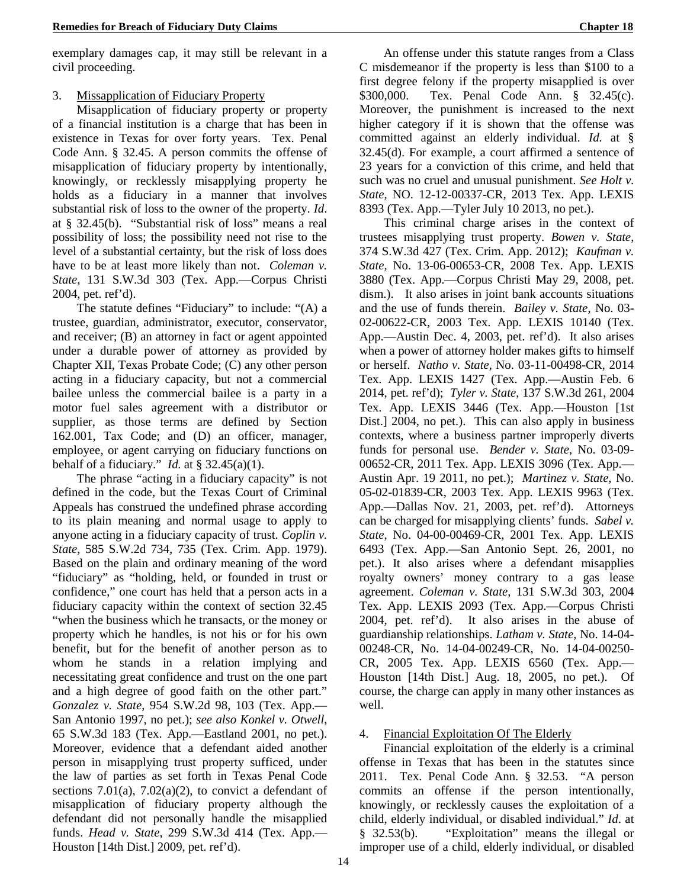exemplary damages cap, it may still be relevant in a civil proceeding.

### 3. Missapplication of Fiduciary Property

Misapplication of fiduciary property or property of a financial institution is a charge that has been in existence in Texas for over forty years. Tex. Penal Code Ann. § 32.45. A person commits the offense of misapplication of fiduciary property by intentionally, knowingly, or recklessly misapplying property he holds as a fiduciary in a manner that involves substantial risk of loss to the owner of the property. *Id*. at § 32.45(b). "Substantial risk of loss" means a real possibility of loss; the possibility need not rise to the level of a substantial certainty, but the risk of loss does have to be at least more likely than not. *Coleman v. State*, 131 S.W.3d 303 (Tex. App.—Corpus Christi 2004, pet. ref'd).

The statute defines "Fiduciary" to include: "(A) a trustee, guardian, administrator, executor, conservator, and receiver; (B) an attorney in fact or agent appointed under a durable power of attorney as provided by Chapter XII, Texas Probate Code; (C) any other person acting in a fiduciary capacity, but not a commercial bailee unless the commercial bailee is a party in a motor fuel sales agreement with a distributor or supplier, as those terms are defined by Section 162.001, Tax Code; and (D) an officer, manager, employee, or agent carrying on fiduciary functions on behalf of a fiduciary." *Id.* at § 32.45(a)(1).

The phrase "acting in a fiduciary capacity" is not defined in the code, but the Texas Court of Criminal Appeals has construed the undefined phrase according to its plain meaning and normal usage to apply to anyone acting in a fiduciary capacity of trust. *Coplin v. State*, 585 S.W.2d 734, 735 (Tex. Crim. App. 1979). Based on the plain and ordinary meaning of the word "fiduciary" as "holding, held, or founded in trust or confidence," one court has held that a person acts in a fiduciary capacity within the context of section 32.45 "when the business which he transacts, or the money or property which he handles, is not his or for his own benefit, but for the benefit of another person as to whom he stands in a relation implying and necessitating great confidence and trust on the one part and a high degree of good faith on the other part." *Gonzalez v. State*, 954 S.W.2d 98, 103 (Tex. App.—San Antonio 1997, no pet.); *see also Konkel v. Otwell*, 65 S.W.3d 183 (Tex. App.—Eastland 2001, no pet.). Moreover, evidence that a defendant aided another person in misapplying trust property sufficed, under the law of parties as set forth in Texas Penal Code sections 7.01(a), 7.02(a)(2), to convict a defendant of misapplication of fiduciary property although the defendant did not personally handle the misapplied funds. *Head v. State*, 299 S.W.3d 414 (Tex. App.—Houston [14th Dist.] 2009, pet. ref'd).

An offense under this statute ranges from a Class C misdemeanor if the property is less than $100 to a first degree felony if the property misapplied is over $300,000. Tex. Penal Code Ann. § 32.45(c). Moreover, the punishment is increased to the next higher category if it is shown that the offense was committed against an elderly individual. *Id.* at § 32.45(d). For example, a court affirmed a sentence of 23 years for a conviction of this crime, and held that such was no cruel and unusual punishment. *See Holt v. State*, NO. 12-12-00337-CR, 2013 Tex. App. LEXIS 8393 (Tex. App.—Tyler July 10 2013, no pet.).

This criminal charge arises in the context of trustees misapplying trust property. *Bowen v. State*, 374 S.W.3d 427 (Tex. Crim. App. 2012); *Kaufman v. State*, No. 13-06-00653-CR, 2008 Tex. App. LEXIS 3880 (Tex. App.—Corpus Christi May 29, 2008, pet. dism.). It also arises in joint bank accounts situations and the use of funds therein. *Bailey v. State*, No. 03-02-00622-CR, 2003 Tex. App. LEXIS 10140 (Tex. App.—Austin Dec. 4, 2003, pet. ref'd). It also arises when a power of attorney holder makes gifts to himself or herself. *Natho v. State*, No. 03-11-00498-CR, 2014 Tex. App. LEXIS 1427 (Tex. App.—Austin Feb. 6 2014, pet. ref'd); *Tyler v. State*, 137 S.W.3d 261, 2004 Tex. App. LEXIS 3446 (Tex. App.—Houston [1st Dist.] 2004, no pet.). This can also apply in business contexts, where a business partner improperly diverts funds for personal use. *Bender v. State*, No. 03-09-00652-CR, 2011 Tex. App. LEXIS 3096 (Tex. App.—Austin Apr. 19 2011, no pet.); *Martinez v. State*, No. 05-02-01839-CR, 2003 Tex. App. LEXIS 9963 (Tex. App.—Dallas Nov. 21, 2003, pet. ref'd). Attorneys can be charged for misapplying clients' funds. *Sabel v. State*, No. 04-00-00469-CR, 2001 Tex. App. LEXIS 6493 (Tex. App.—San Antonio Sept. 26, 2001, no pet.). It also arises where a defendant misapplies royalty owners' money contrary to a gas lease agreement. *Coleman v. State*, 131 S.W.3d 303, 2004 Tex. App. LEXIS 2093 (Tex. App.—Corpus Christi 2004, pet. ref'd). It also arises in the abuse of guardianship relationships. *Latham v. State*, No. 14-04-00248-CR, No. 14-04-00249-CR, No. 14-04-00250-CR, 2005 Tex. App. LEXIS 6560 (Tex. App.—Houston [14th Dist.] Aug. 18, 2005, no pet.). Of course, the charge can apply in many other instances as well.

### 4. Financial Exploitation Of The Elderly

Financial exploitation of the elderly is a criminal offense in Texas that has been in the statutes since 2011. Tex. Penal Code Ann. § 32.53. "A person commits an offense if the person intentionally, knowingly, or recklessly causes the exploitation of a child, elderly individual, or disabled individual." *Id*. at § 32.53(b). "Exploitation" means the illegal or improper use of a child, elderly individual, or disabled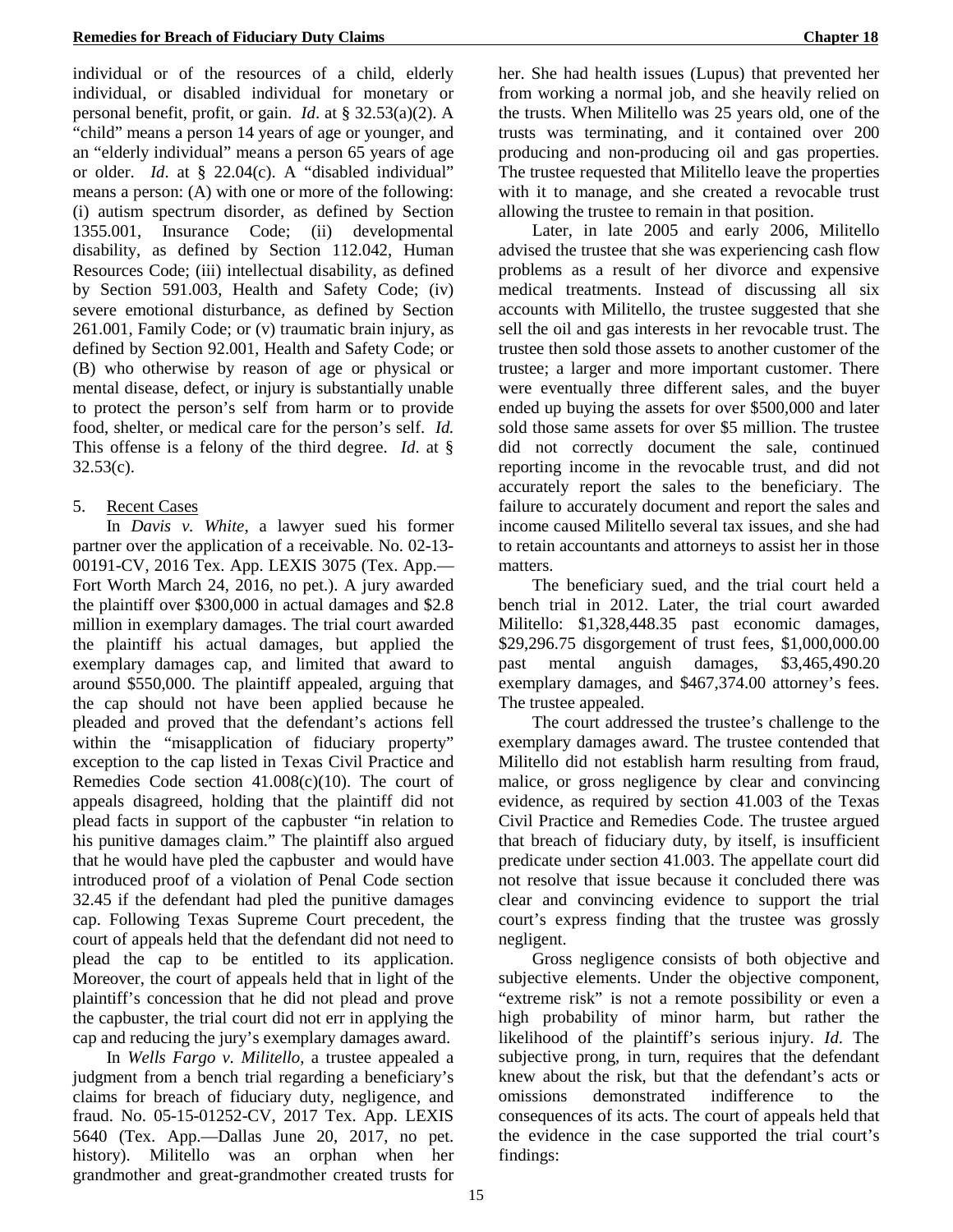individual or of the resources of a child, elderly individual, or disabled individual for monetary or personal benefit, profit, or gain. *Id*. at § 32.53(a)(2). A "child" means a person 14 years of age or younger, and an "elderly individual" means a person 65 years of age or older. *Id*. at § 22.04(c). A "disabled individual" means a person: (A) with one or more of the following: (i) autism spectrum disorder, as defined by Section 1355.001, Insurance Code; (ii) developmental disability, as defined by Section 112.042, Human Resources Code; (iii) intellectual disability, as defined by Section 591.003, Health and Safety Code; (iv) severe emotional disturbance, as defined by Section 261.001, Family Code; or (v) traumatic brain injury, as defined by Section 92.001, Health and Safety Code; or (B) who otherwise by reason of age or physical or mental disease, defect, or injury is substantially unable to protect the person's self from harm or to provide food, shelter, or medical care for the person's self. *Id.* This offense is a felony of the third degree. *Id*. at § 32.53(c).

5. Recent Cases

In *Davis v. White*, a lawyer sued his former partner over the application of a receivable. No. 02-13-00191-CV, 2016 Tex. App. LEXIS 3075 (Tex. App.—Fort Worth March 24, 2016, no pet.). A jury awarded the plaintiff over $300,000 in actual damages and $2.8 million in exemplary damages. The trial court awarded the plaintiff his actual damages, but applied the exemplary damages cap, and limited that award to around $550,000. The plaintiff appealed, arguing that the cap should not have been applied because he pleaded and proved that the defendant's actions fell within the "misapplication of fiduciary property" exception to the cap listed in Texas Civil Practice and Remedies Code section 41.008(c)(10). The court of appeals disagreed, holding that the plaintiff did not plead facts in support of the capbuster "in relation to his punitive damages claim." The plaintiff also argued that he would have pled the capbuster and would have introduced proof of a violation of Penal Code section 32.45 if the defendant had pled the punitive damages cap. Following Texas Supreme Court precedent, the court of appeals held that the defendant did not need to plead the cap to be entitled to its application. Moreover, the court of appeals held that in light of the plaintiff's concession that he did not plead and prove the capbuster, the trial court did not err in applying the cap and reducing the jury's exemplary damages award.

In *Wells Fargo v. Militello*, a trustee appealed a judgment from a bench trial regarding a beneficiary's claims for breach of fiduciary duty, negligence, and fraud. No. 05-15-01252-CV, 2017 Tex. App. LEXIS 5640 (Tex. App.—Dallas June 20, 2017, no pet. history). Militello was an orphan when her grandmother and great-grandmother created trusts for her. She had health issues (Lupus) that prevented her from working a normal job, and she heavily relied on the trusts. When Militello was 25 years old, one of the trusts was terminating, and it contained over 200 producing and non-producing oil and gas properties. The trustee requested that Militello leave the properties with it to manage, and she created a revocable trust allowing the trustee to remain in that position.

Later, in late 2005 and early 2006, Militello advised the trustee that she was experiencing cash flow problems as a result of her divorce and expensive medical treatments. Instead of discussing all six accounts with Militello, the trustee suggested that she sell the oil and gas interests in her revocable trust. The trustee then sold those assets to another customer of the trustee; a larger and more important customer. There were eventually three different sales, and the buyer ended up buying the assets for over $500,000 and later sold those same assets for over $5 million. The trustee did not correctly document the sale, continued reporting income in the revocable trust, and did not accurately report the sales to the beneficiary. The failure to accurately document and report the sales and income caused Militello several tax issues, and she had to retain accountants and attorneys to assist her in those matters.

The beneficiary sued, and the trial court held a bench trial in 2012. Later, the trial court awarded Militello: $1,328,448.35 past economic damages, $29,296.75 disgorgement of trust fees, $1,000,000.00 past mental anguish damages, $3,465,490.20 exemplary damages, and $467,374.00 attorney's fees. The trustee appealed.

The court addressed the trustee's challenge to the exemplary damages award. The trustee contended that Militello did not establish harm resulting from fraud, malice, or gross negligence by clear and convincing evidence, as required by section 41.003 of the Texas Civil Practice and Remedies Code. The trustee argued that breach of fiduciary duty, by itself, is insufficient predicate under section 41.003. The appellate court did not resolve that issue because it concluded there was clear and convincing evidence to support the trial court's express finding that the trustee was grossly negligent.

Gross negligence consists of both objective and subjective elements. Under the objective component, "extreme risk" is not a remote possibility or even a high probability of minor harm, but rather the likelihood of the plaintiff's serious injury. *Id.* The subjective prong, in turn, requires that the defendant knew about the risk, but that the defendant's acts or omissions demonstrated indifference to the consequences of its acts. The court of appeals held that the evidence in the case supported the trial court's findings: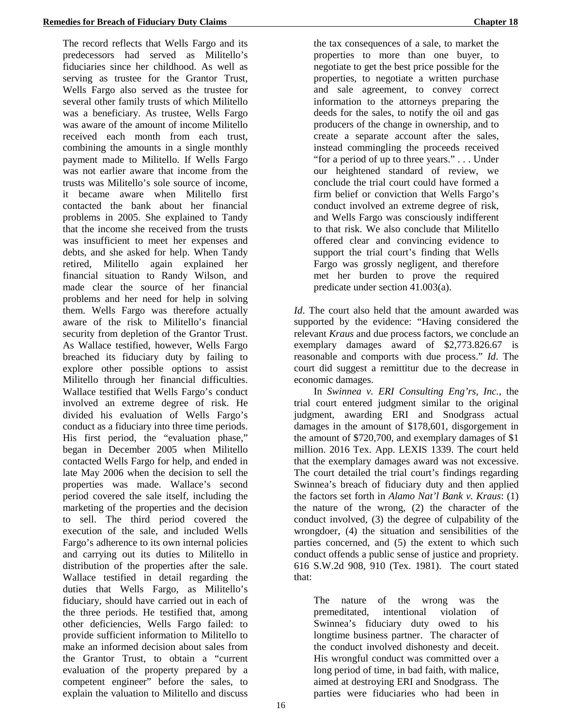The record reflects that Wells Fargo and its predecessors had served as Militello's fiduciaries since her childhood. As well as serving as trustee for the Grantor Trust, Wells Fargo also served as the trustee for several other family trusts of which Militello was a beneficiary. As trustee, Wells Fargo was aware of the amount of income Militello received each month from each trust, combining the amounts in a single monthly payment made to Militello. If Wells Fargo was not earlier aware that income from the trusts was Militello's sole source of income, it became aware when Militello first contacted the bank about her financial problems in 2005. She explained to Tandy that the income she received from the trusts was insufficient to meet her expenses and debts, and she asked for help. When Tandy retired, Militello again explained her financial situation to Randy Wilson, and made clear the source of her financial problems and her need for help in solving them. Wells Fargo was therefore actually aware of the risk to Militello's financial security from depletion of the Grantor Trust. As Wallace testified, however, Wells Fargo breached its fiduciary duty by failing to explore other possible options to assist Militello through her financial difficulties. Wallace testified that Wells Fargo's conduct involved an extreme degree of risk. He divided his evaluation of Wells Fargo's conduct as a fiduciary into three time periods. His first period, the "evaluation phase," began in December 2005 when Militello contacted Wells Fargo for help, and ended in late May 2006 when the decision to sell the properties was made. Wallace's second period covered the sale itself, including the marketing of the properties and the decision to sell. The third period covered the execution of the sale, and included Wells Fargo's adherence to its own internal policies and carrying out its duties to Militello in distribution of the properties after the sale. Wallace testified in detail regarding the duties that Wells Fargo, as Militello's fiduciary, should have carried out in each of the three periods. He testified that, among other deficiencies, Wells Fargo failed: to provide sufficient information to Militello to make an informed decision about sales from the Grantor Trust, to obtain a "current evaluation of the property prepared by a competent engineer" before the sales, to explain the valuation to Militello and discuss the tax consequences of a sale, to market the properties to more than one buyer, to negotiate to get the best price possible for the properties, to negotiate a written purchase and sale agreement, to convey correct information to the attorneys preparing the deeds for the sales, to notify the oil and gas producers of the change in ownership, and to create a separate account after the sales, instead commingling the proceeds received "for a period of up to three years." . . . Under our heightened standard of review, we conclude the trial court could have formed a firm belief or conviction that Wells Fargo's conduct involved an extreme degree of risk, and Wells Fargo was consciously indifferent to that risk. We also conclude that Militello offered clear and convincing evidence to support the trial court's finding that Wells Fargo was grossly negligent, and therefore met her burden to prove the required predicate under section 41.003(a).

*Id*. The court also held that the amount awarded was supported by the evidence: "Having considered the relevant *Kraus* and due process factors, we conclude an exemplary damages award of $2,773.826.67 is reasonable and comports with due process." *Id*. The court did suggest a remittitur due to the decrease in economic damages.

In *Swinnea v. ERI Consulting Eng'rs, Inc.*, the trial court entered judgment similar to the original judgment, awarding ERI and Snodgrass actual damages in the amount of $178,601, disgorgement in the amount of $720,700, and exemplary damages of $1 million. 2016 Tex. App. LEXIS 1339. The court held that the exemplary damages award was not excessive. The court detailed the trial court's findings regarding Swinnea's breach of fiduciary duty and then applied the factors set forth in *Alamo Nat'l Bank v. Kraus*: (1) the nature of the wrong, (2) the character of the conduct involved, (3) the degree of culpability of the wrongdoer, (4) the situation and sensibilities of the parties concerned, and (5) the extent to which such conduct offends a public sense of justice and propriety. 616 S.W.2d 908, 910 (Tex. 1981). The court stated that:

> The nature of the wrong was the premeditated, intentional violation of Swinnea's fiduciary duty owed to his longtime business partner. The character of the conduct involved dishonesty and deceit. His wrongful conduct was committed over a long period of time, in bad faith, with malice, aimed at destroying ERI and Snodgrass. The parties were fiduciaries who had been in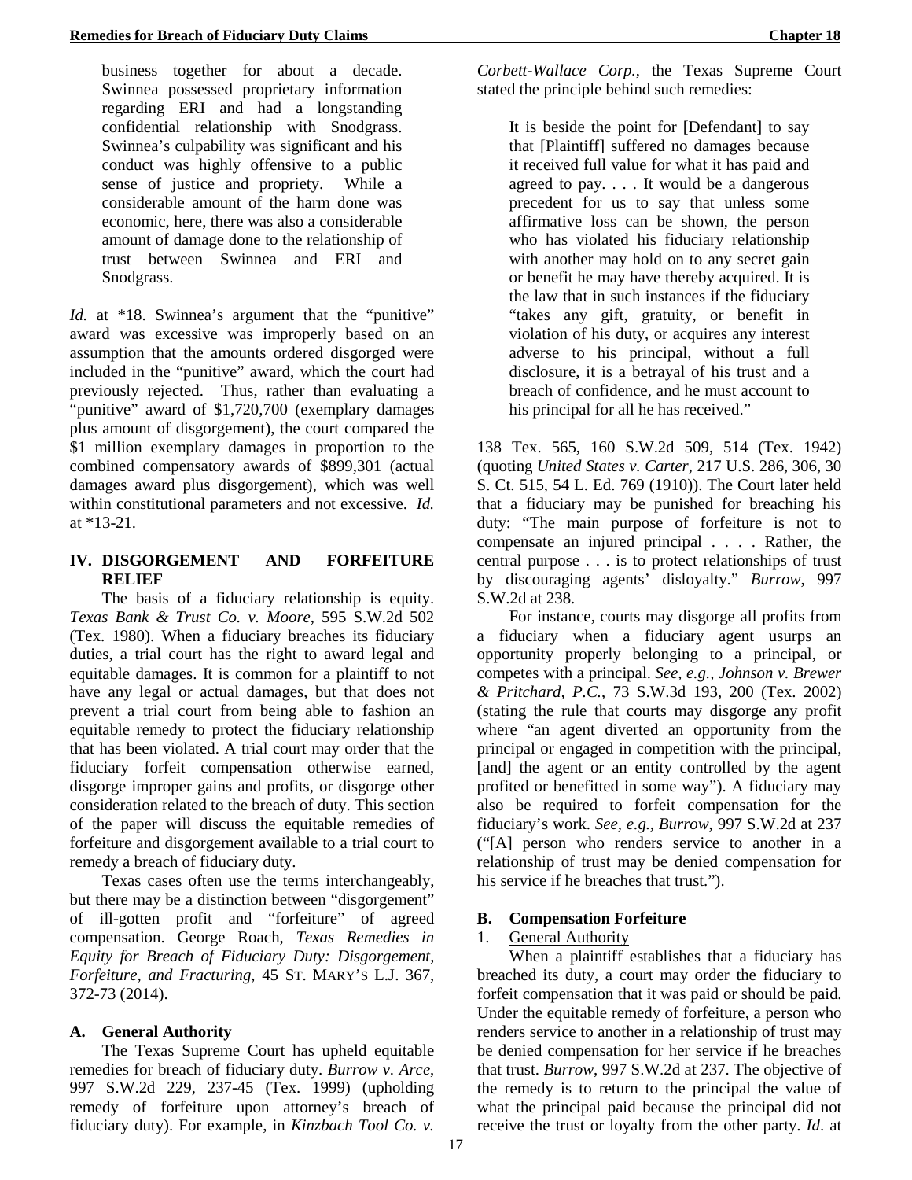business together for about a decade. Swinnea possessed proprietary information regarding ERI and had a longstanding confidential relationship with Snodgrass. Swinnea's culpability was significant and his conduct was highly offensive to a public sense of justice and propriety. While a considerable amount of the harm done was economic, here, there was also a considerable amount of damage done to the relationship of trust between Swinnea and ERI and Snodgrass.

*Id.* at \*18. Swinnea's argument that the "punitive" award was excessive was improperly based on an assumption that the amounts ordered disgorged were included in the "punitive" award, which the court had previously rejected. Thus, rather than evaluating a "punitive" award of $1,720,700 (exemplary damages plus amount of disgorgement), the court compared the $1 million exemplary damages in proportion to the combined compensatory awards of $899,301 (actual damages award plus disgorgement), which was well within constitutional parameters and not excessive. *Id.* at \*13-21.

## IV. DISGORGEMENT AND FORFEITURE RELIEF

The basis of a fiduciary relationship is equity. *Texas Bank & Trust Co. v. Moore*, 595 S.W.2d 502 (Tex. 1980). When a fiduciary breaches its fiduciary duties, a trial court has the right to award legal and equitable damages. It is common for a plaintiff to not have any legal or actual damages, but that does not prevent a trial court from being able to fashion an equitable remedy to protect the fiduciary relationship that has been violated. A trial court may order that the fiduciary forfeit compensation otherwise earned, disgorge improper gains and profits, or disgorge other consideration related to the breach of duty. This section of the paper will discuss the equitable remedies of forfeiture and disgorgement available to a trial court to remedy a breach of fiduciary duty.

Texas cases often use the terms interchangeably, but there may be a distinction between "disgorgement" of ill-gotten profit and "forfeiture" of agreed compensation. George Roach, *Texas Remedies in Equity for Breach of Fiduciary Duty: Disgorgement, Forfeiture, and Fracturing*, 45 ST. MARY'S L.J. 367, 372-73 (2014).

### A. General Authority

The Texas Supreme Court has upheld equitable remedies for breach of fiduciary duty. *Burrow v. Arce*, 997 S.W.2d 229, 237-45 (Tex. 1999) (upholding remedy of forfeiture upon attorney's breach of fiduciary duty). For example, in *Kinzbach Tool Co. v. Corbett-Wallace Corp.*, the Texas Supreme Court stated the principle behind such remedies:

> It is beside the point for [Defendant] to say that [Plaintiff] suffered no damages because it received full value for what it has paid and agreed to pay. . . . It would be a dangerous precedent for us to say that unless some affirmative loss can be shown, the person who has violated his fiduciary relationship with another may hold on to any secret gain or benefit he may have thereby acquired. It is the law that in such instances if the fiduciary "takes any gift, gratuity, or benefit in violation of his duty, or acquires any interest adverse to his principal, without a full disclosure, it is a betrayal of his trust and a breach of confidence, and he must account to his principal for all he has received."

138 Tex. 565, 160 S.W.2d 509, 514 (Tex. 1942) (quoting *United States v. Carter*, 217 U.S. 286, 306, 30 S. Ct. 515, 54 L. Ed. 769 (1910)). The Court later held that a fiduciary may be punished for breaching his duty: "The main purpose of forfeiture is not to compensate an injured principal . . . . Rather, the central purpose . . . is to protect relationships of trust by discouraging agents' disloyalty." *Burrow*, 997 S.W.2d at 238.

For instance, courts may disgorge all profits from a fiduciary when a fiduciary agent usurps an opportunity properly belonging to a principal, or competes with a principal. *See, e.g., Johnson v. Brewer & Pritchard, P.C.*, 73 S.W.3d 193, 200 (Tex. 2002) (stating the rule that courts may disgorge any profit where "an agent diverted an opportunity from the principal or engaged in competition with the principal, [and] the agent or an entity controlled by the agent profited or benefitted in some way"). A fiduciary may also be required to forfeit compensation for the fiduciary's work. *See, e.g., Burrow*, 997 S.W.2d at 237 ("[A] person who renders service to another in a relationship of trust may be denied compensation for his service if he breaches that trust.").

### B. Compensation Forfeiture

1. General Authority

When a plaintiff establishes that a fiduciary has breached its duty, a court may order the fiduciary to forfeit compensation that it was paid or should be paid. Under the equitable remedy of forfeiture, a person who renders service to another in a relationship of trust may be denied compensation for her service if he breaches that trust. *Burrow*, 997 S.W.2d at 237. The objective of the remedy is to return to the principal the value of what the principal paid because the principal did not receive the trust or loyalty from the other party. *Id.* at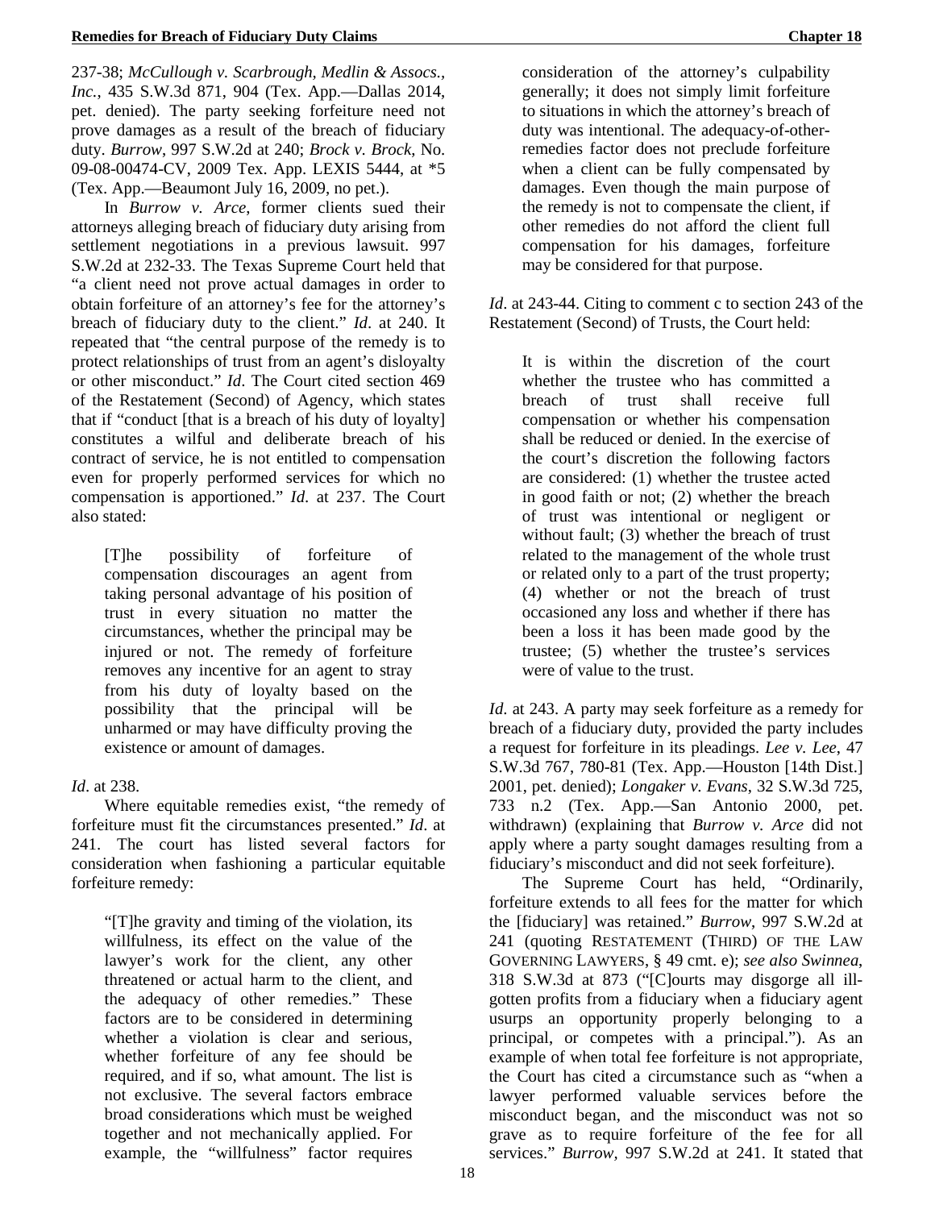237-38; *McCullough v. Scarbrough, Medlin & Assocs., Inc.*, 435 S.W.3d 871, 904 (Tex. App.—Dallas 2014, pet. denied). The party seeking forfeiture need not prove damages as a result of the breach of fiduciary duty. *Burrow*, 997 S.W.2d at 240; *Brock v. Brock*, No. 09-08-00474-CV, 2009 Tex. App. LEXIS 5444, at *5 (Tex. App.—Beaumont July 16, 2009, no pet.).

In *Burrow v. Arce*, former clients sued their attorneys alleging breach of fiduciary duty arising from settlement negotiations in a previous lawsuit. 997 S.W.2d at 232-33. The Texas Supreme Court held that "a client need not prove actual damages in order to obtain forfeiture of an attorney's fee for the attorney's breach of fiduciary duty to the client." *Id*. at 240. It repeated that "the central purpose of the remedy is to protect relationships of trust from an agent's disloyalty or other misconduct." *Id*. The Court cited section 469 of the Restatement (Second) of Agency, which states that if "conduct [that is a breach of his duty of loyalty] constitutes a wilful and deliberate breach of his contract of service, he is not entitled to compensation even for properly performed services for which no compensation is apportioned." *Id.* at 237. The Court also stated:

> [T]he possibility of forfeiture of compensation discourages an agent from taking personal advantage of his position of trust in every situation no matter the circumstances, whether the principal may be injured or not. The remedy of forfeiture removes any incentive for an agent to stray from his duty of loyalty based on the possibility that the principal will be unharmed or may have difficulty proving the existence or amount of damages.

*Id*. at 238.

Where equitable remedies exist, "the remedy of forfeiture must fit the circumstances presented." *Id*. at 241. The court has listed several factors for consideration when fashioning a particular equitable forfeiture remedy:

> "[T]he gravity and timing of the violation, its willfulness, its effect on the value of the lawyer's work for the client, any other threatened or actual harm to the client, and the adequacy of other remedies." These factors are to be considered in determining whether a violation is clear and serious, whether forfeiture of any fee should be required, and if so, what amount. The list is not exclusive. The several factors embrace broad considerations which must be weighed together and not mechanically applied. For example, the "willfulness" factor requires consideration of the attorney's culpability generally; it does not simply limit forfeiture to situations in which the attorney's breach of duty was intentional. The adequacy-of-other-remedies factor does not preclude forfeiture when a client can be fully compensated by damages. Even though the main purpose of the remedy is not to compensate the client, if other remedies do not afford the client full compensation for his damages, forfeiture may be considered for that purpose.

*Id*. at 243-44. Citing to comment c to section 243 of the Restatement (Second) of Trusts, the Court held:

> It is within the discretion of the court whether the trustee who has committed a breach of trust shall receive full compensation or whether his compensation shall be reduced or denied. In the exercise of the court's discretion the following factors are considered: (1) whether the trustee acted in good faith or not; (2) whether the breach of trust was intentional or negligent or without fault; (3) whether the breach of trust related to the management of the whole trust or related only to a part of the trust property; (4) whether or not the breach of trust occasioned any loss and whether if there has been a loss it has been made good by the trustee; (5) whether the trustee's services were of value to the trust.

*Id*. at 243. A party may seek forfeiture as a remedy for breach of a fiduciary duty, provided the party includes a request for forfeiture in its pleadings. *Lee v. Lee*, 47 S.W.3d 767, 780-81 (Tex. App.—Houston [14th Dist.] 2001, pet. denied); *Longaker v. Evans*, 32 S.W.3d 725, 733 n.2 (Tex. App.—San Antonio 2000, pet. withdrawn) (explaining that *Burrow v. Arce* did not apply where a party sought damages resulting from a fiduciary's misconduct and did not seek forfeiture).

The Supreme Court has held, "Ordinarily, forfeiture extends to all fees for the matter for which the [fiduciary] was retained." *Burrow*, 997 S.W.2d at 241 (quoting RESTATEMENT (THIRD) OF THE LAW GOVERNING LAWYERS, § 49 cmt. e); *see also Swinnea*, 318 S.W.3d at 873 ("[C]ourts may disgorge all ill-gotten profits from a fiduciary when a fiduciary agent usurps an opportunity properly belonging to a principal, or competes with a principal."). As an example of when total fee forfeiture is not appropriate, the Court has cited a circumstance such as "when a lawyer performed valuable services before the misconduct began, and the misconduct was not so grave as to require forfeiture of the fee for all services." *Burrow*, 997 S.W.2d at 241. It stated that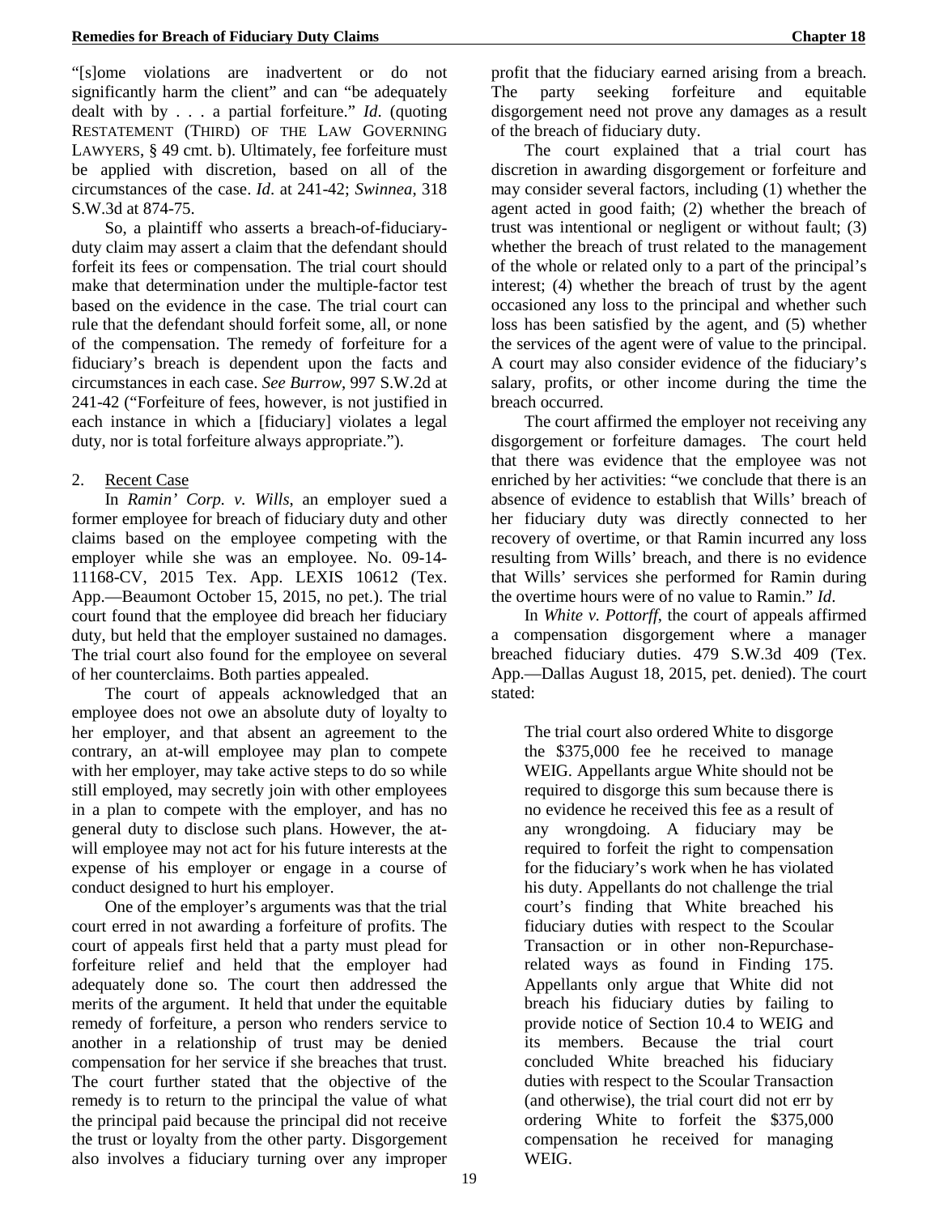"[s]ome violations are inadvertent or do not significantly harm the client" and can "be adequately dealt with by . . . a partial forfeiture." *Id*. (quoting RESTATEMENT (THIRD) OF THE LAW GOVERNING LAWYERS, § 49 cmt. b). Ultimately, fee forfeiture must be applied with discretion, based on all of the circumstances of the case. *Id*. at 241-42; *Swinnea*, 318 S.W.3d at 874-75.

So, a plaintiff who asserts a breach-of-fiduciary-duty claim may assert a claim that the defendant should forfeit its fees or compensation. The trial court should make that determination under the multiple-factor test based on the evidence in the case. The trial court can rule that the defendant should forfeit some, all, or none of the compensation. The remedy of forfeiture for a fiduciary's breach is dependent upon the facts and circumstances in each case. *See Burrow*, 997 S.W.2d at 241-42 ("Forfeiture of fees, however, is not justified in each instance in which a [fiduciary] violates a legal duty, nor is total forfeiture always appropriate.").

2. Recent Case

In *Ramin' Corp. v. Wills*, an employer sued a former employee for breach of fiduciary duty and other claims based on the employee competing with the employer while she was an employee. No. 09-14-11168-CV, 2015 Tex. App. LEXIS 10612 (Tex. App.—Beaumont October 15, 2015, no pet.). The trial court found that the employee did breach her fiduciary duty, but held that the employer sustained no damages. The trial court also found for the employee on several of her counterclaims. Both parties appealed.

The court of appeals acknowledged that an employee does not owe an absolute duty of loyalty to her employer, and that absent an agreement to the contrary, an at-will employee may plan to compete with her employer, may take active steps to do so while still employed, may secretly join with other employees in a plan to compete with the employer, and has no general duty to disclose such plans. However, the at-will employee may not act for his future interests at the expense of his employer or engage in a course of conduct designed to hurt his employer.

One of the employer's arguments was that the trial court erred in not awarding a forfeiture of profits. The court of appeals first held that a party must plead for forfeiture relief and held that the employer had adequately done so. The court then addressed the merits of the argument. It held that under the equitable remedy of forfeiture, a person who renders service to another in a relationship of trust may be denied compensation for her service if she breaches that trust. The court further stated that the objective of the remedy is to return to the principal the value of what the principal paid because the principal did not receive the trust or loyalty from the other party. Disgorgement also involves a fiduciary turning over any improper profit that the fiduciary earned arising from a breach. The party seeking forfeiture and equitable disgorgement need not prove any damages as a result of the breach of fiduciary duty.

The court explained that a trial court has discretion in awarding disgorgement or forfeiture and may consider several factors, including (1) whether the agent acted in good faith; (2) whether the breach of trust was intentional or negligent or without fault; (3) whether the breach of trust related to the management of the whole or related only to a part of the principal's interest; (4) whether the breach of trust by the agent occasioned any loss to the principal and whether such loss has been satisfied by the agent, and (5) whether the services of the agent were of value to the principal. A court may also consider evidence of the fiduciary's salary, profits, or other income during the time the breach occurred.

The court affirmed the employer not receiving any disgorgement or forfeiture damages. The court held that there was evidence that the employee was not enriched by her activities: "we conclude that there is an absence of evidence to establish that Wills' breach of her fiduciary duty was directly connected to her recovery of overtime, or that Ramin incurred any loss resulting from Wills' breach, and there is no evidence that Wills' services she performed for Ramin during the overtime hours were of no value to Ramin." *Id*.

In *White v. Pottorff*, the court of appeals affirmed a compensation disgorgement where a manager breached fiduciary duties. 479 S.W.3d 409 (Tex. App.—Dallas August 18, 2015, pet. denied). The court stated:

> The trial court also ordered White to disgorge the $375,000 fee he received to manage WEIG. Appellants argue White should not be required to disgorge this sum because there is no evidence he received this fee as a result of any wrongdoing. A fiduciary may be required to forfeit the right to compensation for the fiduciary's work when he has violated his duty. Appellants do not challenge the trial court's finding that White breached his fiduciary duties with respect to the Scoular Transaction or in other non-Repurchase-related ways as found in Finding 175. Appellants only argue that White did not breach his fiduciary duties by failing to provide notice of Section 10.4 to WEIG and its members. Because the trial court concluded White breached his fiduciary duties with respect to the Scoular Transaction (and otherwise), the trial court did not err by ordering White to forfeit the $375,000 compensation he received for managing WEIG.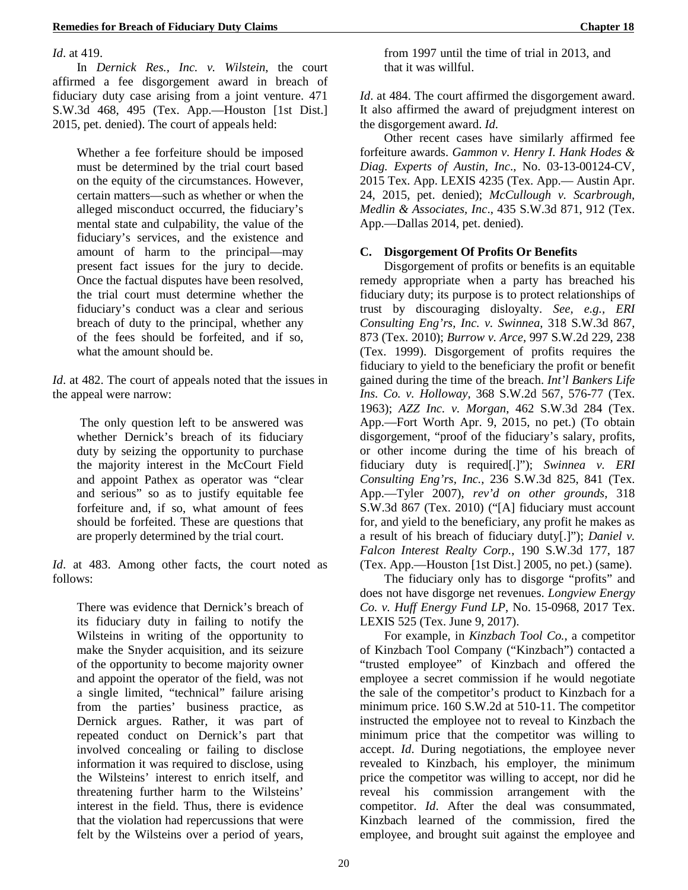*Id*. at 419.

In *Dernick Res., Inc. v. Wilstein*, the court affirmed a fee disgorgement award in breach of fiduciary duty case arising from a joint venture. 471 S.W.3d 468, 495 (Tex. App.—Houston [1st Dist.] 2015, pet. denied). The court of appeals held:

> Whether a fee forfeiture should be imposed must be determined by the trial court based on the equity of the circumstances. However, certain matters—such as whether or when the alleged misconduct occurred, the fiduciary's mental state and culpability, the value of the fiduciary's services, and the existence and amount of harm to the principal—may present fact issues for the jury to decide. Once the factual disputes have been resolved, the trial court must determine whether the fiduciary's conduct was a clear and serious breach of duty to the principal, whether any of the fees should be forfeited, and if so, what the amount should be.

*Id*. at 482. The court of appeals noted that the issues in the appeal were narrow:

> The only question left to be answered was whether Dernick's breach of its fiduciary duty by seizing the opportunity to purchase the majority interest in the McCourt Field and appoint Pathex as operator was "clear and serious" so as to justify equitable fee forfeiture and, if so, what amount of fees should be forfeited. These are questions that are properly determined by the trial court.

*Id*. at 483. Among other facts, the court noted as follows:

> There was evidence that Dernick's breach of its fiduciary duty in failing to notify the Wilsteins in writing of the opportunity to make the Snyder acquisition, and its seizure of the opportunity to become majority owner and appoint the operator of the field, was not a single limited, "technical" failure arising from the parties' business practice, as Dernick argues. Rather, it was part of repeated conduct on Dernick's part that involved concealing or failing to disclose information it was required to disclose, using the Wilsteins' interest to enrich itself, and threatening further harm to the Wilsteins' interest in the field. Thus, there is evidence that the violation had repercussions that were felt by the Wilsteins over a period of years, from 1997 until the time of trial in 2013, and that it was willful.

*Id*. at 484. The court affirmed the disgorgement award. It also affirmed the award of prejudgment interest on the disgorgement award. *Id.*

Other recent cases have similarly affirmed fee forfeiture awards. *Gammon v. Henry I. Hank Hodes & Diag. Experts of Austin, Inc*., No. 03-13-00124-CV, 2015 Tex. App. LEXIS 4235 (Tex. App.— Austin Apr. 24, 2015, pet. denied); *McCullough v. Scarbrough, Medlin & Associates, Inc*., 435 S.W.3d 871, 912 (Tex. App.—Dallas 2014, pet. denied).

### C. Disgorgement Of Profits Or Benefits

Disgorgement of profits or benefits is an equitable remedy appropriate when a party has breached his fiduciary duty; its purpose is to protect relationships of trust by discouraging disloyalty. *See, e.g.*, *ERI Consulting Eng'rs, Inc. v. Swinnea*, 318 S.W.3d 867, 873 (Tex. 2010); *Burrow v. Arce*, 997 S.W.2d 229, 238 (Tex. 1999). Disgorgement of profits requires the fiduciary to yield to the beneficiary the profit or benefit gained during the time of the breach. *Int'l Bankers Life Ins. Co. v. Holloway*, 368 S.W.2d 567, 576-77 (Tex. 1963); *AZZ Inc. v. Morgan*, 462 S.W.3d 284 (Tex. App.—Fort Worth Apr. 9, 2015, no pet.) (To obtain disgorgement, "proof of the fiduciary's salary, profits, or other income during the time of his breach of fiduciary duty is required[.]"); *Swinnea v. ERI Consulting Eng'rs, Inc.*, 236 S.W.3d 825, 841 (Tex. App.—Tyler 2007), *rev'd on other grounds*, 318 S.W.3d 867 (Tex. 2010) ("[A] fiduciary must account for, and yield to the beneficiary, any profit he makes as a result of his breach of fiduciary duty[.]"); *Daniel v. Falcon Interest Realty Corp.*, 190 S.W.3d 177, 187 (Tex. App.—Houston [1st Dist.] 2005, no pet.) (same).

The fiduciary only has to disgorge "profits" and does not have disgorge net revenues. *Longview Energy Co. v. Huff Energy Fund LP*, No. 15-0968, 2017 Tex. LEXIS 525 (Tex. June 9, 2017).

For example, in *Kinzbach Tool Co.*, a competitor of Kinzbach Tool Company ("Kinzbach") contacted a "trusted employee" of Kinzbach and offered the employee a secret commission if he would negotiate the sale of the competitor's product to Kinzbach for a minimum price. 160 S.W.2d at 510-11. The competitor instructed the employee not to reveal to Kinzbach the minimum price that the competitor was willing to accept. *Id*. During negotiations, the employee never revealed to Kinzbach, his employer, the minimum price the competitor was willing to accept, nor did he reveal his commission arrangement with the competitor. *Id*. After the deal was consummated, Kinzbach learned of the commission, fired the employee, and brought suit against the employee and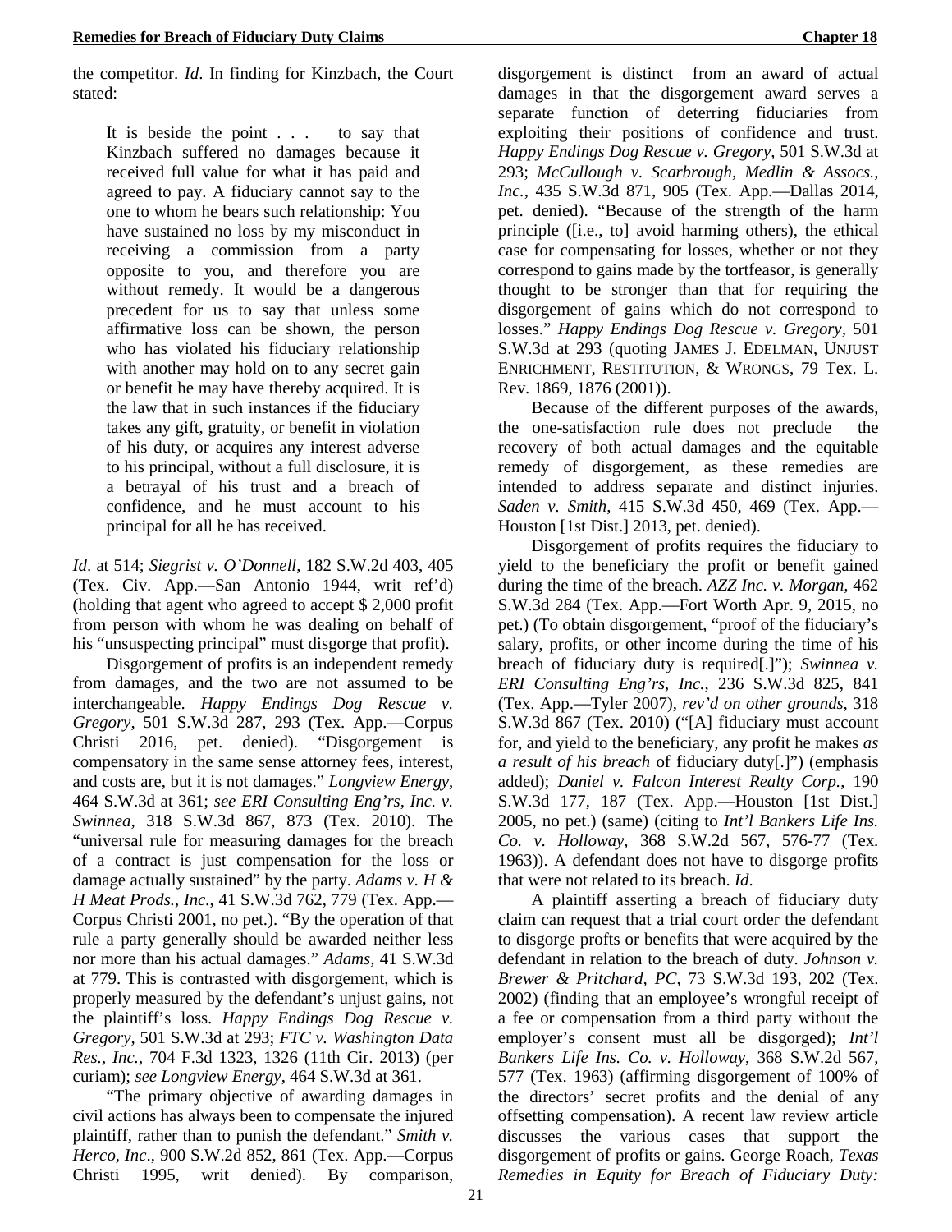the competitor. *Id*. In finding for Kinzbach, the Court stated:

> It is beside the point . . . to say that Kinzbach suffered no damages because it received full value for what it has paid and agreed to pay. A fiduciary cannot say to the one to whom he bears such relationship: You have sustained no loss by my misconduct in receiving a commission from a party opposite to you, and therefore you are without remedy. It would be a dangerous precedent for us to say that unless some affirmative loss can be shown, the person who has violated his fiduciary relationship with another may hold on to any secret gain or benefit he may have thereby acquired. It is the law that in such instances if the fiduciary takes any gift, gratuity, or benefit in violation of his duty, or acquires any interest adverse to his principal, without a full disclosure, it is a betrayal of his trust and a breach of confidence, and he must account to his principal for all he has received.

*Id*. at 514; *Siegrist v. O'Donnell*, 182 S.W.2d 403, 405 (Tex. Civ. App.—San Antonio 1944, writ ref'd) (holding that agent who agreed to accept $ 2,000 profit from person with whom he was dealing on behalf of his "unsuspecting principal" must disgorge that profit).

Disgorgement of profits is an independent remedy from damages, and the two are not assumed to be interchangeable. *Happy Endings Dog Rescue v. Gregory*, 501 S.W.3d 287, 293 (Tex. App.—Corpus Christi 2016, pet. denied). "Disgorgement is compensatory in the same sense attorney fees, interest, and costs are, but it is not damages." *Longview Energy*, 464 S.W.3d at 361; *see ERI Consulting Eng'rs, Inc. v. Swinnea*, 318 S.W.3d 867, 873 (Tex. 2010). The "universal rule for measuring damages for the breach of a contract is just compensation for the loss or damage actually sustained" by the party. *Adams v. H & H Meat Prods., Inc.*, 41 S.W.3d 762, 779 (Tex. App.—Corpus Christi 2001, no pet.). "By the operation of that rule a party generally should be awarded neither less nor more than his actual damages." *Adams*, 41 S.W.3d at 779. This is contrasted with disgorgement, which is properly measured by the defendant's unjust gains, not the plaintiff's loss. *Happy Endings Dog Rescue v. Gregory*, 501 S.W.3d at 293; *FTC v. Washington Data Res., Inc.*, 704 F.3d 1323, 1326 (11th Cir. 2013) (per curiam); *see Longview Energy*, 464 S.W.3d at 361.

"The primary objective of awarding damages in civil actions has always been to compensate the injured plaintiff, rather than to punish the defendant." *Smith v. Herco, Inc*., 900 S.W.2d 852, 861 (Tex. App.—Corpus Christi 1995, writ denied). By comparison, disgorgement is distinct from an award of actual damages in that the disgorgement award serves a separate function of deterring fiduciaries from exploiting their positions of confidence and trust. *Happy Endings Dog Rescue v. Gregory*, 501 S.W.3d at 293; *McCullough v. Scarbrough, Medlin & Assocs., Inc.*, 435 S.W.3d 871, 905 (Tex. App.—Dallas 2014, pet. denied). "Because of the strength of the harm principle ([i.e., to] avoid harming others), the ethical case for compensating for losses, whether or not they correspond to gains made by the tortfeasor, is generally thought to be stronger than that for requiring the disgorgement of gains which do not correspond to losses." *Happy Endings Dog Rescue v. Gregory*, 501 S.W.3d at 293 (quoting JAMES J. EDELMAN, UNJUST ENRICHMENT, RESTITUTION, & WRONGS, 79 Tex. L. Rev. 1869, 1876 (2001)).

Because of the different purposes of the awards, the one-satisfaction rule does not preclude the recovery of both actual damages and the equitable remedy of disgorgement, as these remedies are intended to address separate and distinct injuries. *Saden v. Smith*, 415 S.W.3d 450, 469 (Tex. App.—Houston [1st Dist.] 2013, pet. denied).

Disgorgement of profits requires the fiduciary to yield to the beneficiary the profit or benefit gained during the time of the breach. *AZZ Inc. v. Morgan*, 462 S.W.3d 284 (Tex. App.—Fort Worth Apr. 9, 2015, no pet.) (To obtain disgorgement, "proof of the fiduciary's salary, profits, or other income during the time of his breach of fiduciary duty is required[.]"); *Swinnea v. ERI Consulting Eng'rs, Inc.*, 236 S.W.3d 825, 841 (Tex. App.—Tyler 2007), *rev'd on other grounds,* 318 S.W.3d 867 (Tex. 2010) ("[A] fiduciary must account for, and yield to the beneficiary, any profit he makes *as a result of his breach* of fiduciary duty[.]") (emphasis added); *Daniel v. Falcon Interest Realty Corp.*, 190 S.W.3d 177, 187 (Tex. App.—Houston [1st Dist.] 2005, no pet.) (same) (citing to *Int'l Bankers Life Ins. Co. v. Holloway*, 368 S.W.2d 567, 576-77 (Tex. 1963)). A defendant does not have to disgorge profits that were not related to its breach. *Id*.

A plaintiff asserting a breach of fiduciary duty claim can request that a trial court order the defendant to disgorge profts or benefits that were acquired by the defendant in relation to the breach of duty. *Johnson v. Brewer & Pritchard, PC*, 73 S.W.3d 193, 202 (Tex. 2002) (finding that an employee's wrongful receipt of a fee or compensation from a third party without the employer's consent must all be disgorged); *Int'l Bankers Life Ins. Co. v. Holloway*, 368 S.W.2d 567, 577 (Tex. 1963) (affirming disgorgement of 100% of the directors' secret profits and the denial of any offsetting compensation). A recent law review article discusses the various cases that support the disgorgement of profits or gains. George Roach, *Texas Remedies in Equity for Breach of Fiduciary Duty:*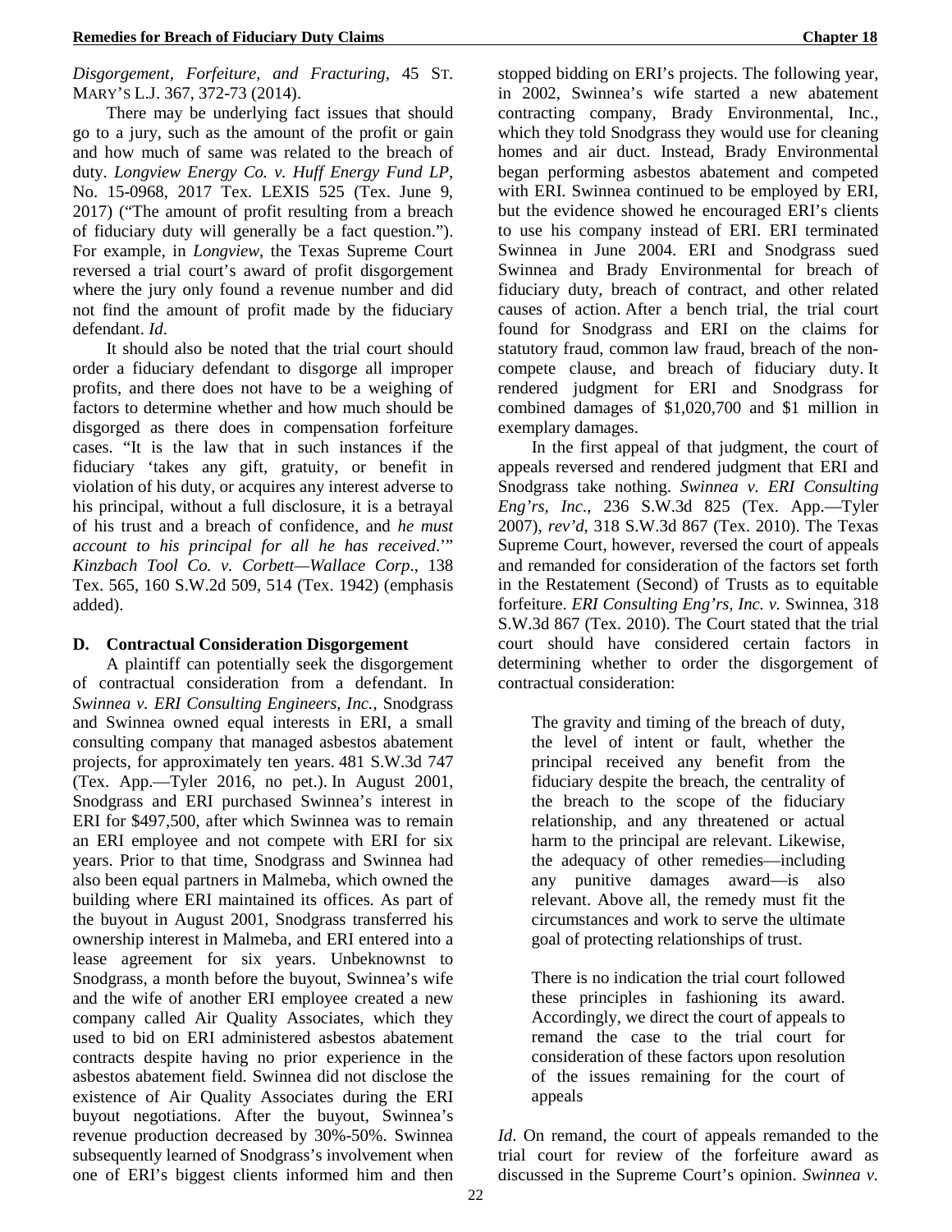*Disgorgement, Forfeiture, and Fracturing*, 45 ST. MARY'S L.J. 367, 372-73 (2014).

There may be underlying fact issues that should go to a jury, such as the amount of the profit or gain and how much of same was related to the breach of duty. *Longview Energy Co. v. Huff Energy Fund LP*, No. 15-0968, 2017 Tex. LEXIS 525 (Tex. June 9, 2017) ("The amount of profit resulting from a breach of fiduciary duty will generally be a fact question."). For example, in *Longview*, the Texas Supreme Court reversed a trial court's award of profit disgorgement where the jury only found a revenue number and did not find the amount of profit made by the fiduciary defendant. *Id*.

It should also be noted that the trial court should order a fiduciary defendant to disgorge all improper profits, and there does not have to be a weighing of factors to determine whether and how much should be disgorged as there does in compensation forfeiture cases. "It is the law that in such instances if the fiduciary 'takes any gift, gratuity, or benefit in violation of his duty, or acquires any interest adverse to his principal, without a full disclosure, it is a betrayal of his trust and a breach of confidence, and *he must account to his principal for all he has received*.'" *Kinzbach Tool Co. v. Corbett—Wallace Corp*., 138 Tex. 565, 160 S.W.2d 509, 514 (Tex. 1942) (emphasis added).

### D. Contractual Consideration Disgorgement

A plaintiff can potentially seek the disgorgement of contractual consideration from a defendant. In *Swinnea v. ERI Consulting Engineers, Inc.*, Snodgrass and Swinnea owned equal interests in ERI, a small consulting company that managed asbestos abatement projects, for approximately ten years. 481 S.W.3d 747 (Tex. App.—Tyler 2016, no pet.). In August 2001, Snodgrass and ERI purchased Swinnea's interest in ERI for $497,500, after which Swinnea was to remain an ERI employee and not compete with ERI for six years. Prior to that time, Snodgrass and Swinnea had also been equal partners in Malmeba, which owned the building where ERI maintained its offices. As part of the buyout in August 2001, Snodgrass transferred his ownership interest in Malmeba, and ERI entered into a lease agreement for six years. Unbeknownst to Snodgrass, a month before the buyout, Swinnea's wife and the wife of another ERI employee created a new company called Air Quality Associates, which they used to bid on ERI administered asbestos abatement contracts despite having no prior experience in the asbestos abatement field. Swinnea did not disclose the existence of Air Quality Associates during the ERI buyout negotiations. After the buyout, Swinnea's revenue production decreased by 30%-50%. Swinnea subsequently learned of Snodgrass's involvement when one of ERI's biggest clients informed him and then stopped bidding on ERI's projects. The following year, in 2002, Swinnea's wife started a new abatement contracting company, Brady Environmental, Inc., which they told Snodgrass they would use for cleaning homes and air duct. Instead, Brady Environmental began performing asbestos abatement and competed with ERI. Swinnea continued to be employed by ERI, but the evidence showed he encouraged ERI's clients to use his company instead of ERI. ERI terminated Swinnea in June 2004. ERI and Snodgrass sued Swinnea and Brady Environmental for breach of fiduciary duty, breach of contract, and other related causes of action. After a bench trial, the trial court found for Snodgrass and ERI on the claims for statutory fraud, common law fraud, breach of the non-compete clause, and breach of fiduciary duty. It rendered judgment for ERI and Snodgrass for combined damages of $1,020,700 and $1 million in exemplary damages.

In the first appeal of that judgment, the court of appeals reversed and rendered judgment that ERI and Snodgrass take nothing. *Swinnea v. ERI Consulting Eng'rs, Inc.*, 236 S.W.3d 825 (Tex. App.—Tyler 2007), *rev'd*, 318 S.W.3d 867 (Tex. 2010). The Texas Supreme Court, however, reversed the court of appeals and remanded for consideration of the factors set forth in the Restatement (Second) of Trusts as to equitable forfeiture. *ERI Consulting Eng'rs, Inc. v.* Swinnea, 318 S.W.3d 867 (Tex. 2010). The Court stated that the trial court should have considered certain factors in determining whether to order the disgorgement of contractual consideration:

> The gravity and timing of the breach of duty, the level of intent or fault, whether the principal received any benefit from the fiduciary despite the breach, the centrality of the breach to the scope of the fiduciary relationship, and any threatened or actual harm to the principal are relevant. Likewise, the adequacy of other remedies—including any punitive damages award—is also relevant. Above all, the remedy must fit the circumstances and work to serve the ultimate goal of protecting relationships of trust.
>
> There is no indication the trial court followed these principles in fashioning its award. Accordingly, we direct the court of appeals to remand the case to the trial court for consideration of these factors upon resolution of the issues remaining for the court of appeals

*Id*. On remand, the court of appeals remanded to the trial court for review of the forfeiture award as discussed in the Supreme Court's opinion. *Swinnea v.*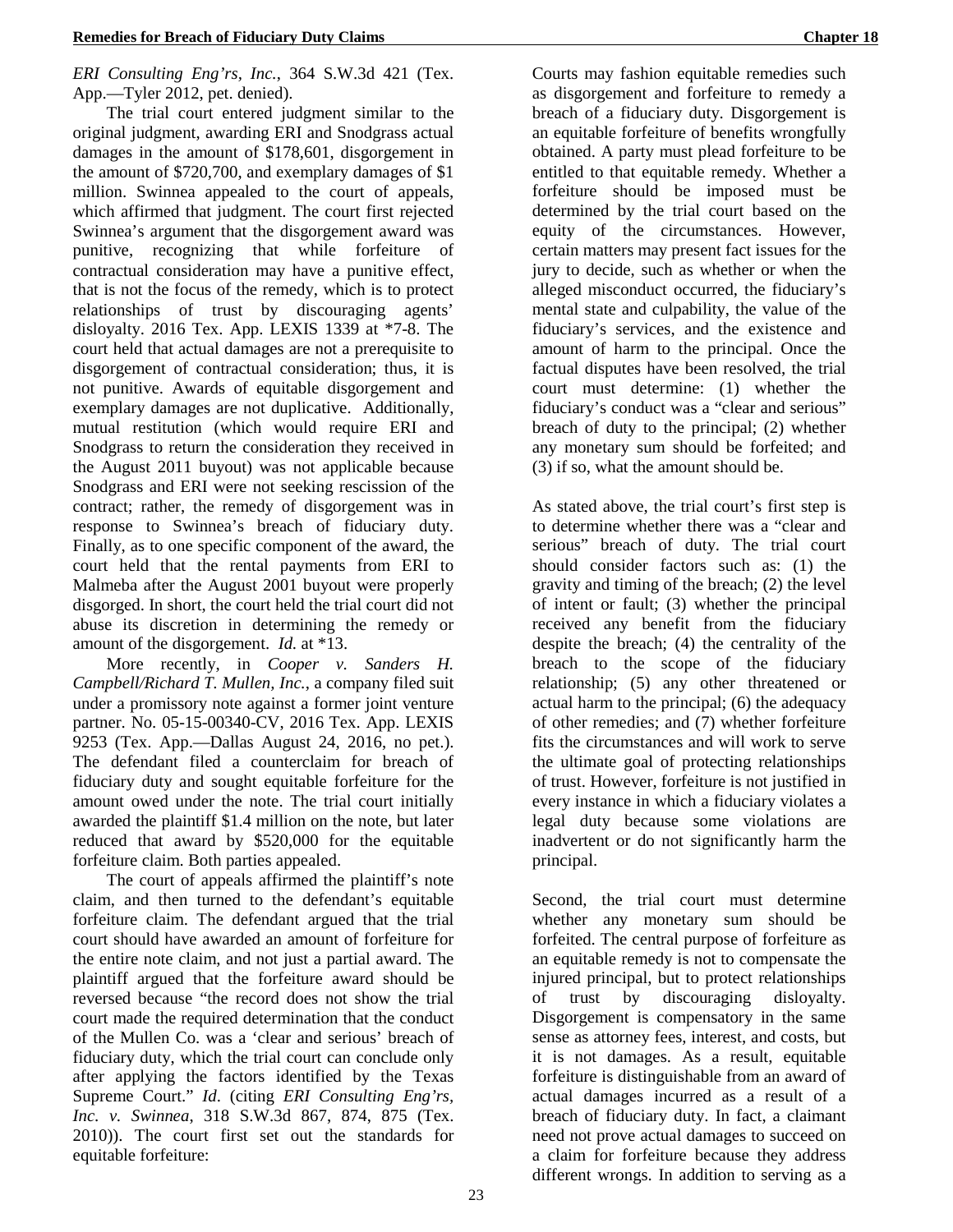*ERI Consulting Eng'rs, Inc.*, 364 S.W.3d 421 (Tex. App.—Tyler 2012, pet. denied).

The trial court entered judgment similar to the original judgment, awarding ERI and Snodgrass actual damages in the amount of $178,601, disgorgement in the amount of $720,700, and exemplary damages of $1 million. Swinnea appealed to the court of appeals, which affirmed that judgment. The court first rejected Swinnea's argument that the disgorgement award was punitive, recognizing that while forfeiture of contractual consideration may have a punitive effect, that is not the focus of the remedy, which is to protect relationships of trust by discouraging agents' disloyalty. 2016 Tex. App. LEXIS 1339 at *7-8. The court held that actual damages are not a prerequisite to disgorgement of contractual consideration; thus, it is not punitive. Awards of equitable disgorgement and exemplary damages are not duplicative. Additionally, mutual restitution (which would require ERI and Snodgrass to return the consideration they received in the August 2011 buyout) was not applicable because Snodgrass and ERI were not seeking rescission of the contract; rather, the remedy of disgorgement was in response to Swinnea's breach of fiduciary duty. Finally, as to one specific component of the award, the court held that the rental payments from ERI to Malmeba after the August 2001 buyout were properly disgorged. In short, the court held the trial court did not abuse its discretion in determining the remedy or amount of the disgorgement. *Id.* at *13.

More recently, in *Cooper v. Sanders H. Campbell/Richard T. Mullen, Inc.*, a company filed suit under a promissory note against a former joint venture partner. No. 05-15-00340-CV, 2016 Tex. App. LEXIS 9253 (Tex. App.—Dallas August 24, 2016, no pet.). The defendant filed a counterclaim for breach of fiduciary duty and sought equitable forfeiture for the amount owed under the note. The trial court initially awarded the plaintiff $1.4 million on the note, but later reduced that award by $520,000 for the equitable forfeiture claim. Both parties appealed.

The court of appeals affirmed the plaintiff's note claim, and then turned to the defendant's equitable forfeiture claim. The defendant argued that the trial court should have awarded an amount of forfeiture for the entire note claim, and not just a partial award. The plaintiff argued that the forfeiture award should be reversed because "the record does not show the trial court made the required determination that the conduct of the Mullen Co. was a 'clear and serious' breach of fiduciary duty, which the trial court can conclude only after applying the factors identified by the Texas Supreme Court." *Id.* (citing *ERI Consulting Eng'rs, Inc. v. Swinnea*, 318 S.W.3d 867, 874, 875 (Tex. 2010)). The court first set out the standards for equitable forfeiture:

> Courts may fashion equitable remedies such as disgorgement and forfeiture to remedy a breach of a fiduciary duty. Disgorgement is an equitable forfeiture of benefits wrongfully obtained. A party must plead forfeiture to be entitled to that equitable remedy. Whether a forfeiture should be imposed must be determined by the trial court based on the equity of the circumstances. However, certain matters may present fact issues for the jury to decide, such as whether or when the alleged misconduct occurred, the fiduciary's mental state and culpability, the value of the fiduciary's services, and the existence and amount of harm to the principal. Once the factual disputes have been resolved, the trial court must determine: (1) whether the fiduciary's conduct was a "clear and serious" breach of duty to the principal; (2) whether any monetary sum should be forfeited; and (3) if so, what the amount should be.
>
> As stated above, the trial court's first step is to determine whether there was a "clear and serious" breach of duty. The trial court should consider factors such as: (1) the gravity and timing of the breach; (2) the level of intent or fault; (3) whether the principal received any benefit from the fiduciary despite the breach; (4) the centrality of the breach to the scope of the fiduciary relationship; (5) any other threatened or actual harm to the principal; (6) the adequacy of other remedies; and (7) whether forfeiture fits the circumstances and will work to serve the ultimate goal of protecting relationships of trust. However, forfeiture is not justified in every instance in which a fiduciary violates a legal duty because some violations are inadvertent or do not significantly harm the principal.
>
> Second, the trial court must determine whether any monetary sum should be forfeited. The central purpose of forfeiture as an equitable remedy is not to compensate the injured principal, but to protect relationships of trust by discouraging disloyalty. Disgorgement is compensatory in the same sense as attorney fees, interest, and costs, but it is not damages. As a result, equitable forfeiture is distinguishable from an award of actual damages incurred as a result of a breach of fiduciary duty. In fact, a claimant need not prove actual damages to succeed on a claim for forfeiture because they address different wrongs. In addition to serving as a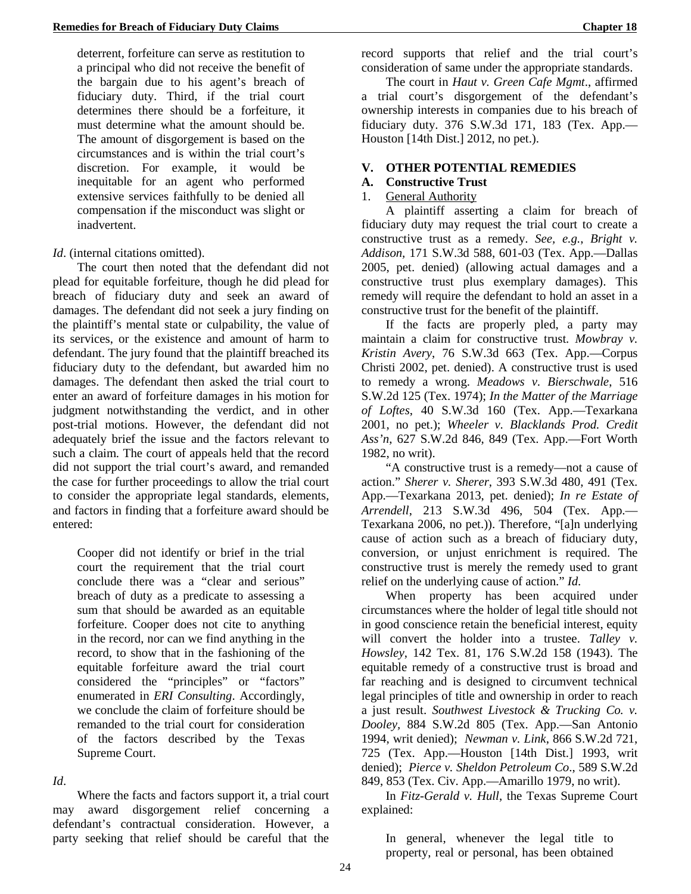> deterrent, forfeiture can serve as restitution to a principal who did not receive the benefit of the bargain due to his agent's breach of fiduciary duty. Third, if the trial court determines there should be a forfeiture, it must determine what the amount should be. The amount of disgorgement is based on the circumstances and is within the trial court's discretion. For example, it would be inequitable for an agent who performed extensive services faithfully to be denied all compensation if the misconduct was slight or inadvertent.

*Id*. (internal citations omitted).

The court then noted that the defendant did not plead for equitable forfeiture, though he did plead for breach of fiduciary duty and seek an award of damages. The defendant did not seek a jury finding on the plaintiff's mental state or culpability, the value of its services, or the existence and amount of harm to defendant. The jury found that the plaintiff breached its fiduciary duty to the defendant, but awarded him no damages. The defendant then asked the trial court to enter an award of forfeiture damages in his motion for judgment notwithstanding the verdict, and in other post-trial motions. However, the defendant did not adequately brief the issue and the factors relevant to such a claim. The court of appeals held that the record did not support the trial court's award, and remanded the case for further proceedings to allow the trial court to consider the appropriate legal standards, elements, and factors in finding that a forfeiture award should be entered:

> Cooper did not identify or brief in the trial court the requirement that the trial court conclude there was a "clear and serious" breach of duty as a predicate to assessing a sum that should be awarded as an equitable forfeiture. Cooper does not cite to anything in the record, nor can we find anything in the record, to show that in the fashioning of the equitable forfeiture award the trial court considered the "principles" or "factors" enumerated in *ERI Consulting*. Accordingly, we conclude the claim of forfeiture should be remanded to the trial court for consideration of the factors described by the Texas Supreme Court.

*Id*.

Where the facts and factors support it, a trial court may award disgorgement relief concerning a defendant's contractual consideration. However, a party seeking that relief should be careful that the record supports that relief and the trial court's consideration of same under the appropriate standards.

The court in *Haut v. Green Cafe Mgmt*., affirmed a trial court's disgorgement of the defendant's ownership interests in companies due to his breach of fiduciary duty. 376 S.W.3d 171, 183 (Tex. App.—Houston [14th Dist.] 2012, no pet.).

## V. OTHER POTENTIAL REMEDIES

### A. Constructive Trust

#### 1. General Authority

A plaintiff asserting a claim for breach of fiduciary duty may request the trial court to create a constructive trust as a remedy. *See, e.g.*, *Bright v. Addison*, 171 S.W.3d 588, 601-03 (Tex. App.—Dallas 2005, pet. denied) (allowing actual damages and a constructive trust plus exemplary damages). This remedy will require the defendant to hold an asset in a constructive trust for the benefit of the plaintiff.

If the facts are properly pled, a party may maintain a claim for constructive trust. *Mowbray v. Kristin Avery*, 76 S.W.3d 663 (Tex. App.—Corpus Christi 2002, pet. denied). A constructive trust is used to remedy a wrong. *Meadows v. Bierschwale*, 516 S.W.2d 125 (Tex. 1974); *In the Matter of the Marriage of Loftes*, 40 S.W.3d 160 (Tex. App.—Texarkana 2001, no pet.); *Wheeler v. Blacklands Prod. Credit Ass'n*, 627 S.W.2d 846, 849 (Tex. App.—Fort Worth 1982, no writ).

"A constructive trust is a remedy—not a cause of action." *Sherer v. Sherer*, 393 S.W.3d 480, 491 (Tex. App.—Texarkana 2013, pet. denied); *In re Estate of Arrendell*, 213 S.W.3d 496, 504 (Tex. App.—Texarkana 2006, no pet.)). Therefore, "[a]n underlying cause of action such as a breach of fiduciary duty, conversion, or unjust enrichment is required. The constructive trust is merely the remedy used to grant relief on the underlying cause of action." *Id*.

When property has been acquired under circumstances where the holder of legal title should not in good conscience retain the beneficial interest, equity will convert the holder into a trustee. *Talley v. Howsley*, 142 Tex. 81, 176 S.W.2d 158 (1943). The equitable remedy of a constructive trust is broad and far reaching and is designed to circumvent technical legal principles of title and ownership in order to reach a just result. *Southwest Livestock & Trucking Co. v. Dooley*, 884 S.W.2d 805 (Tex. App.—San Antonio 1994, writ denied); *Newman v. Link*, 866 S.W.2d 721, 725 (Tex. App.—Houston [14th Dist.] 1993, writ denied); *Pierce v. Sheldon Petroleum Co*., 589 S.W.2d 849, 853 (Tex. Civ. App.—Amarillo 1979, no writ).

In *Fitz-Gerald v. Hull*, the Texas Supreme Court explained:

> In general, whenever the legal title to property, real or personal, has been obtained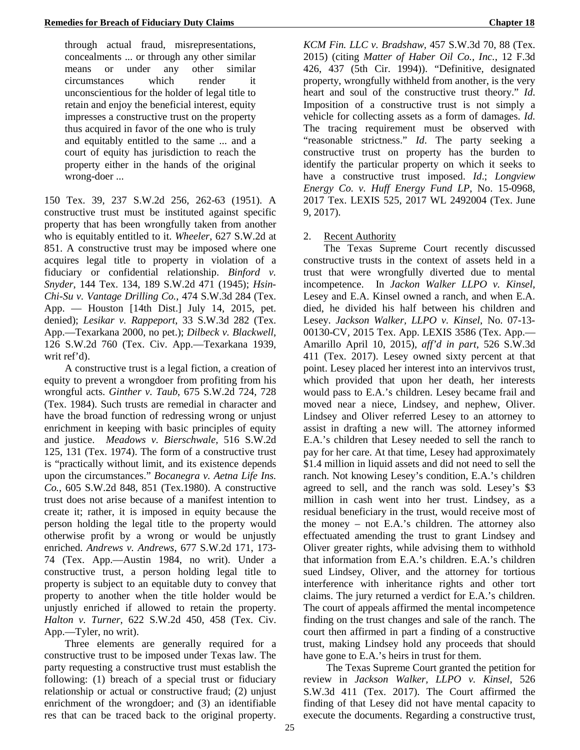> through actual fraud, misrepresentations, concealments ... or through any other similar means or under any other similar circumstances which render it unconscientious for the holder of legal title to retain and enjoy the beneficial interest, equity impresses a constructive trust on the property thus acquired in favor of the one who is truly and equitably entitled to the same ... and a court of equity has jurisdiction to reach the property either in the hands of the original wrong-doer ...

150 Tex. 39, 237 S.W.2d 256, 262-63 (1951). A constructive trust must be instituted against specific property that has been wrongfully taken from another who is equitably entitled to it. *Wheeler*, 627 S.W.2d at 851. A constructive trust may be imposed where one acquires legal title to property in violation of a fiduciary or confidential relationship. *Binford v. Snyder*, 144 Tex. 134, 189 S.W.2d 471 (1945); *Hsin-Chi-Su v. Vantage Drilling Co.*, 474 S.W.3d 284 (Tex. App. — Houston [14th Dist.] July 14, 2015, pet. denied); *Lesikar v. Rappeport*, 33 S.W.3d 282 (Tex. App.—Texarkana 2000, no pet.); *Dilbeck v. Blackwell*, 126 S.W.2d 760 (Tex. Civ. App.—Texarkana 1939, writ ref'd).

A constructive trust is a legal fiction, a creation of equity to prevent a wrongdoer from profiting from his wrongful acts. *Ginther v. Taub*, 675 S.W.2d 724, 728 (Tex. 1984). Such trusts are remedial in character and have the broad function of redressing wrong or unjust enrichment in keeping with basic principles of equity and justice. *Meadows v. Bierschwale*, 516 S.W.2d 125, 131 (Tex. 1974). The form of a constructive trust is "practically without limit, and its existence depends upon the circumstances." *Bocanegra v. Aetna Life Ins. Co.*, 605 S.W.2d 848, 851 (Tex.1980). A constructive trust does not arise because of a manifest intention to create it; rather, it is imposed in equity because the person holding the legal title to the property would otherwise profit by a wrong or would be unjustly enriched. *Andrews v. Andrews*, 677 S.W.2d 171, 173-74 (Tex. App.—Austin 1984, no writ). Under a constructive trust, a person holding legal title to property is subject to an equitable duty to convey that property to another when the title holder would be unjustly enriched if allowed to retain the property. *Halton v. Turner*, 622 S.W.2d 450, 458 (Tex. Civ. App.—Tyler, no writ).

Three elements are generally required for a constructive trust to be imposed under Texas law. The party requesting a constructive trust must establish the following: (1) breach of a special trust or fiduciary relationship or actual or constructive fraud; (2) unjust enrichment of the wrongdoer; and (3) an identifiable res that can be traced back to the original property. *KCM Fin. LLC v. Bradshaw*, 457 S.W.3d 70, 88 (Tex. 2015) (citing *Matter of Haber Oil Co., Inc.*, 12 F.3d 426, 437 (5th Cir. 1994)). "Definitive, designated property, wrongfully withheld from another, is the very heart and soul of the constructive trust theory." *Id.* Imposition of a constructive trust is not simply a vehicle for collecting assets as a form of damages. *Id.* The tracing requirement must be observed with "reasonable strictness." *Id*. The party seeking a constructive trust on property has the burden to identify the particular property on which it seeks to have a constructive trust imposed. *Id*.; *Longview Energy Co. v. Huff Energy Fund LP*, No. 15-0968, 2017 Tex. LEXIS 525, 2017 WL 2492004 (Tex. June 9, 2017).

2. Recent Authority

The Texas Supreme Court recently discussed constructive trusts in the context of assets held in a trust that were wrongfully diverted due to mental incompetence. In *Jackon Walker LLPO v. Kinsel*, Lesey and E.A. Kinsel owned a ranch, and when E.A. died, he divided his half between his children and Lesey. *Jackson Walker, LLPO v. Kinsel*, No. 07-13-00130-CV, 2015 Tex. App. LEXIS 3586 (Tex. App.—Amarillo April 10, 2015), *aff'd in part*, 526 S.W.3d 411 (Tex. 2017). Lesey owned sixty percent at that point. Lesey placed her interest into an intervivos trust, which provided that upon her death, her interests would pass to E.A.'s children. Lesey became frail and moved near a niece, Lindsey, and nephew, Oliver. Lindsey and Oliver referred Lesey to an attorney to assist in drafting a new will. The attorney informed E.A.'s children that Lesey needed to sell the ranch to pay for her care. At that time, Lesey had approximately $1.4 million in liquid assets and did not need to sell the ranch. Not knowing Lesey's condition, E.A.'s children agreed to sell, and the ranch was sold. Lesey's $3 million in cash went into her trust. Lindsey, as a residual beneficiary in the trust, would receive most of the money – not E.A.'s children. The attorney also effectuated amending the trust to grant Lindsey and Oliver greater rights, while advising them to withhold that information from E.A.'s children. E.A.'s children sued Lindsey, Oliver, and the attorney for tortious interference with inheritance rights and other tort claims. The jury returned a verdict for E.A.'s children. The court of appeals affirmed the mental incompetence finding on the trust changes and sale of the ranch. The court then affirmed in part a finding of a constructive trust, making Lindsey hold any proceeds that should have gone to E.A.'s heirs in trust for them.

The Texas Supreme Court granted the petition for review in *Jackson Walker, LLPO v. Kinsel*, 526 S.W.3d 411 (Tex. 2017). The Court affirmed the finding of that Lesey did not have mental capacity to execute the documents. Regarding a constructive trust,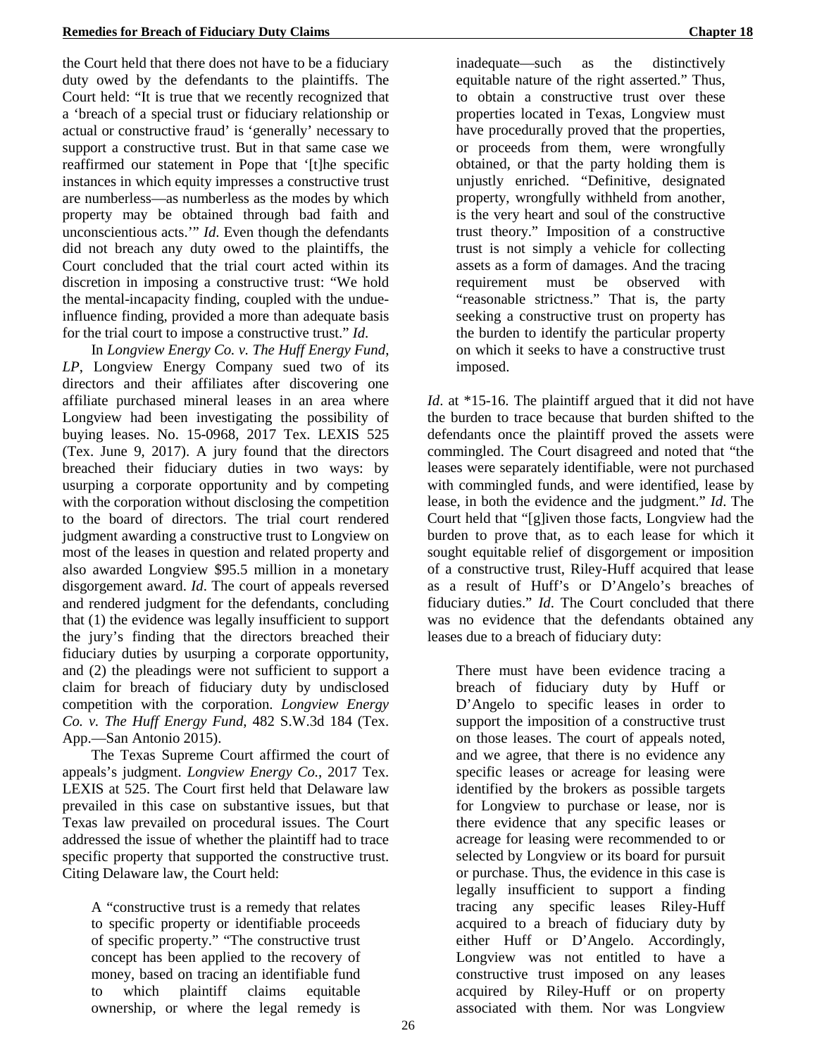the Court held that there does not have to be a fiduciary duty owed by the defendants to the plaintiffs. The Court held: "It is true that we recently recognized that a 'breach of a special trust or fiduciary relationship or actual or constructive fraud' is 'generally' necessary to support a constructive trust. But in that same case we reaffirmed our statement in Pope that '[t]he specific instances in which equity impresses a constructive trust are numberless—as numberless as the modes by which property may be obtained through bad faith and unconscientious acts.'" *Id*. Even though the defendants did not breach any duty owed to the plaintiffs, the Court concluded that the trial court acted within its discretion in imposing a constructive trust: "We hold the mental-incapacity finding, coupled with the undue-influence finding, provided a more than adequate basis for the trial court to impose a constructive trust." *Id*.

In *Longview Energy Co. v. The Huff Energy Fund, LP*, Longview Energy Company sued two of its directors and their affiliates after discovering one affiliate purchased mineral leases in an area where Longview had been investigating the possibility of buying leases. No. 15-0968, 2017 Tex. LEXIS 525 (Tex. June 9, 2017). A jury found that the directors breached their fiduciary duties in two ways: by usurping a corporate opportunity and by competing with the corporation without disclosing the competition to the board of directors. The trial court rendered judgment awarding a constructive trust to Longview on most of the leases in question and related property and also awarded Longview $95.5 million in a monetary disgorgement award. *Id*. The court of appeals reversed and rendered judgment for the defendants, concluding that (1) the evidence was legally insufficient to support the jury's finding that the directors breached their fiduciary duties by usurping a corporate opportunity, and (2) the pleadings were not sufficient to support a claim for breach of fiduciary duty by undisclosed competition with the corporation. *Longview Energy Co. v. The Huff Energy Fund*, 482 S.W.3d 184 (Tex. App.—San Antonio 2015).

The Texas Supreme Court affirmed the court of appeals's judgment. *Longview Energy Co.*, 2017 Tex. LEXIS at 525. The Court first held that Delaware law prevailed in this case on substantive issues, but that Texas law prevailed on procedural issues. The Court addressed the issue of whether the plaintiff had to trace specific property that supported the constructive trust. Citing Delaware law, the Court held:

> A "constructive trust is a remedy that relates to specific property or identifiable proceeds of specific property." "The constructive trust concept has been applied to the recovery of money, based on tracing an identifiable fund to which plaintiff claims equitable ownership, or where the legal remedy is inadequate—such as the distinctively equitable nature of the right asserted." Thus, to obtain a constructive trust over these properties located in Texas, Longview must have procedurally proved that the properties, or proceeds from them, were wrongfully obtained, or that the party holding them is unjustly enriched. "Definitive, designated property, wrongfully withheld from another, is the very heart and soul of the constructive trust theory." Imposition of a constructive trust is not simply a vehicle for collecting assets as a form of damages. And the tracing requirement must be observed with "reasonable strictness." That is, the party seeking a constructive trust on property has the burden to identify the particular property on which it seeks to have a constructive trust imposed.

*Id*. at *15-16. The plaintiff argued that it did not have the burden to trace because that burden shifted to the defendants once the plaintiff proved the assets were commingled. The Court disagreed and noted that "the leases were separately identifiable, were not purchased with commingled funds, and were identified, lease by lease, in both the evidence and the judgment." *Id*. The Court held that "[g]iven those facts, Longview had the burden to prove that, as to each lease for which it sought equitable relief of disgorgement or imposition of a constructive trust, Riley-Huff acquired that lease as a result of Huff's or D'Angelo's breaches of fiduciary duties." *Id*. The Court concluded that there was no evidence that the defendants obtained any leases due to a breach of fiduciary duty:

> There must have been evidence tracing a breach of fiduciary duty by Huff or D'Angelo to specific leases in order to support the imposition of a constructive trust on those leases. The court of appeals noted, and we agree, that there is no evidence any specific leases or acreage for leasing were identified by the brokers as possible targets for Longview to purchase or lease, nor is there evidence that any specific leases or acreage for leasing were recommended to or selected by Longview or its board for pursuit or purchase. Thus, the evidence in this case is legally insufficient to support a finding tracing any specific leases Riley-Huff acquired to a breach of fiduciary duty by either Huff or D'Angelo. Accordingly, Longview was not entitled to have a constructive trust imposed on any leases acquired by Riley-Huff or on property associated with them. Nor was Longview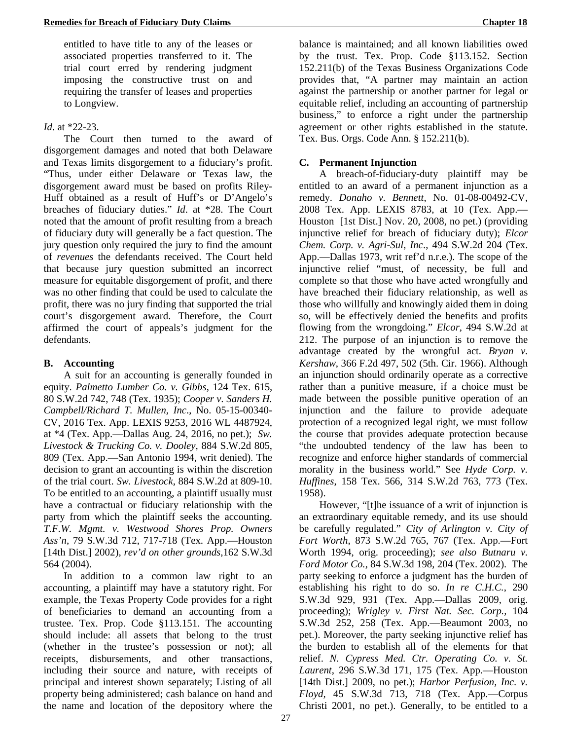entitled to have title to any of the leases or associated properties transferred to it. The trial court erred by rendering judgment imposing the constructive trust on and requiring the transfer of leases and properties to Longview.

*Id*. at *22-23.

The Court then turned to the award of disgorgement damages and noted that both Delaware and Texas limits disgorgement to a fiduciary's profit. "Thus, under either Delaware or Texas law, the disgorgement award must be based on profits Riley-Huff obtained as a result of Huff's or D'Angelo's breaches of fiduciary duties." *Id*. at *28. The Court noted that the amount of profit resulting from a breach of fiduciary duty will generally be a fact question. The jury question only required the jury to find the amount of *revenues* the defendants received. The Court held that because jury question submitted an incorrect measure for equitable disgorgement of profit, and there was no other finding that could be used to calculate the profit, there was no jury finding that supported the trial court's disgorgement award. Therefore, the Court affirmed the court of appeals's judgment for the defendants.

## B. Accounting

A suit for an accounting is generally founded in equity. *Palmetto Lumber Co. v. Gibbs*, 124 Tex. 615, 80 S.W.2d 742, 748 (Tex. 1935); *Cooper v. Sanders H. Campbell/Richard T. Mullen, Inc*., No. 05-15-00340-CV, 2016 Tex. App. LEXIS 9253, 2016 WL 4487924, at *4 (Tex. App.—Dallas Aug. 24, 2016, no pet.); *Sw. Livestock & Trucking Co. v. Dooley*, 884 S.W.2d 805, 809 (Tex. App.—San Antonio 1994, writ denied). The decision to grant an accounting is within the discretion of the trial court. *Sw. Livestock*, 884 S.W.2d at 809-10. To be entitled to an accounting, a plaintiff usually must have a contractual or fiduciary relationship with the party from which the plaintiff seeks the accounting. *T.F.W. Mgmt. v. Westwood Shores Prop. Owners Ass'n*, 79 S.W.3d 712, 717-718 (Tex. App.—Houston [14th Dist.] 2002), *rev'd on other grounds*,162 S.W.3d 564 (2004).

In addition to a common law right to an accounting, a plaintiff may have a statutory right. For example, the Texas Property Code provides for a right of beneficiaries to demand an accounting from a trustee. Tex. Prop. Code §113.151. The accounting should include: all assets that belong to the trust (whether in the trustee's possession or not); all receipts, disbursements, and other transactions, including their source and nature, with receipts of principal and interest shown separately; Listing of all property being administered; cash balance on hand and the name and location of the depository where the balance is maintained; and all known liabilities owed by the trust. Tex. Prop. Code §113.152. Section 152.211(b) of the Texas Business Organizations Code provides that, "A partner may maintain an action against the partnership or another partner for legal or equitable relief, including an accounting of partnership business," to enforce a right under the partnership agreement or other rights established in the statute. Tex. Bus. Orgs. Code Ann. § 152.211(b).

## C. Permanent Injunction

A breach-of-fiduciary-duty plaintiff may be entitled to an award of a permanent injunction as a remedy. *Donaho v. Bennett*, No. 01-08-00492-CV, 2008 Tex. App. LEXIS 8783, at 10 (Tex. App.—Houston [1st Dist.] Nov. 20, 2008, no pet.) (providing injunctive relief for breach of fiduciary duty); *Elcor Chem. Corp. v. Agri-Sul, Inc*., 494 S.W.2d 204 (Tex. App.—Dallas 1973, writ ref'd n.r.e.). The scope of the injunctive relief "must, of necessity, be full and complete so that those who have acted wrongfully and have breached their fiduciary relationship, as well as those who willfully and knowingly aided them in doing so, will be effectively denied the benefits and profits flowing from the wrongdoing." *Elcor*, 494 S.W.2d at 212. The purpose of an injunction is to remove the advantage created by the wrongful act. *Bryan v. Kershaw*, 366 F.2d 497, 502 (5th. Cir. 1966). Although an injunction should ordinarily operate as a corrective rather than a punitive measure, if a choice must be made between the possible punitive operation of an injunction and the failure to provide adequate protection of a recognized legal right, we must follow the course that provides adequate protection because "the undoubted tendency of the law has been to recognize and enforce higher standards of commercial morality in the business world." See *Hyde Corp. v. Huffines*, 158 Tex. 566, 314 S.W.2d 763, 773 (Tex. 1958).

However, "[t]he issuance of a writ of injunction is an extraordinary equitable remedy, and its use should be carefully regulated." *City of Arlington v. City of Fort Worth*, 873 S.W.2d 765, 767 (Tex. App.—Fort Worth 1994, orig. proceeding); *see also Butnaru v. Ford Motor Co.*, 84 S.W.3d 198, 204 (Tex. 2002). The party seeking to enforce a judgment has the burden of establishing his right to do so. *In re C.H.C.*, 290 S.W.3d 929, 931 (Tex. App.—Dallas 2009, orig. proceeding); *Wrigley v. First Nat. Sec. Corp.*, 104 S.W.3d 252, 258 (Tex. App.—Beaumont 2003, no pet.). Moreover, the party seeking injunctive relief has the burden to establish all of the elements for that relief. *N. Cypress Med. Ctr. Operating Co. v. St. Laurent*, 296 S.W.3d 171, 175 (Tex. App.—Houston [14th Dist.] 2009, no pet.); *Harbor Perfusion, Inc. v. Floyd*, 45 S.W.3d 713, 718 (Tex. App.—Corpus Christi 2001, no pet.). Generally, to be entitled to a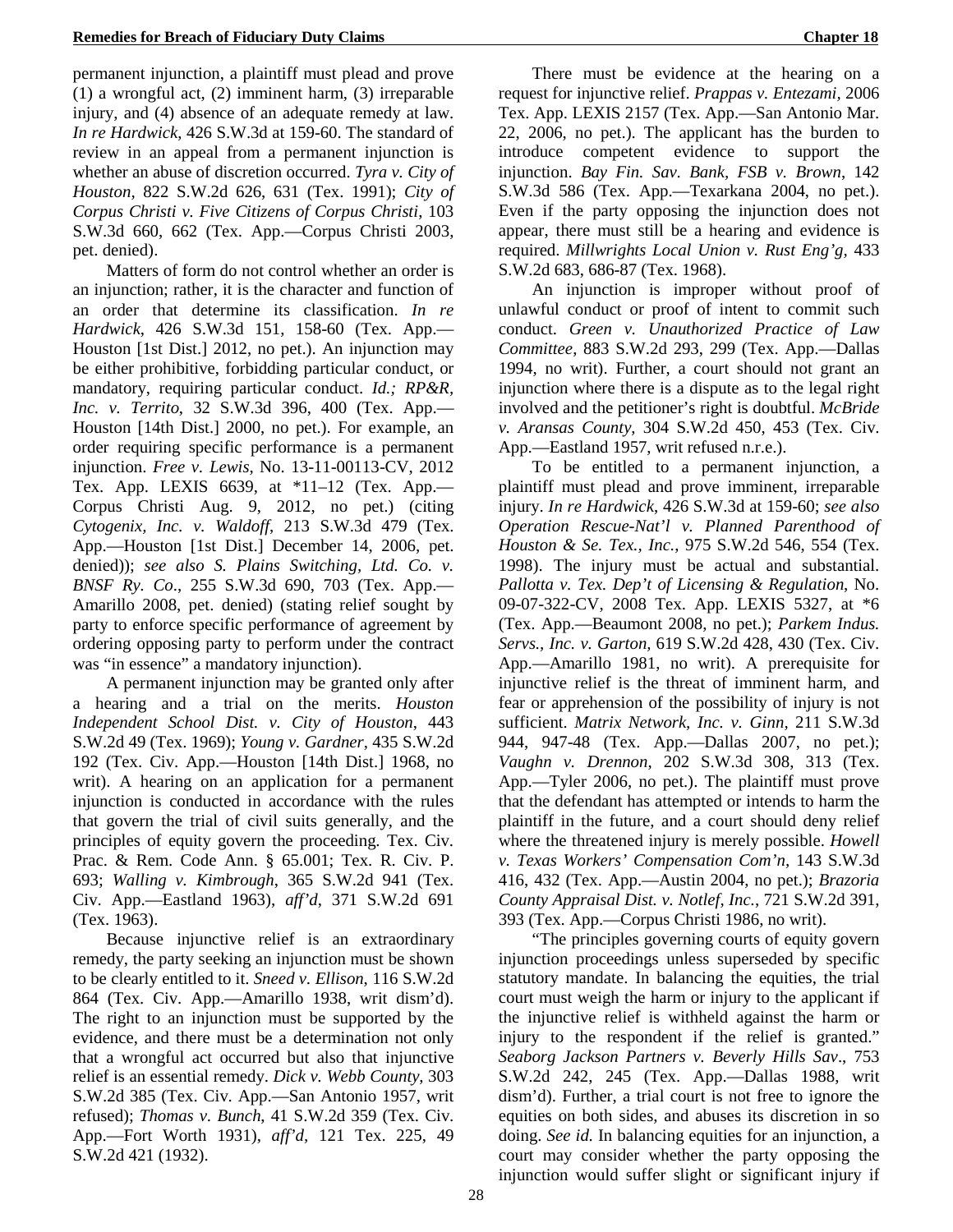permanent injunction, a plaintiff must plead and prove (1) a wrongful act, (2) imminent harm, (3) irreparable injury, and (4) absence of an adequate remedy at law. *In re Hardwick*, 426 S.W.3d at 159-60. The standard of review in an appeal from a permanent injunction is whether an abuse of discretion occurred. *Tyra v. City of Houston*, 822 S.W.2d 626, 631 (Tex. 1991); *City of Corpus Christi v. Five Citizens of Corpus Christi*, 103 S.W.3d 660, 662 (Tex. App.—Corpus Christi 2003, pet. denied).

Matters of form do not control whether an order is an injunction; rather, it is the character and function of an order that determine its classification. *In re Hardwick*, 426 S.W.3d 151, 158-60 (Tex. App.—Houston [1st Dist.] 2012, no pet.). An injunction may be either prohibitive, forbidding particular conduct, or mandatory, requiring particular conduct. *Id.; RP&R, Inc. v. Territo*, 32 S.W.3d 396, 400 (Tex. App.—Houston [14th Dist.] 2000, no pet.). For example, an order requiring specific performance is a permanent injunction. *Free v. Lewis*, No. 13-11-00113-CV, 2012 Tex. App. LEXIS 6639, at *11–12 (Tex. App.—Corpus Christi Aug. 9, 2012, no pet.) (citing *Cytogenix, Inc. v. Waldoff*, 213 S.W.3d 479 (Tex. App.—Houston [1st Dist.] December 14, 2006, pet. denied)); *see also S. Plains Switching, Ltd. Co. v. BNSF Ry. Co*., 255 S.W.3d 690, 703 (Tex. App.—Amarillo 2008, pet. denied) (stating relief sought by party to enforce specific performance of agreement by ordering opposing party to perform under the contract was "in essence" a mandatory injunction).

A permanent injunction may be granted only after a hearing and a trial on the merits. *Houston Independent School Dist. v. City of Houston*, 443 S.W.2d 49 (Tex. 1969); *Young v. Gardner*, 435 S.W.2d 192 (Tex. Civ. App.—Houston [14th Dist.] 1968, no writ). A hearing on an application for a permanent injunction is conducted in accordance with the rules that govern the trial of civil suits generally, and the principles of equity govern the proceeding. Tex. Civ. Prac. & Rem. Code Ann. § 65.001; Tex. R. Civ. P. 693; *Walling v. Kimbrough*, 365 S.W.2d 941 (Tex. Civ. App.—Eastland 1963), *aff'd*, 371 S.W.2d 691 (Tex. 1963).

Because injunctive relief is an extraordinary remedy, the party seeking an injunction must be shown to be clearly entitled to it. *Sneed v. Ellison*, 116 S.W.2d 864 (Tex. Civ. App.—Amarillo 1938, writ dism'd). The right to an injunction must be supported by the evidence, and there must be a determination not only that a wrongful act occurred but also that injunctive relief is an essential remedy. *Dick v. Webb County*, 303 S.W.2d 385 (Tex. Civ. App.—San Antonio 1957, writ refused); *Thomas v. Bunch*, 41 S.W.2d 359 (Tex. Civ. App.—Fort Worth 1931), *aff'd*, 121 Tex. 225, 49 S.W.2d 421 (1932).

There must be evidence at the hearing on a request for injunctive relief. *Prappas v. Entezami*, 2006 Tex. App. LEXIS 2157 (Tex. App.—San Antonio Mar. 22, 2006, no pet.). The applicant has the burden to introduce competent evidence to support the injunction. *Bay Fin. Sav. Bank, FSB v. Brown*, 142 S.W.3d 586 (Tex. App.—Texarkana 2004, no pet.). Even if the party opposing the injunction does not appear, there must still be a hearing and evidence is required. *Millwrights Local Union v. Rust Eng'g*, 433 S.W.2d 683, 686-87 (Tex. 1968).

An injunction is improper without proof of unlawful conduct or proof of intent to commit such conduct. *Green v. Unauthorized Practice of Law Committee*, 883 S.W.2d 293, 299 (Tex. App.—Dallas 1994, no writ). Further, a court should not grant an injunction where there is a dispute as to the legal right involved and the petitioner's right is doubtful. *McBride v. Aransas County*, 304 S.W.2d 450, 453 (Tex. Civ. App.—Eastland 1957, writ refused n.r.e.).

To be entitled to a permanent injunction, a plaintiff must plead and prove imminent, irreparable injury. *In re Hardwick*, 426 S.W.3d at 159-60; *see also Operation Rescue-Nat'l v. Planned Parenthood of Houston & Se. Tex., Inc.*, 975 S.W.2d 546, 554 (Tex. 1998). The injury must be actual and substantial. *Pallotta v. Tex. Dep't of Licensing & Regulation*, No. 09-07-322-CV, 2008 Tex. App. LEXIS 5327, at *6 (Tex. App.—Beaumont 2008, no pet.); *Parkem Indus. Servs., Inc. v. Garton*, 619 S.W.2d 428, 430 (Tex. Civ. App.—Amarillo 1981, no writ). A prerequisite for injunctive relief is the threat of imminent harm, and fear or apprehension of the possibility of injury is not sufficient. *Matrix Network, Inc. v. Ginn*, 211 S.W.3d 944, 947-48 (Tex. App.—Dallas 2007, no pet.); *Vaughn v. Drennon*, 202 S.W.3d 308, 313 (Tex. App.—Tyler 2006, no pet.). The plaintiff must prove that the defendant has attempted or intends to harm the plaintiff in the future, and a court should deny relief where the threatened injury is merely possible. *Howell v. Texas Workers' Compensation Com'n*, 143 S.W.3d 416, 432 (Tex. App.—Austin 2004, no pet.); *Brazoria County Appraisal Dist. v. Notlef, Inc.*, 721 S.W.2d 391, 393 (Tex. App.—Corpus Christi 1986, no writ).

"The principles governing courts of equity govern injunction proceedings unless superseded by specific statutory mandate. In balancing the equities, the trial court must weigh the harm or injury to the applicant if the injunctive relief is withheld against the harm or injury to the respondent if the relief is granted." *Seaborg Jackson Partners v. Beverly Hills Sav*., 753 S.W.2d 242, 245 (Tex. App.—Dallas 1988, writ dism'd). Further, a trial court is not free to ignore the equities on both sides, and abuses its discretion in so doing. *See id.* In balancing equities for an injunction, a court may consider whether the party opposing the injunction would suffer slight or significant injury if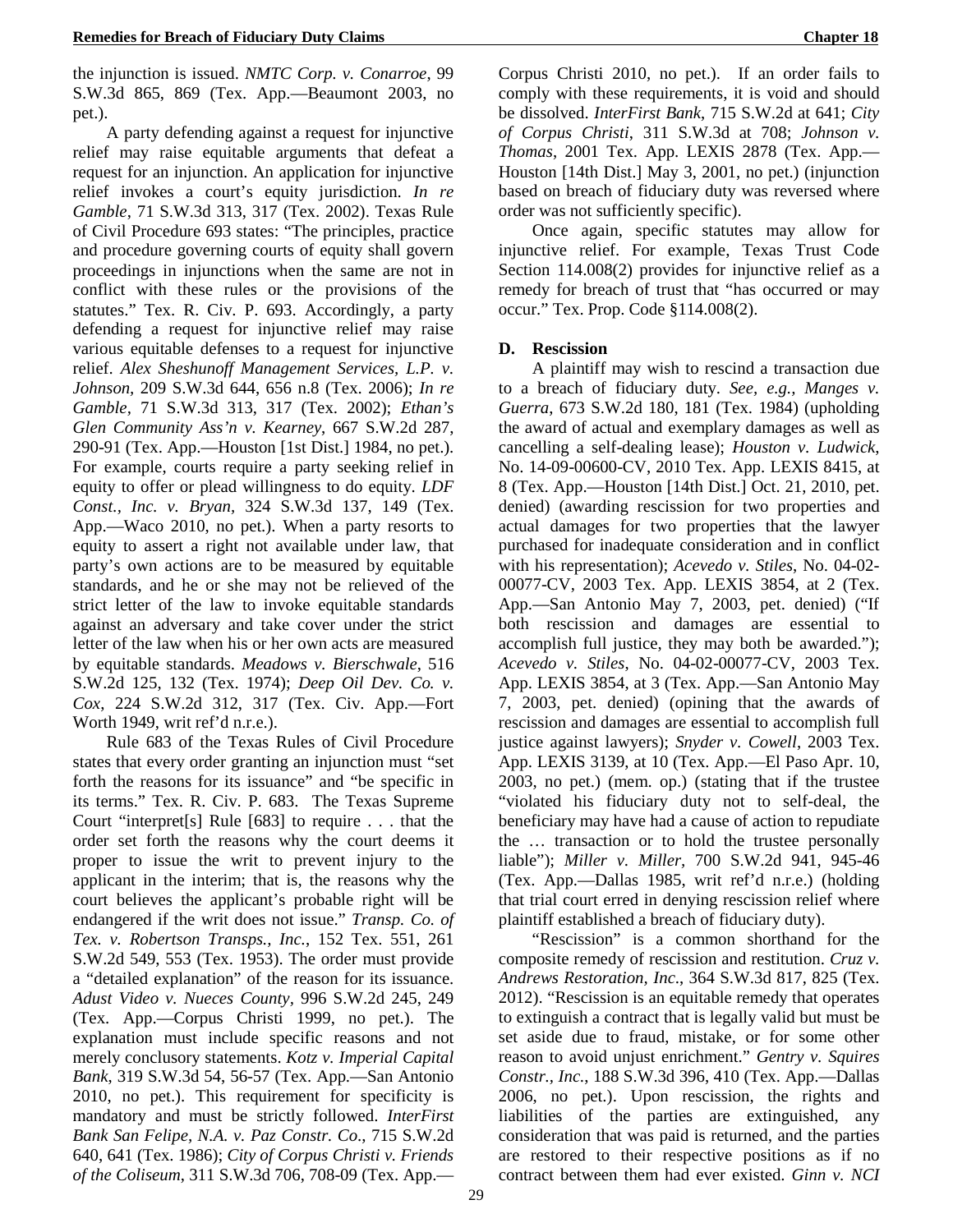the injunction is issued. *NMTC Corp. v. Conarroe*, 99 S.W.3d 865, 869 (Tex. App.—Beaumont 2003, no pet.).

A party defending against a request for injunctive relief may raise equitable arguments that defeat a request for an injunction. An application for injunctive relief invokes a court's equity jurisdiction. *In re Gamble*, 71 S.W.3d 313, 317 (Tex. 2002). Texas Rule of Civil Procedure 693 states: "The principles, practice and procedure governing courts of equity shall govern proceedings in injunctions when the same are not in conflict with these rules or the provisions of the statutes." Tex. R. Civ. P. 693. Accordingly, a party defending a request for injunctive relief may raise various equitable defenses to a request for injunctive relief. *Alex Sheshunoff Management Services, L.P. v. Johnson,* 209 S.W.3d 644, 656 n.8 (Tex. 2006); *In re Gamble,* 71 S.W.3d 313, 317 (Tex. 2002); *Ethan's Glen Community Ass'n v. Kearney*, 667 S.W.2d 287, 290-91 (Tex. App.—Houston [1st Dist.] 1984, no pet.). For example, courts require a party seeking relief in equity to offer or plead willingness to do equity. *LDF Const., Inc. v. Bryan,* 324 S.W.3d 137, 149 (Tex. App.—Waco 2010, no pet.). When a party resorts to equity to assert a right not available under law, that party's own actions are to be measured by equitable standards, and he or she may not be relieved of the strict letter of the law to invoke equitable standards against an adversary and take cover under the strict letter of the law when his or her own acts are measured by equitable standards. *Meadows v. Bierschwale*, 516 S.W.2d 125, 132 (Tex. 1974); *Deep Oil Dev. Co. v. Cox*, 224 S.W.2d 312, 317 (Tex. Civ. App.—Fort Worth 1949, writ ref'd n.r.e.).

Rule 683 of the Texas Rules of Civil Procedure states that every order granting an injunction must "set forth the reasons for its issuance" and "be specific in its terms." Tex. R. Civ. P. 683. The Texas Supreme Court "interpret[s] Rule [683] to require . . . that the order set forth the reasons why the court deems it proper to issue the writ to prevent injury to the applicant in the interim; that is, the reasons why the court believes the applicant's probable right will be endangered if the writ does not issue." *Transp. Co. of Tex. v. Robertson Transps., Inc.*, 152 Tex. 551, 261 S.W.2d 549, 553 (Tex. 1953). The order must provide a "detailed explanation" of the reason for its issuance. *Adust Video v. Nueces County*, 996 S.W.2d 245, 249 (Tex. App.—Corpus Christi 1999, no pet.). The explanation must include specific reasons and not merely conclusory statements. *Kotz v. Imperial Capital Bank*, 319 S.W.3d 54, 56-57 (Tex. App.—San Antonio 2010, no pet.). This requirement for specificity is mandatory and must be strictly followed. *InterFirst Bank San Felipe, N.A. v. Paz Constr. Co*., 715 S.W.2d 640, 641 (Tex. 1986); *City of Corpus Christi v. Friends of the Coliseum*, 311 S.W.3d 706, 708-09 (Tex. App.—Corpus Christi 2010, no pet.). If an order fails to comply with these requirements, it is void and should be dissolved. *InterFirst Bank*, 715 S.W.2d at 641; *City of Corpus Christi*, 311 S.W.3d at 708; *Johnson v. Thomas*, 2001 Tex. App. LEXIS 2878 (Tex. App.—Houston [14th Dist.] May 3, 2001, no pet.) (injunction based on breach of fiduciary duty was reversed where order was not sufficiently specific).

Once again, specific statutes may allow for injunctive relief. For example, Texas Trust Code Section 114.008(2) provides for injunctive relief as a remedy for breach of trust that "has occurred or may occur." Tex. Prop. Code §114.008(2).

### D. Rescission

A plaintiff may wish to rescind a transaction due to a breach of fiduciary duty. *See, e.g., Manges v. Guerra*, 673 S.W.2d 180, 181 (Tex. 1984) (upholding the award of actual and exemplary damages as well as cancelling a self-dealing lease); *Houston v. Ludwick*, No. 14-09-00600-CV, 2010 Tex. App. LEXIS 8415, at 8 (Tex. App.—Houston [14th Dist.] Oct. 21, 2010, pet. denied) (awarding rescission for two properties and actual damages for two properties that the lawyer purchased for inadequate consideration and in conflict with his representation); *Acevedo v. Stiles*, No. 04-02-00077-CV, 2003 Tex. App. LEXIS 3854, at 2 (Tex. App.—San Antonio May 7, 2003, pet. denied) ("If both rescission and damages are essential to accomplish full justice, they may both be awarded."); *Acevedo v. Stiles*, No. 04-02-00077-CV, 2003 Tex. App. LEXIS 3854, at 3 (Tex. App.—San Antonio May 7, 2003, pet. denied) (opining that the awards of rescission and damages are essential to accomplish full justice against lawyers); *Snyder v. Cowell*, 2003 Tex. App. LEXIS 3139, at 10 (Tex. App.—El Paso Apr. 10, 2003, no pet.) (mem. op.) (stating that if the trustee "violated his fiduciary duty not to self-deal, the beneficiary may have had a cause of action to repudiate the … transaction or to hold the trustee personally liable"); *Miller v. Miller*, 700 S.W.2d 941, 945-46 (Tex. App.—Dallas 1985, writ ref'd n.r.e.) (holding that trial court erred in denying rescission relief where plaintiff established a breach of fiduciary duty).

"Rescission" is a common shorthand for the composite remedy of rescission and restitution. *Cruz v. Andrews Restoration, Inc*., 364 S.W.3d 817, 825 (Tex. 2012). "Rescission is an equitable remedy that operates to extinguish a contract that is legally valid but must be set aside due to fraud, mistake, or for some other reason to avoid unjust enrichment." *Gentry v. Squires Constr., Inc.*, 188 S.W.3d 396, 410 (Tex. App.—Dallas 2006, no pet.). Upon rescission, the rights and liabilities of the parties are extinguished, any consideration that was paid is returned, and the parties are restored to their respective positions as if no contract between them had ever existed. *Ginn v. NCI*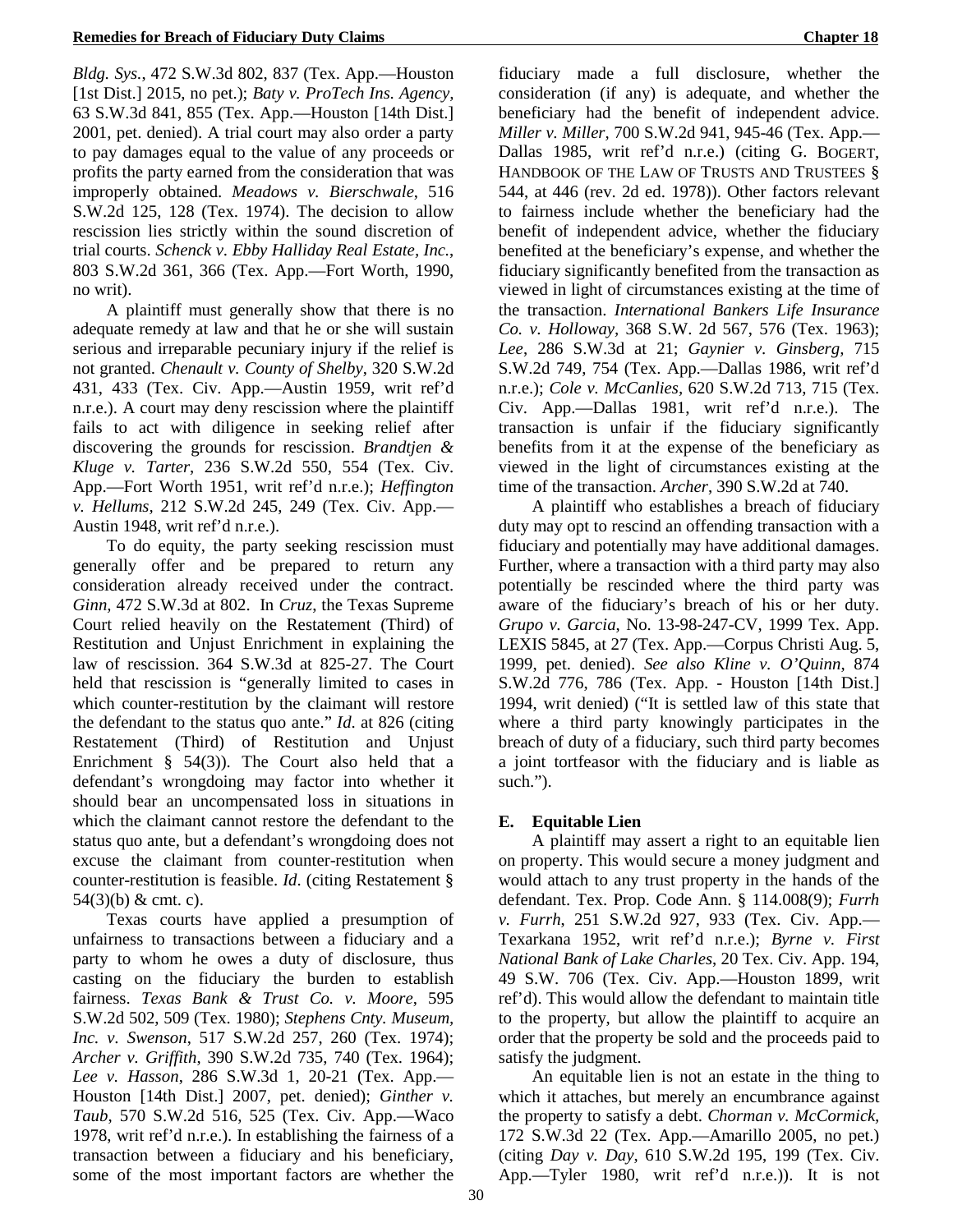*Bldg. Sys.*, 472 S.W.3d 802, 837 (Tex. App.—Houston [1st Dist.] 2015, no pet.); *Baty v. ProTech Ins. Agency*, 63 S.W.3d 841, 855 (Tex. App.—Houston [14th Dist.] 2001, pet. denied). A trial court may also order a party to pay damages equal to the value of any proceeds or profits the party earned from the consideration that was improperly obtained. *Meadows v. Bierschwale*, 516 S.W.2d 125, 128 (Tex. 1974). The decision to allow rescission lies strictly within the sound discretion of trial courts. *Schenck v. Ebby Halliday Real Estate, Inc.*, 803 S.W.2d 361, 366 (Tex. App.—Fort Worth, 1990, no writ).

A plaintiff must generally show that there is no adequate remedy at law and that he or she will sustain serious and irreparable pecuniary injury if the relief is not granted. *Chenault v. County of Shelby*, 320 S.W.2d 431, 433 (Tex. Civ. App.—Austin 1959, writ ref'd n.r.e.). A court may deny rescission where the plaintiff fails to act with diligence in seeking relief after discovering the grounds for rescission. *Brandtjen & Kluge v. Tarter*, 236 S.W.2d 550, 554 (Tex. Civ. App.—Fort Worth 1951, writ ref'd n.r.e.); *Heffington v. Hellums*, 212 S.W.2d 245, 249 (Tex. Civ. App.—Austin 1948, writ ref'd n.r.e.).

To do equity, the party seeking rescission must generally offer and be prepared to return any consideration already received under the contract. *Ginn*, 472 S.W.3d at 802. In *Cruz*, the Texas Supreme Court relied heavily on the Restatement (Third) of Restitution and Unjust Enrichment in explaining the law of rescission. 364 S.W.3d at 825-27. The Court held that rescission is "generally limited to cases in which counter-restitution by the claimant will restore the defendant to the status quo ante." *Id*. at 826 (citing Restatement (Third) of Restitution and Unjust Enrichment § 54(3)). The Court also held that a defendant's wrongdoing may factor into whether it should bear an uncompensated loss in situations in which the claimant cannot restore the defendant to the status quo ante, but a defendant's wrongdoing does not excuse the claimant from counter-restitution when counter-restitution is feasible. *Id*. (citing Restatement § 54(3)(b) & cmt. c).

Texas courts have applied a presumption of unfairness to transactions between a fiduciary and a party to whom he owes a duty of disclosure, thus casting on the fiduciary the burden to establish fairness. *Texas Bank & Trust Co. v. Moore*, 595 S.W.2d 502, 509 (Tex. 1980); *Stephens Cnty. Museum, Inc. v. Swenson*, 517 S.W.2d 257, 260 (Tex. 1974); *Archer v. Griffith*, 390 S.W.2d 735, 740 (Tex. 1964); *Lee v. Hasson*, 286 S.W.3d 1, 20-21 (Tex. App.—Houston [14th Dist.] 2007, pet. denied); *Ginther v. Taub*, 570 S.W.2d 516, 525 (Tex. Civ. App.—Waco 1978, writ ref'd n.r.e.). In establishing the fairness of a transaction between a fiduciary and his beneficiary, some of the most important factors are whether the fiduciary made a full disclosure, whether the consideration (if any) is adequate, and whether the beneficiary had the benefit of independent advice. *Miller v. Miller*, 700 S.W.2d 941, 945-46 (Tex. App.—Dallas 1985, writ ref'd n.r.e.) (citing G. BOGERT, HANDBOOK OF THE LAW OF TRUSTS AND TRUSTEES § 544, at 446 (rev. 2d ed. 1978)). Other factors relevant to fairness include whether the beneficiary had the benefit of independent advice, whether the fiduciary benefited at the beneficiary's expense, and whether the fiduciary significantly benefited from the transaction as viewed in light of circumstances existing at the time of the transaction. *International Bankers Life Insurance Co. v. Holloway*, 368 S.W. 2d 567, 576 (Tex. 1963); *Lee*, 286 S.W.3d at 21; *Gaynier v. Ginsberg*, 715 S.W.2d 749, 754 (Tex. App.—Dallas 1986, writ ref'd n.r.e.); *Cole v. McCanlies*, 620 S.W.2d 713, 715 (Tex. Civ. App.—Dallas 1981, writ ref'd n.r.e.). The transaction is unfair if the fiduciary significantly benefits from it at the expense of the beneficiary as viewed in the light of circumstances existing at the time of the transaction. *Archer*, 390 S.W.2d at 740.

A plaintiff who establishes a breach of fiduciary duty may opt to rescind an offending transaction with a fiduciary and potentially may have additional damages. Further, where a transaction with a third party may also potentially be rescinded where the third party was aware of the fiduciary's breach of his or her duty. *Grupo v. Garcia*, No. 13-98-247-CV, 1999 Tex. App. LEXIS 5845, at 27 (Tex. App.—Corpus Christi Aug. 5, 1999, pet. denied). *See also Kline v. O'Quinn*, 874 S.W.2d 776, 786 (Tex. App. - Houston [14th Dist.] 1994, writ denied) ("It is settled law of this state that where a third party knowingly participates in the breach of duty of a fiduciary, such third party becomes a joint tortfeasor with the fiduciary and is liable as such.").

### E. Equitable Lien

A plaintiff may assert a right to an equitable lien on property. This would secure a money judgment and would attach to any trust property in the hands of the defendant. Tex. Prop. Code Ann. § 114.008(9); *Furrh v. Furrh*, 251 S.W.2d 927, 933 (Tex. Civ. App.—Texarkana 1952, writ ref'd n.r.e.); *Byrne v. First National Bank of Lake Charles*, 20 Tex. Civ. App. 194, 49 S.W. 706 (Tex. Civ. App.—Houston 1899, writ ref'd). This would allow the defendant to maintain title to the property, but allow the plaintiff to acquire an order that the property be sold and the proceeds paid to satisfy the judgment.

An equitable lien is not an estate in the thing to which it attaches, but merely an encumbrance against the property to satisfy a debt. *Chorman v. McCormick*, 172 S.W.3d 22 (Tex. App.—Amarillo 2005, no pet.) (citing *Day v. Day*, 610 S.W.2d 195, 199 (Tex. Civ. App.—Tyler 1980, writ ref'd n.r.e.)). It is not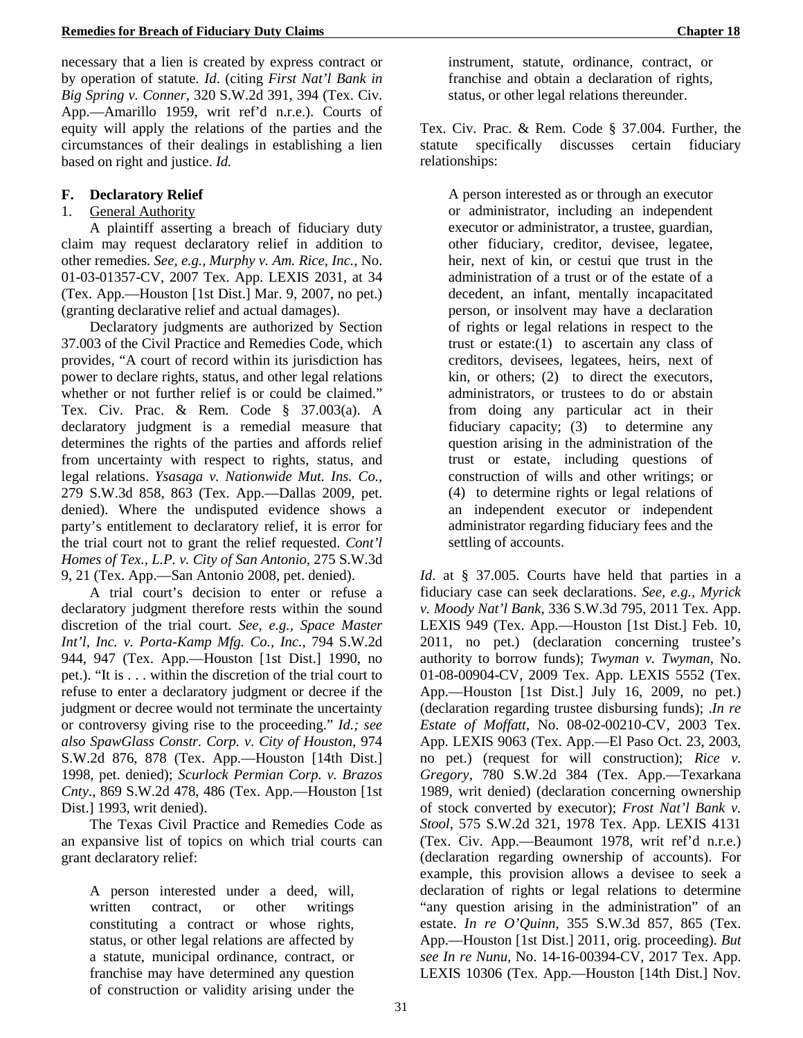necessary that a lien is created by express contract or by operation of statute. *Id*. (citing *First Nat'l Bank in Big Spring v. Conner*, 320 S.W.2d 391, 394 (Tex. Civ. App.—Amarillo 1959, writ ref'd n.r.e.). Courts of equity will apply the relations of the parties and the circumstances of their dealings in establishing a lien based on right and justice. *Id.*

### F. Declaratory Relief

1. General Authority

A plaintiff asserting a breach of fiduciary duty claim may request declaratory relief in addition to other remedies. *See, e.g., Murphy v. Am. Rice, Inc.*, No. 01-03-01357-CV, 2007 Tex. App. LEXIS 2031, at 34 (Tex. App.—Houston [1st Dist.] Mar. 9, 2007, no pet.) (granting declarative relief and actual damages).

Declaratory judgments are authorized by Section 37.003 of the Civil Practice and Remedies Code, which provides, "A court of record within its jurisdiction has power to declare rights, status, and other legal relations whether or not further relief is or could be claimed." Tex. Civ. Prac. & Rem. Code § 37.003(a). A declaratory judgment is a remedial measure that determines the rights of the parties and affords relief from uncertainty with respect to rights, status, and legal relations. *Ysasaga v. Nationwide Mut. Ins. Co.,* 279 S.W.3d 858, 863 (Tex. App.—Dallas 2009, pet. denied). Where the undisputed evidence shows a party's entitlement to declaratory relief, it is error for the trial court not to grant the relief requested. *Cont'l Homes of Tex., L.P. v. City of San Antonio*, 275 S.W.3d 9, 21 (Tex. App.—San Antonio 2008, pet. denied).

A trial court's decision to enter or refuse a declaratory judgment therefore rests within the sound discretion of the trial court. *See, e.g., Space Master Int'l, Inc. v. Porta-Kamp Mfg. Co., Inc.*, 794 S.W.2d 944, 947 (Tex. App.—Houston [1st Dist.] 1990, no pet.). "It is . . . within the discretion of the trial court to refuse to enter a declaratory judgment or decree if the judgment or decree would not terminate the uncertainty or controversy giving rise to the proceeding." *Id.; see also SpawGlass Constr. Corp. v. City of Houston*, 974 S.W.2d 876, 878 (Tex. App.—Houston [14th Dist.] 1998, pet. denied); *Scurlock Permian Corp. v. Brazos Cnty*., 869 S.W.2d 478, 486 (Tex. App.—Houston [1st Dist.] 1993, writ denied).

The Texas Civil Practice and Remedies Code as an expansive list of topics on which trial courts can grant declaratory relief:

> A person interested under a deed, will, written contract, or other writings constituting a contract or whose rights, status, or other legal relations are affected by a statute, municipal ordinance, contract, or franchise may have determined any question of construction or validity arising under the instrument, statute, ordinance, contract, or franchise and obtain a declaration of rights, status, or other legal relations thereunder.

Tex. Civ. Prac. & Rem. Code § 37.004. Further, the statute specifically discusses certain fiduciary relationships:

> A person interested as or through an executor or administrator, including an independent executor or administrator, a trustee, guardian, other fiduciary, creditor, devisee, legatee, heir, next of kin, or cestui que trust in the administration of a trust or of the estate of a decedent, an infant, mentally incapacitated person, or insolvent may have a declaration of rights or legal relations in respect to the trust or estate:(1) to ascertain any class of creditors, devisees, legatees, heirs, next of kin, or others; (2) to direct the executors, administrators, or trustees to do or abstain from doing any particular act in their fiduciary capacity; (3) to determine any question arising in the administration of the trust or estate, including questions of construction of wills and other writings; or (4) to determine rights or legal relations of an independent executor or independent administrator regarding fiduciary fees and the settling of accounts.

*Id*. at § 37.005. Courts have held that parties in a fiduciary case can seek declarations. *See, e.g., Myrick v. Moody Nat'l Bank*, 336 S.W.3d 795, 2011 Tex. App. LEXIS 949 (Tex. App.—Houston [1st Dist.] Feb. 10, 2011, no pet.) (declaration concerning trustee's authority to borrow funds); *Twyman v. Twyman*, No. 01-08-00904-CV, 2009 Tex. App. LEXIS 5552 (Tex. App.—Houston [1st Dist.] July 16, 2009, no pet.) (declaration regarding trustee disbursing funds); .*In re Estate of Moffatt*, No. 08-02-00210-CV, 2003 Tex. App. LEXIS 9063 (Tex. App.—El Paso Oct. 23, 2003, no pet.) (request for will construction); *Rice v. Gregory*, 780 S.W.2d 384 (Tex. App.—Texarkana 1989, writ denied) (declaration concerning ownership of stock converted by executor); *Frost Nat'l Bank v. Stool*, 575 S.W.2d 321, 1978 Tex. App. LEXIS 4131 (Tex. Civ. App.—Beaumont 1978, writ ref'd n.r.e.) (declaration regarding ownership of accounts). For example, this provision allows a devisee to seek a declaration of rights or legal relations to determine "any question arising in the administration" of an estate. *In re O'Quinn*, 355 S.W.3d 857, 865 (Tex. App.—Houston [1st Dist.] 2011, orig. proceeding). *But see In re Nunu*, No. 14-16-00394-CV, 2017 Tex. App. LEXIS 10306 (Tex. App.—Houston [14th Dist.] Nov.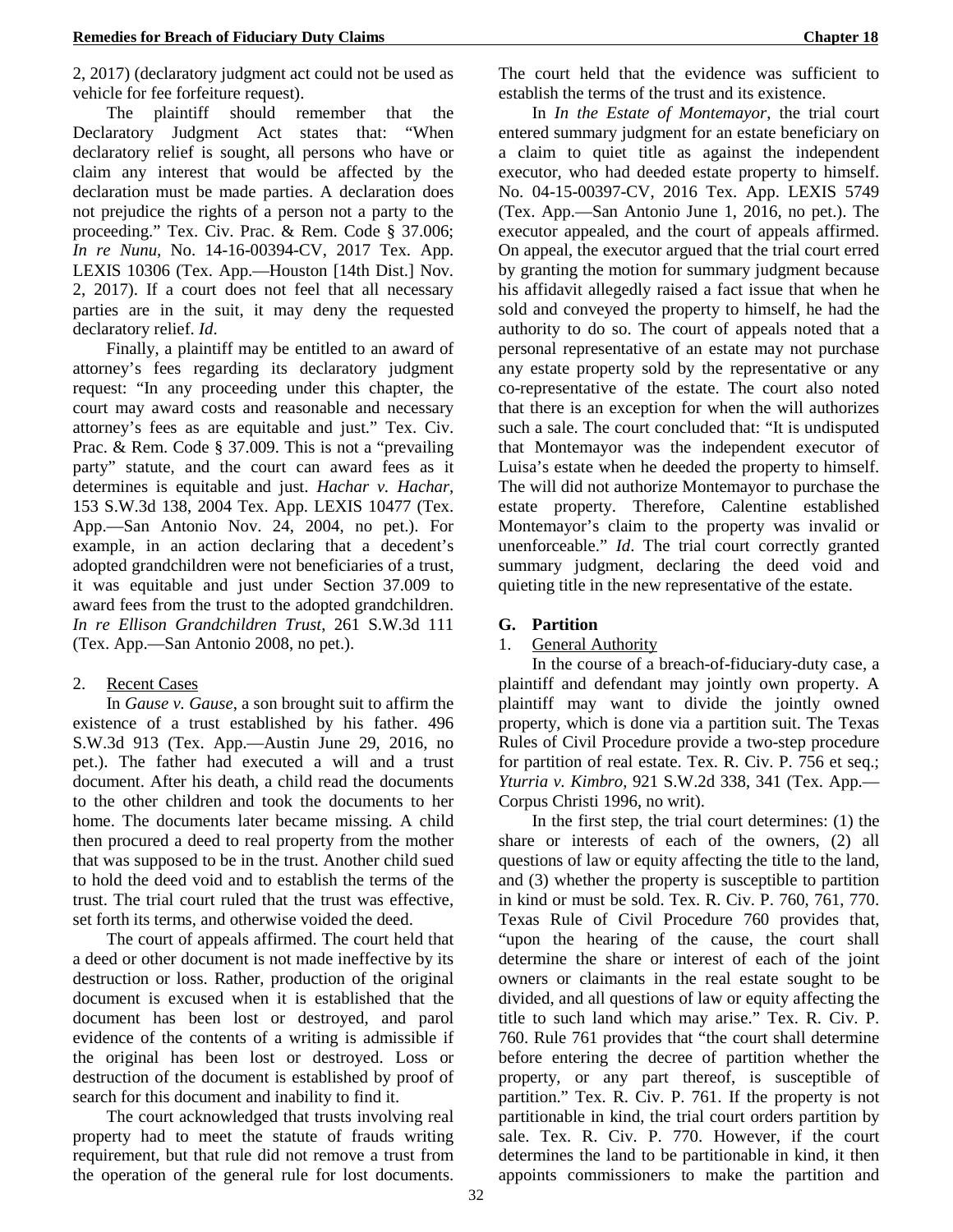2, 2017) (declaratory judgment act could not be used as vehicle for fee forfeiture request).

The plaintiff should remember that the Declaratory Judgment Act states that: "When declaratory relief is sought, all persons who have or claim any interest that would be affected by the declaration must be made parties. A declaration does not prejudice the rights of a person not a party to the proceeding." Tex. Civ. Prac. & Rem. Code § 37.006; *In re Nunu*, No. 14-16-00394-CV, 2017 Tex. App. LEXIS 10306 (Tex. App.—Houston [14th Dist.] Nov. 2, 2017). If a court does not feel that all necessary parties are in the suit, it may deny the requested declaratory relief. *Id*.

Finally, a plaintiff may be entitled to an award of attorney's fees regarding its declaratory judgment request: "In any proceeding under this chapter, the court may award costs and reasonable and necessary attorney's fees as are equitable and just." Tex. Civ. Prac. & Rem. Code § 37.009. This is not a "prevailing party" statute, and the court can award fees as it determines is equitable and just. *Hachar v. Hachar*, 153 S.W.3d 138, 2004 Tex. App. LEXIS 10477 (Tex. App.—San Antonio Nov. 24, 2004, no pet.). For example, in an action declaring that a decedent's adopted grandchildren were not beneficiaries of a trust, it was equitable and just under Section 37.009 to award fees from the trust to the adopted grandchildren. *In re Ellison Grandchildren Trust*, 261 S.W.3d 111 (Tex. App.—San Antonio 2008, no pet.).

2. Recent Cases

In *Gause v. Gause*, a son brought suit to affirm the existence of a trust established by his father. 496 S.W.3d 913 (Tex. App.—Austin June 29, 2016, no pet.). The father had executed a will and a trust document. After his death, a child read the documents to the other children and took the documents to her home. The documents later became missing. A child then procured a deed to real property from the mother that was supposed to be in the trust. Another child sued to hold the deed void and to establish the terms of the trust. The trial court ruled that the trust was effective, set forth its terms, and otherwise voided the deed.

The court of appeals affirmed. The court held that a deed or other document is not made ineffective by its destruction or loss. Rather, production of the original document is excused when it is established that the document has been lost or destroyed, and parol evidence of the contents of a writing is admissible if the original has been lost or destroyed. Loss or destruction of the document is established by proof of search for this document and inability to find it.

The court acknowledged that trusts involving real property had to meet the statute of frauds writing requirement, but that rule did not remove a trust from the operation of the general rule for lost documents. The court held that the evidence was sufficient to establish the terms of the trust and its existence.

In *In the Estate of Montemayor*, the trial court entered summary judgment for an estate beneficiary on a claim to quiet title as against the independent executor, who had deeded estate property to himself. No. 04-15-00397-CV, 2016 Tex. App. LEXIS 5749 (Tex. App.—San Antonio June 1, 2016, no pet.). The executor appealed, and the court of appeals affirmed. On appeal, the executor argued that the trial court erred by granting the motion for summary judgment because his affidavit allegedly raised a fact issue that when he sold and conveyed the property to himself, he had the authority to do so. The court of appeals noted that a personal representative of an estate may not purchase any estate property sold by the representative or any co-representative of the estate. The court also noted that there is an exception for when the will authorizes such a sale. The court concluded that: "It is undisputed that Montemayor was the independent executor of Luisa's estate when he deeded the property to himself. The will did not authorize Montemayor to purchase the estate property. Therefore, Calentine established Montemayor's claim to the property was invalid or unenforceable." *Id*. The trial court correctly granted summary judgment, declaring the deed void and quieting title in the new representative of the estate.

## G. Partition

1. General Authority

In the course of a breach-of-fiduciary-duty case, a plaintiff and defendant may jointly own property. A plaintiff may want to divide the jointly owned property, which is done via a partition suit. The Texas Rules of Civil Procedure provide a two-step procedure for partition of real estate. Tex. R. Civ. P. 756 et seq.; *Yturria v. Kimbro*, 921 S.W.2d 338, 341 (Tex. App.—Corpus Christi 1996, no writ).

In the first step, the trial court determines: (1) the share or interests of each of the owners, (2) all questions of law or equity affecting the title to the land, and (3) whether the property is susceptible to partition in kind or must be sold. Tex. R. Civ. P. 760, 761, 770. Texas Rule of Civil Procedure 760 provides that, "upon the hearing of the cause, the court shall determine the share or interest of each of the joint owners or claimants in the real estate sought to be divided, and all questions of law or equity affecting the title to such land which may arise." Tex. R. Civ. P. 760. Rule 761 provides that "the court shall determine before entering the decree of partition whether the property, or any part thereof, is susceptible of partition." Tex. R. Civ. P. 761. If the property is not partitionable in kind, the trial court orders partition by sale. Tex. R. Civ. P. 770. However, if the court determines the land to be partitionable in kind, it then appoints commissioners to make the partition and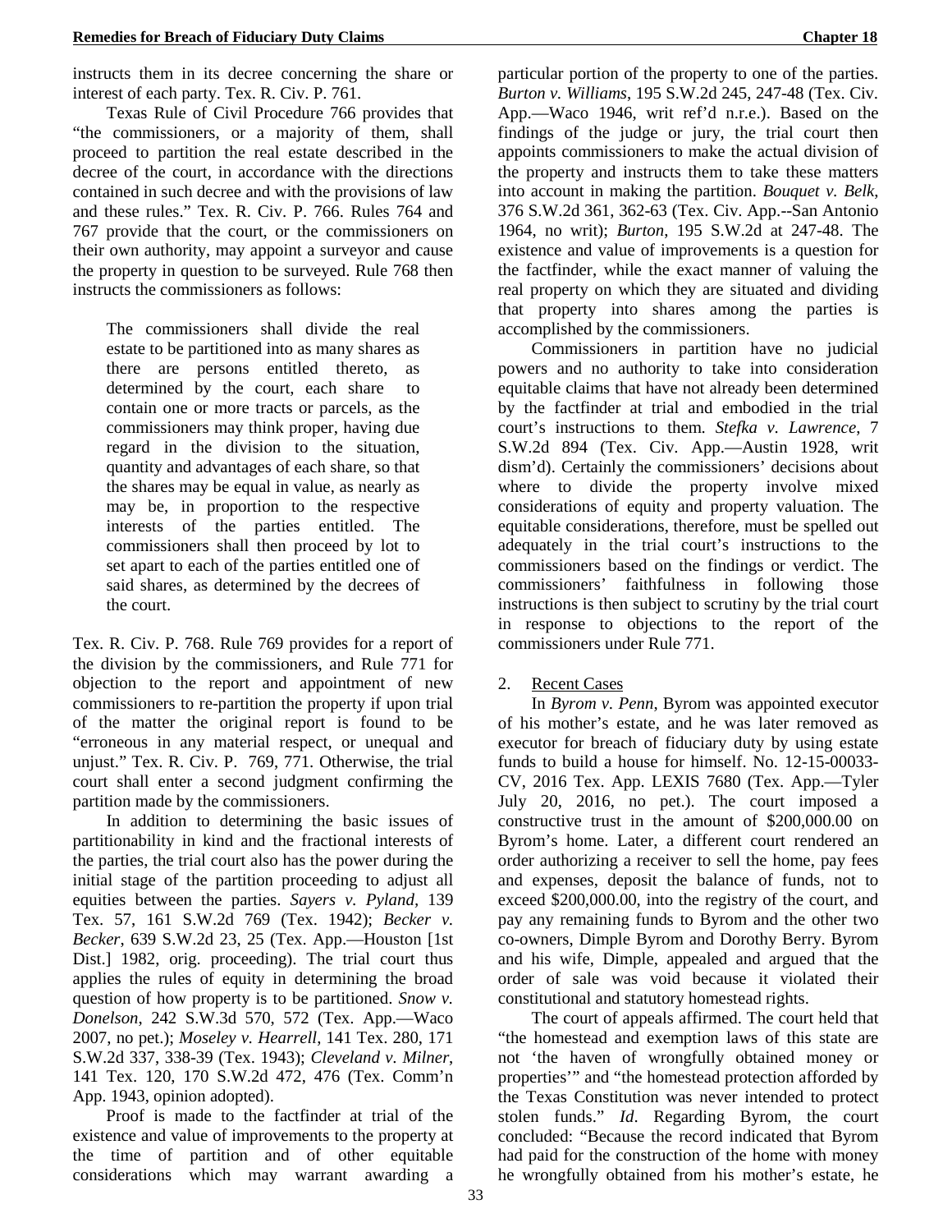instructs them in its decree concerning the share or interest of each party. Tex. R. Civ. P. 761.

Texas Rule of Civil Procedure 766 provides that "the commissioners, or a majority of them, shall proceed to partition the real estate described in the decree of the court, in accordance with the directions contained in such decree and with the provisions of law and these rules." Tex. R. Civ. P. 766. Rules 764 and 767 provide that the court, or the commissioners on their own authority, may appoint a surveyor and cause the property in question to be surveyed. Rule 768 then instructs the commissioners as follows:

> The commissioners shall divide the real estate to be partitioned into as many shares as there are persons entitled thereto, as determined by the court, each share to contain one or more tracts or parcels, as the commissioners may think proper, having due regard in the division to the situation, quantity and advantages of each share, so that the shares may be equal in value, as nearly as may be, in proportion to the respective interests of the parties entitled. The commissioners shall then proceed by lot to set apart to each of the parties entitled one of said shares, as determined by the decrees of the court.

Tex. R. Civ. P. 768. Rule 769 provides for a report of the division by the commissioners, and Rule 771 for objection to the report and appointment of new commissioners to re-partition the property if upon trial of the matter the original report is found to be "erroneous in any material respect, or unequal and unjust." Tex. R. Civ. P. 769, 771. Otherwise, the trial court shall enter a second judgment confirming the partition made by the commissioners.

In addition to determining the basic issues of partitionability in kind and the fractional interests of the parties, the trial court also has the power during the initial stage of the partition proceeding to adjust all equities between the parties. *Sayers v. Pyland*, 139 Tex. 57, 161 S.W.2d 769 (Tex. 1942); *Becker v. Becker*, 639 S.W.2d 23, 25 (Tex. App.—Houston [1st Dist.] 1982, orig. proceeding). The trial court thus applies the rules of equity in determining the broad question of how property is to be partitioned. *Snow v. Donelson*, 242 S.W.3d 570, 572 (Tex. App.—Waco 2007, no pet.); *Moseley v. Hearrell*, 141 Tex. 280, 171 S.W.2d 337, 338-39 (Tex. 1943); *Cleveland v. Milner*, 141 Tex. 120, 170 S.W.2d 472, 476 (Tex. Comm'n App. 1943, opinion adopted).

Proof is made to the factfinder at trial of the existence and value of improvements to the property at the time of partition and of other equitable considerations which may warrant awarding a particular portion of the property to one of the parties. *Burton v. Williams*, 195 S.W.2d 245, 247-48 (Tex. Civ. App.—Waco 1946, writ ref'd n.r.e.). Based on the findings of the judge or jury, the trial court then appoints commissioners to make the actual division of the property and instructs them to take these matters into account in making the partition. *Bouquet v. Belk*, 376 S.W.2d 361, 362-63 (Tex. Civ. App.--San Antonio 1964, no writ); *Burton*, 195 S.W.2d at 247-48. The existence and value of improvements is a question for the factfinder, while the exact manner of valuing the real property on which they are situated and dividing that property into shares among the parties is accomplished by the commissioners.

Commissioners in partition have no judicial powers and no authority to take into consideration equitable claims that have not already been determined by the factfinder at trial and embodied in the trial court's instructions to them. *Stefka v. Lawrence*, 7 S.W.2d 894 (Tex. Civ. App.—Austin 1928, writ dism'd). Certainly the commissioners' decisions about where to divide the property involve mixed considerations of equity and property valuation. The equitable considerations, therefore, must be spelled out adequately in the trial court's instructions to the commissioners based on the findings or verdict. The commissioners' faithfulness in following those instructions is then subject to scrutiny by the trial court in response to objections to the report of the commissioners under Rule 771.

2. Recent Cases

In *Byrom v. Penn*, Byrom was appointed executor of his mother's estate, and he was later removed as executor for breach of fiduciary duty by using estate funds to build a house for himself. No. 12-15-00033-CV, 2016 Tex. App. LEXIS 7680 (Tex. App.—Tyler July 20, 2016, no pet.). The court imposed a constructive trust in the amount of $200,000.00 on Byrom's home. Later, a different court rendered an order authorizing a receiver to sell the home, pay fees and expenses, deposit the balance of funds, not to exceed $200,000.00, into the registry of the court, and pay any remaining funds to Byrom and the other two co-owners, Dimple Byrom and Dorothy Berry. Byrom and his wife, Dimple, appealed and argued that the order of sale was void because it violated their constitutional and statutory homestead rights.

The court of appeals affirmed. The court held that "the homestead and exemption laws of this state are not 'the haven of wrongfully obtained money or properties'" and "the homestead protection afforded by the Texas Constitution was never intended to protect stolen funds." *Id*. Regarding Byrom, the court concluded: "Because the record indicated that Byrom had paid for the construction of the home with money he wrongfully obtained from his mother's estate, he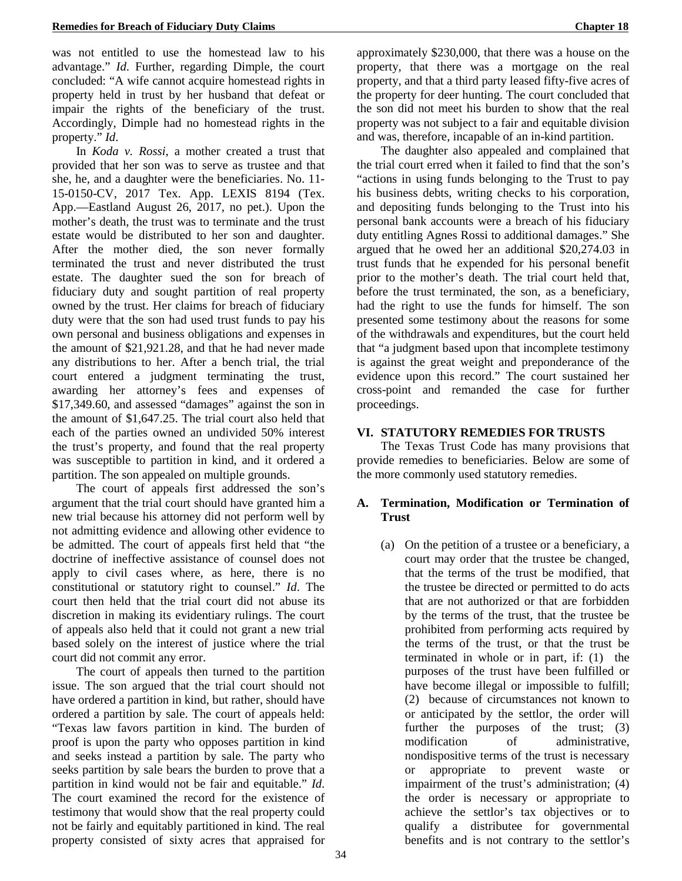was not entitled to use the homestead law to his advantage." *Id*. Further, regarding Dimple, the court concluded: "A wife cannot acquire homestead rights in property held in trust by her husband that defeat or impair the rights of the beneficiary of the trust. Accordingly, Dimple had no homestead rights in the property." *Id*.

In *Koda v. Rossi*, a mother created a trust that provided that her son was to serve as trustee and that she, he, and a daughter were the beneficiaries. No. 11-15-0150-CV, 2017 Tex. App. LEXIS 8194 (Tex. App.—Eastland August 26, 2017, no pet.). Upon the mother's death, the trust was to terminate and the trust estate would be distributed to her son and daughter. After the mother died, the son never formally terminated the trust and never distributed the trust estate. The daughter sued the son for breach of fiduciary duty and sought partition of real property owned by the trust. Her claims for breach of fiduciary duty were that the son had used trust funds to pay his own personal and business obligations and expenses in the amount of $21,921.28, and that he had never made any distributions to her. After a bench trial, the trial court entered a judgment terminating the trust, awarding her attorney's fees and expenses of $17,349.60, and assessed "damages" against the son in the amount of $1,647.25. The trial court also held that each of the parties owned an undivided 50% interest the trust's property, and found that the real property was susceptible to partition in kind, and it ordered a partition. The son appealed on multiple grounds.

The court of appeals first addressed the son's argument that the trial court should have granted him a new trial because his attorney did not perform well by not admitting evidence and allowing other evidence to be admitted. The court of appeals first held that "the doctrine of ineffective assistance of counsel does not apply to civil cases where, as here, there is no constitutional or statutory right to counsel." *Id*. The court then held that the trial court did not abuse its discretion in making its evidentiary rulings. The court of appeals also held that it could not grant a new trial based solely on the interest of justice where the trial court did not commit any error.

The court of appeals then turned to the partition issue. The son argued that the trial court should not have ordered a partition in kind, but rather, should have ordered a partition by sale. The court of appeals held: "Texas law favors partition in kind. The burden of proof is upon the party who opposes partition in kind and seeks instead a partition by sale. The party who seeks partition by sale bears the burden to prove that a partition in kind would not be fair and equitable." *Id*. The court examined the record for the existence of testimony that would show that the real property could not be fairly and equitably partitioned in kind. The real property consisted of sixty acres that appraised for approximately $230,000, that there was a house on the property, that there was a mortgage on the real property, and that a third party leased fifty-five acres of the property for deer hunting. The court concluded that the son did not meet his burden to show that the real property was not subject to a fair and equitable division and was, therefore, incapable of an in-kind partition.

The daughter also appealed and complained that the trial court erred when it failed to find that the son's "actions in using funds belonging to the Trust to pay his business debts, writing checks to his corporation, and depositing funds belonging to the Trust into his personal bank accounts were a breach of his fiduciary duty entitling Agnes Rossi to additional damages." She argued that he owed her an additional $20,274.03 in trust funds that he expended for his personal benefit prior to the mother's death. The trial court held that, before the trust terminated, the son, as a beneficiary, had the right to use the funds for himself. The son presented some testimony about the reasons for some of the withdrawals and expenditures, but the court held that "a judgment based upon that incomplete testimony is against the great weight and preponderance of the evidence upon this record." The court sustained her cross-point and remanded the case for further proceedings.

## VI. STATUTORY REMEDIES FOR TRUSTS

The Texas Trust Code has many provisions that provide remedies to beneficiaries. Below are some of the more commonly used statutory remedies.

### A. Termination, Modification or Termination of Trust

(a) On the petition of a trustee or a beneficiary, a court may order that the trustee be changed, that the terms of the trust be modified, that the trustee be directed or permitted to do acts that are not authorized or that are forbidden by the terms of the trust, that the trustee be prohibited from performing acts required by the terms of the trust, or that the trust be terminated in whole or in part, if: (1) the purposes of the trust have been fulfilled or have become illegal or impossible to fulfill; (2) because of circumstances not known to or anticipated by the settlor, the order will further the purposes of the trust; (3) modification of administrative, nondispositive terms of the trust is necessary or appropriate to prevent waste or impairment of the trust's administration; (4) the order is necessary or appropriate to achieve the settlor's tax objectives or to qualify a distributee for governmental benefits and is not contrary to the settlor's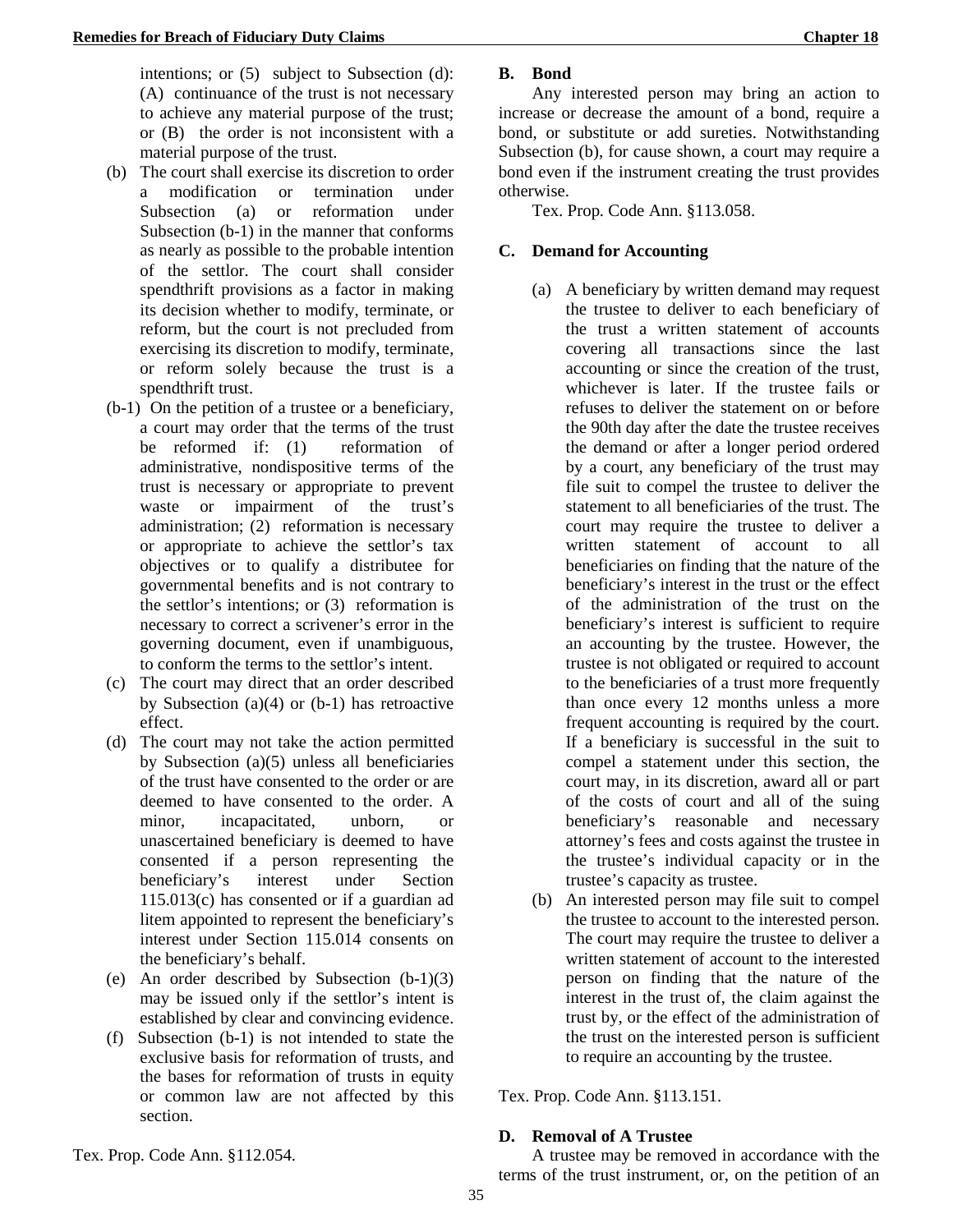intentions; or (5) subject to Subsection (d): (A) continuance of the trust is not necessary to achieve any material purpose of the trust; or (B) the order is not inconsistent with a material purpose of the trust.

(b) The court shall exercise its discretion to order a modification or termination under Subsection (a) or reformation under Subsection (b-1) in the manner that conforms as nearly as possible to the probable intention of the settlor. The court shall consider spendthrift provisions as a factor in making its decision whether to modify, terminate, or reform, but the court is not precluded from exercising its discretion to modify, terminate, or reform solely because the trust is a spendthrift trust.

(b-1) On the petition of a trustee or a beneficiary, a court may order that the terms of the trust be reformed if: (1) reformation of administrative, nondispositive terms of the trust is necessary or appropriate to prevent waste or impairment of the trust's administration; (2) reformation is necessary or appropriate to achieve the settlor's tax objectives or to qualify a distributee for governmental benefits and is not contrary to the settlor's intentions; or (3) reformation is necessary to correct a scrivener's error in the governing document, even if unambiguous, to conform the terms to the settlor's intent.

(c) The court may direct that an order described by Subsection (a)(4) or (b-1) has retroactive effect.

(d) The court may not take the action permitted by Subsection (a)(5) unless all beneficiaries of the trust have consented to the order or are deemed to have consented to the order. A minor, incapacitated, unborn, or unascertained beneficiary is deemed to have consented if a person representing the beneficiary's interest under Section 115.013(c) has consented or if a guardian ad litem appointed to represent the beneficiary's interest under Section 115.014 consents on the beneficiary's behalf.

(e) An order described by Subsection (b-1)(3) may be issued only if the settlor's intent is established by clear and convincing evidence.

(f) Subsection (b-1) is not intended to state the exclusive basis for reformation of trusts, and the bases for reformation of trusts in equity or common law are not affected by this section.

Tex. Prop. Code Ann. §112.054.

## B. Bond

Any interested person may bring an action to increase or decrease the amount of a bond, require a bond, or substitute or add sureties. Notwithstanding Subsection (b), for cause shown, a court may require a bond even if the instrument creating the trust provides otherwise.

Tex. Prop. Code Ann. §113.058.

## C. Demand for Accounting

(a) A beneficiary by written demand may request the trustee to deliver to each beneficiary of the trust a written statement of accounts covering all transactions since the last accounting or since the creation of the trust, whichever is later. If the trustee fails or refuses to deliver the statement on or before the 90th day after the date the trustee receives the demand or after a longer period ordered by a court, any beneficiary of the trust may file suit to compel the trustee to deliver the statement to all beneficiaries of the trust. The court may require the trustee to deliver a written statement of account to all beneficiaries on finding that the nature of the beneficiary's interest in the trust or the effect of the administration of the trust on the beneficiary's interest is sufficient to require an accounting by the trustee. However, the trustee is not obligated or required to account to the beneficiaries of a trust more frequently than once every 12 months unless a more frequent accounting is required by the court. If a beneficiary is successful in the suit to compel a statement under this section, the court may, in its discretion, award all or part of the costs of court and all of the suing beneficiary's reasonable and necessary attorney's fees and costs against the trustee in the trustee's individual capacity or in the trustee's capacity as trustee.

(b) An interested person may file suit to compel the trustee to account to the interested person. The court may require the trustee to deliver a written statement of account to the interested person on finding that the nature of the interest in the trust of, the claim against the trust by, or the effect of the administration of the trust on the interested person is sufficient to require an accounting by the trustee.

Tex. Prop. Code Ann. §113.151.

## D. Removal of A Trustee

A trustee may be removed in accordance with the terms of the trust instrument, or, on the petition of an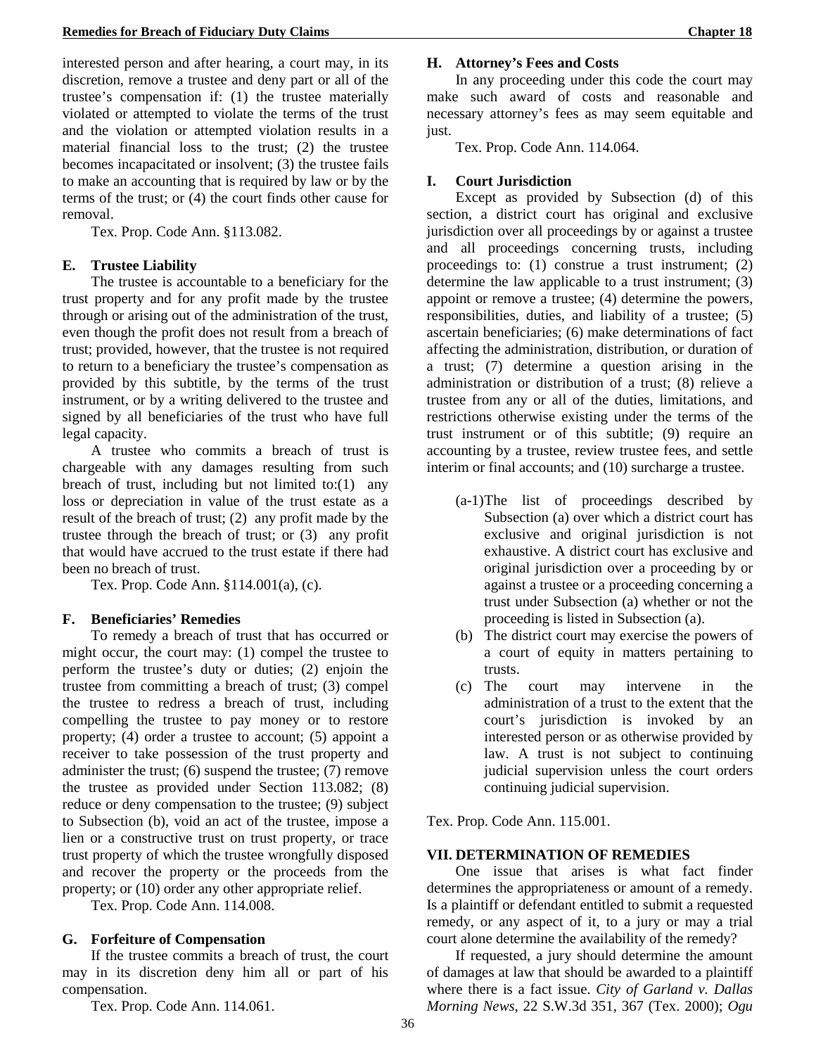interested person and after hearing, a court may, in its discretion, remove a trustee and deny part or all of the trustee's compensation if: (1) the trustee materially violated or attempted to violate the terms of the trust and the violation or attempted violation results in a material financial loss to the trust; (2) the trustee becomes incapacitated or insolvent; (3) the trustee fails to make an accounting that is required by law or by the terms of the trust; or (4) the court finds other cause for removal.

Tex. Prop. Code Ann. §113.082.

### E. Trustee Liability

The trustee is accountable to a beneficiary for the trust property and for any profit made by the trustee through or arising out of the administration of the trust, even though the profit does not result from a breach of trust; provided, however, that the trustee is not required to return to a beneficiary the trustee's compensation as provided by this subtitle, by the terms of the trust instrument, or by a writing delivered to the trustee and signed by all beneficiaries of the trust who have full legal capacity.

A trustee who commits a breach of trust is chargeable with any damages resulting from such breach of trust, including but not limited to:(1) any loss or depreciation in value of the trust estate as a result of the breach of trust; (2) any profit made by the trustee through the breach of trust; or (3) any profit that would have accrued to the trust estate if there had been no breach of trust.

Tex. Prop. Code Ann. §114.001(a), (c).

### F. Beneficiaries' Remedies

To remedy a breach of trust that has occurred or might occur, the court may: (1) compel the trustee to perform the trustee's duty or duties; (2) enjoin the trustee from committing a breach of trust; (3) compel the trustee to redress a breach of trust, including compelling the trustee to pay money or to restore property; (4) order a trustee to account; (5) appoint a receiver to take possession of the trust property and administer the trust; (6) suspend the trustee; (7) remove the trustee as provided under Section 113.082; (8) reduce or deny compensation to the trustee; (9) subject to Subsection (b), void an act of the trustee, impose a lien or a constructive trust on trust property, or trace trust property of which the trustee wrongfully disposed and recover the property or the proceeds from the property; or (10) order any other appropriate relief.

Tex. Prop. Code Ann. 114.008.

### G. Forfeiture of Compensation

If the trustee commits a breach of trust, the court may in its discretion deny him all or part of his compensation.

Tex. Prop. Code Ann. 114.061.

### H. Attorney's Fees and Costs

In any proceeding under this code the court may make such award of costs and reasonable and necessary attorney's fees as may seem equitable and just.

Tex. Prop. Code Ann. 114.064.

### I. Court Jurisdiction

Except as provided by Subsection (d) of this section, a district court has original and exclusive jurisdiction over all proceedings by or against a trustee and all proceedings concerning trusts, including proceedings to: (1) construe a trust instrument; (2) determine the law applicable to a trust instrument; (3) appoint or remove a trustee; (4) determine the powers, responsibilities, duties, and liability of a trustee; (5) ascertain beneficiaries; (6) make determinations of fact affecting the administration, distribution, or duration of a trust; (7) determine a question arising in the administration or distribution of a trust; (8) relieve a trustee from any or all of the duties, limitations, and restrictions otherwise existing under the terms of the trust instrument or of this subtitle; (9) require an accounting by a trustee, review trustee fees, and settle interim or final accounts; and (10) surcharge a trustee.

(a-1) The list of proceedings described by Subsection (a) over which a district court has exclusive and original jurisdiction is not exhaustive. A district court has exclusive and original jurisdiction over a proceeding by or against a trustee or a proceeding concerning a trust under Subsection (a) whether or not the proceeding is listed in Subsection (a).

(b) The district court may exercise the powers of a court of equity in matters pertaining to trusts.

(c) The court may intervene in the administration of a trust to the extent that the court's jurisdiction is invoked by an interested person or as otherwise provided by law. A trust is not subject to continuing judicial supervision unless the court orders continuing judicial supervision.

Tex. Prop. Code Ann. 115.001.

## VII. DETERMINATION OF REMEDIES

One issue that arises is what fact finder determines the appropriateness or amount of a remedy. Is a plaintiff or defendant entitled to submit a requested remedy, or any aspect of it, to a jury or may a trial court alone determine the availability of the remedy?

If requested, a jury should determine the amount of damages at law that should be awarded to a plaintiff where there is a fact issue. *City of Garland v. Dallas Morning News*, 22 S.W.3d 351, 367 (Tex. 2000); *Ogu*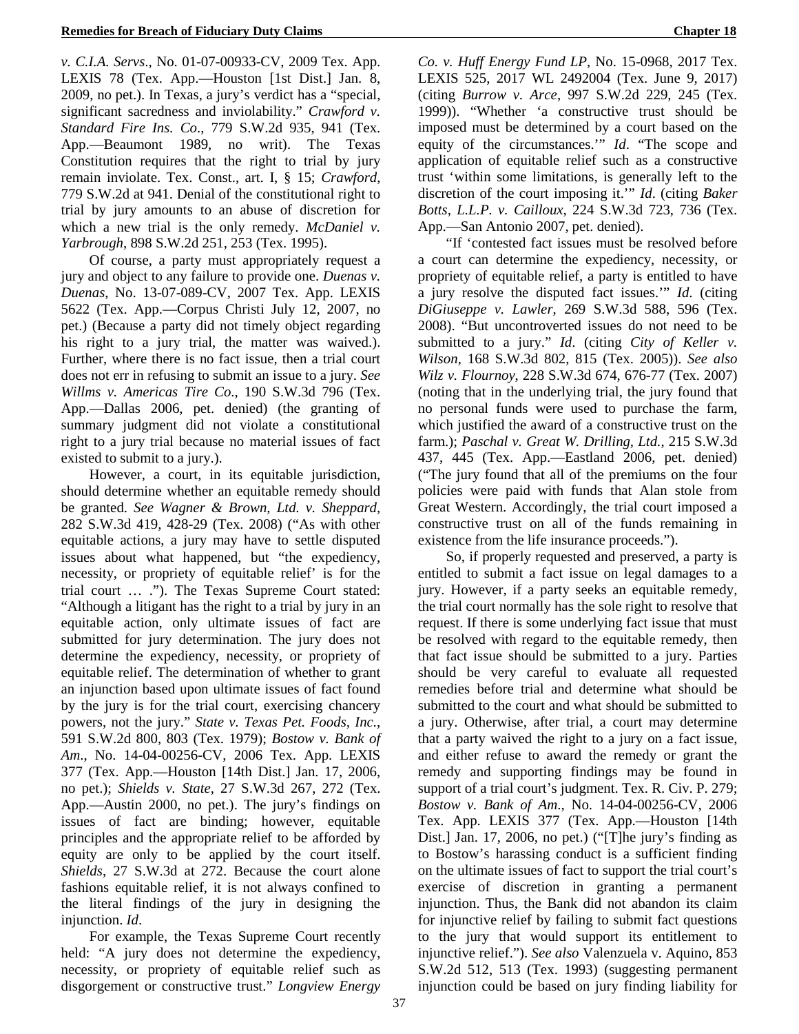*v. C.I.A. Servs*., No. 01-07-00933-CV, 2009 Tex. App. LEXIS 78 (Tex. App.—Houston [1st Dist.] Jan. 8, 2009, no pet.). In Texas, a jury's verdict has a "special, significant sacredness and inviolability." *Crawford v. Standard Fire Ins. Co*., 779 S.W.2d 935, 941 (Tex. App.—Beaumont 1989, no writ). The Texas Constitution requires that the right to trial by jury remain inviolate. Tex. Const., art. I, § 15; *Crawford*, 779 S.W.2d at 941. Denial of the constitutional right to trial by jury amounts to an abuse of discretion for which a new trial is the only remedy. *McDaniel v. Yarbrough*, 898 S.W.2d 251, 253 (Tex. 1995).

Of course, a party must appropriately request a jury and object to any failure to provide one. *Duenas v. Duenas*, No. 13-07-089-CV, 2007 Tex. App. LEXIS 5622 (Tex. App.—Corpus Christi July 12, 2007, no pet.) (Because a party did not timely object regarding his right to a jury trial, the matter was waived.). Further, where there is no fact issue, then a trial court does not err in refusing to submit an issue to a jury. *See Willms v. Americas Tire Co*., 190 S.W.3d 796 (Tex. App.—Dallas 2006, pet. denied) (the granting of summary judgment did not violate a constitutional right to a jury trial because no material issues of fact existed to submit to a jury.).

However, a court, in its equitable jurisdiction, should determine whether an equitable remedy should be granted. *See Wagner & Brown, Ltd. v. Sheppard*, 282 S.W.3d 419, 428-29 (Tex. 2008) ("As with other equitable actions, a jury may have to settle disputed issues about what happened, but "the expediency, necessity, or propriety of equitable relief' is for the trial court … ."). The Texas Supreme Court stated: "Although a litigant has the right to a trial by jury in an equitable action, only ultimate issues of fact are submitted for jury determination. The jury does not determine the expediency, necessity, or propriety of equitable relief. The determination of whether to grant an injunction based upon ultimate issues of fact found by the jury is for the trial court, exercising chancery powers, not the jury." *State v. Texas Pet. Foods, Inc*., 591 S.W.2d 800, 803 (Tex. 1979); *Bostow v. Bank of Am*., No. 14-04-00256-CV, 2006 Tex. App. LEXIS 377 (Tex. App.—Houston [14th Dist.] Jan. 17, 2006, no pet.); *Shields v. State*, 27 S.W.3d 267, 272 (Tex. App.—Austin 2000, no pet.). The jury's findings on issues of fact are binding; however, equitable principles and the appropriate relief to be afforded by equity are only to be applied by the court itself. *Shields*, 27 S.W.3d at 272. Because the court alone fashions equitable relief, it is not always confined to the literal findings of the jury in designing the injunction. *Id*.

For example, the Texas Supreme Court recently held: "A jury does not determine the expediency, necessity, or propriety of equitable relief such as disgorgement or constructive trust." *Longview Energy Co. v. Huff Energy Fund LP*, No. 15-0968, 2017 Tex. LEXIS 525, 2017 WL 2492004 (Tex. June 9, 2017) (citing *Burrow v. Arce*, 997 S.W.2d 229, 245 (Tex. 1999)). "Whether 'a constructive trust should be imposed must be determined by a court based on the equity of the circumstances.'" *Id*. "The scope and application of equitable relief such as a constructive trust 'within some limitations, is generally left to the discretion of the court imposing it.'" *Id*. (citing *Baker Botts, L.L.P. v. Cailloux*, 224 S.W.3d 723, 736 (Tex. App.—San Antonio 2007, pet. denied).

"If 'contested fact issues must be resolved before a court can determine the expediency, necessity, or propriety of equitable relief, a party is entitled to have a jury resolve the disputed fact issues.'" *Id*. (citing *DiGiuseppe v. Lawler*, 269 S.W.3d 588, 596 (Tex. 2008). "But uncontroverted issues do not need to be submitted to a jury." *Id*. (citing *City of Keller v. Wilson*, 168 S.W.3d 802, 815 (Tex. 2005)). *See also Wilz v. Flournoy*, 228 S.W.3d 674, 676-77 (Tex. 2007) (noting that in the underlying trial, the jury found that no personal funds were used to purchase the farm, which justified the award of a constructive trust on the farm.); *Paschal v. Great W. Drilling, Ltd.*, 215 S.W.3d 437, 445 (Tex. App.—Eastland 2006, pet. denied) ("The jury found that all of the premiums on the four policies were paid with funds that Alan stole from Great Western. Accordingly, the trial court imposed a constructive trust on all of the funds remaining in existence from the life insurance proceeds.").

So, if properly requested and preserved, a party is entitled to submit a fact issue on legal damages to a jury. However, if a party seeks an equitable remedy, the trial court normally has the sole right to resolve that request. If there is some underlying fact issue that must be resolved with regard to the equitable remedy, then that fact issue should be submitted to a jury. Parties should be very careful to evaluate all requested remedies before trial and determine what should be submitted to the court and what should be submitted to a jury. Otherwise, after trial, a court may determine that a party waived the right to a jury on a fact issue, and either refuse to award the remedy or grant the remedy and supporting findings may be found in support of a trial court's judgment. Tex. R. Civ. P. 279; *Bostow v. Bank of Am*., No. 14-04-00256-CV, 2006 Tex. App. LEXIS 377 (Tex. App.—Houston [14th Dist.] Jan. 17, 2006, no pet.) ("[T]he jury's finding as to Bostow's harassing conduct is a sufficient finding on the ultimate issues of fact to support the trial court's exercise of discretion in granting a permanent injunction. Thus, the Bank did not abandon its claim for injunctive relief by failing to submit fact questions to the jury that would support its entitlement to injunctive relief."). *See also* Valenzuela v. Aquino, 853 S.W.2d 512, 513 (Tex. 1993) (suggesting permanent injunction could be based on jury finding liability for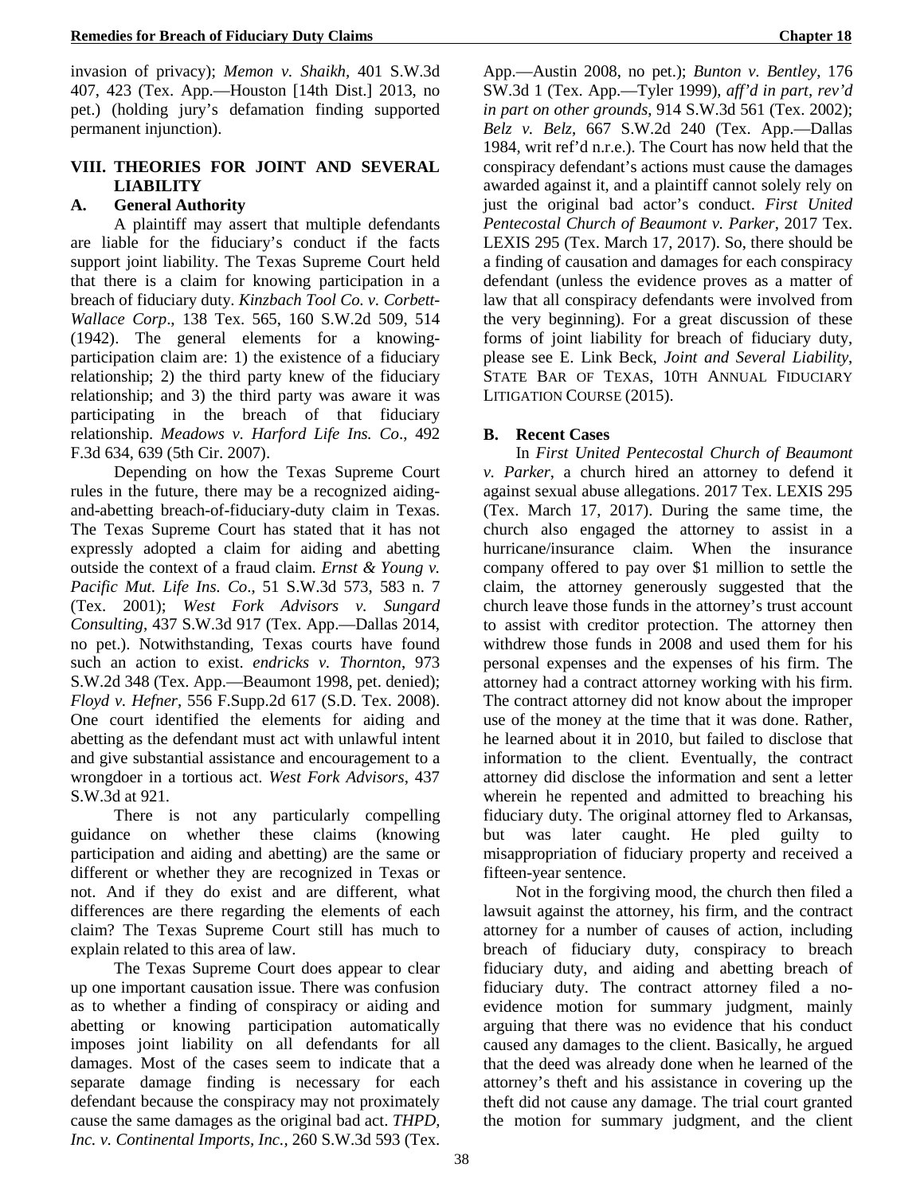invasion of privacy); *Memon v. Shaikh*, 401 S.W.3d 407, 423 (Tex. App.—Houston [14th Dist.] 2013, no pet.) (holding jury's defamation finding supported permanent injunction).

## VIII. THEORIES FOR JOINT AND SEVERAL LIABILITY

### A. General Authority

A plaintiff may assert that multiple defendants are liable for the fiduciary's conduct if the facts support joint liability. The Texas Supreme Court held that there is a claim for knowing participation in a breach of fiduciary duty. *Kinzbach Tool Co. v. Corbett-Wallace Corp*., 138 Tex. 565, 160 S.W.2d 509, 514 (1942). The general elements for a knowing-participation claim are: 1) the existence of a fiduciary relationship; 2) the third party knew of the fiduciary relationship; and 3) the third party was aware it was participating in the breach of that fiduciary relationship. *Meadows v. Harford Life Ins. Co*., 492 F.3d 634, 639 (5th Cir. 2007).

Depending on how the Texas Supreme Court rules in the future, there may be a recognized aiding-and-abetting breach-of-fiduciary-duty claim in Texas. The Texas Supreme Court has stated that it has not expressly adopted a claim for aiding and abetting outside the context of a fraud claim. *Ernst & Young v. Pacific Mut. Life Ins. Co*., 51 S.W.3d 573, 583 n. 7 (Tex. 2001); *West Fork Advisors v. Sungard Consulting*, 437 S.W.3d 917 (Tex. App.—Dallas 2014, no pet.). Notwithstanding, Texas courts have found such an action to exist. *endricks v. Thornton*, 973 S.W.2d 348 (Tex. App.—Beaumont 1998, pet. denied); *Floyd v. Hefner*, 556 F.Supp.2d 617 (S.D. Tex. 2008). One court identified the elements for aiding and abetting as the defendant must act with unlawful intent and give substantial assistance and encouragement to a wrongdoer in a tortious act. *West Fork Advisors*, 437 S.W.3d at 921.

There is not any particularly compelling guidance on whether these claims (knowing participation and aiding and abetting) are the same or different or whether they are recognized in Texas or not. And if they do exist and are different, what differences are there regarding the elements of each claim? The Texas Supreme Court still has much to explain related to this area of law.

The Texas Supreme Court does appear to clear up one important causation issue. There was confusion as to whether a finding of conspiracy or aiding and abetting or knowing participation automatically imposes joint liability on all defendants for all damages. Most of the cases seem to indicate that a separate damage finding is necessary for each defendant because the conspiracy may not proximately cause the same damages as the original bad act. *THPD, Inc. v. Continental Imports, Inc.*, 260 S.W.3d 593 (Tex. App.—Austin 2008, no pet.); *Bunton v. Bentley*, 176 SW.3d 1 (Tex. App.—Tyler 1999), *aff'd in part*, *rev'd in part on other grounds*, 914 S.W.3d 561 (Tex. 2002); *Belz v. Belz*, 667 S.W.2d 240 (Tex. App.—Dallas 1984, writ ref'd n.r.e.). The Court has now held that the conspiracy defendant's actions must cause the damages awarded against it, and a plaintiff cannot solely rely on just the original bad actor's conduct. *First United Pentecostal Church of Beaumont v. Parker*, 2017 Tex. LEXIS 295 (Tex. March 17, 2017). So, there should be a finding of causation and damages for each conspiracy defendant (unless the evidence proves as a matter of law that all conspiracy defendants were involved from the very beginning). For a great discussion of these forms of joint liability for breach of fiduciary duty, please see E. Link Beck, *Joint and Several Liability*, STATE BAR OF TEXAS, 10TH ANNUAL FIDUCIARY LITIGATION COURSE (2015).

### B. Recent Cases

In *First United Pentecostal Church of Beaumont v. Parker*, a church hired an attorney to defend it against sexual abuse allegations. 2017 Tex. LEXIS 295 (Tex. March 17, 2017). During the same time, the church also engaged the attorney to assist in a hurricane/insurance claim. When the insurance company offered to pay over $1 million to settle the claim, the attorney generously suggested that the church leave those funds in the attorney's trust account to assist with creditor protection. The attorney then withdrew those funds in 2008 and used them for his personal expenses and the expenses of his firm. The attorney had a contract attorney working with his firm. The contract attorney did not know about the improper use of the money at the time that it was done. Rather, he learned about it in 2010, but failed to disclose that information to the client. Eventually, the contract attorney did disclose the information and sent a letter wherein he repented and admitted to breaching his fiduciary duty. The original attorney fled to Arkansas, but was later caught. He pled guilty to misappropriation of fiduciary property and received a fifteen-year sentence.

Not in the forgiving mood, the church then filed a lawsuit against the attorney, his firm, and the contract attorney for a number of causes of action, including breach of fiduciary duty, conspiracy to breach fiduciary duty, and aiding and abetting breach of fiduciary duty. The contract attorney filed a no-evidence motion for summary judgment, mainly arguing that there was no evidence that his conduct caused any damages to the client. Basically, he argued that the deed was already done when he learned of the attorney's theft and his assistance in covering up the theft did not cause any damage. The trial court granted the motion for summary judgment, and the client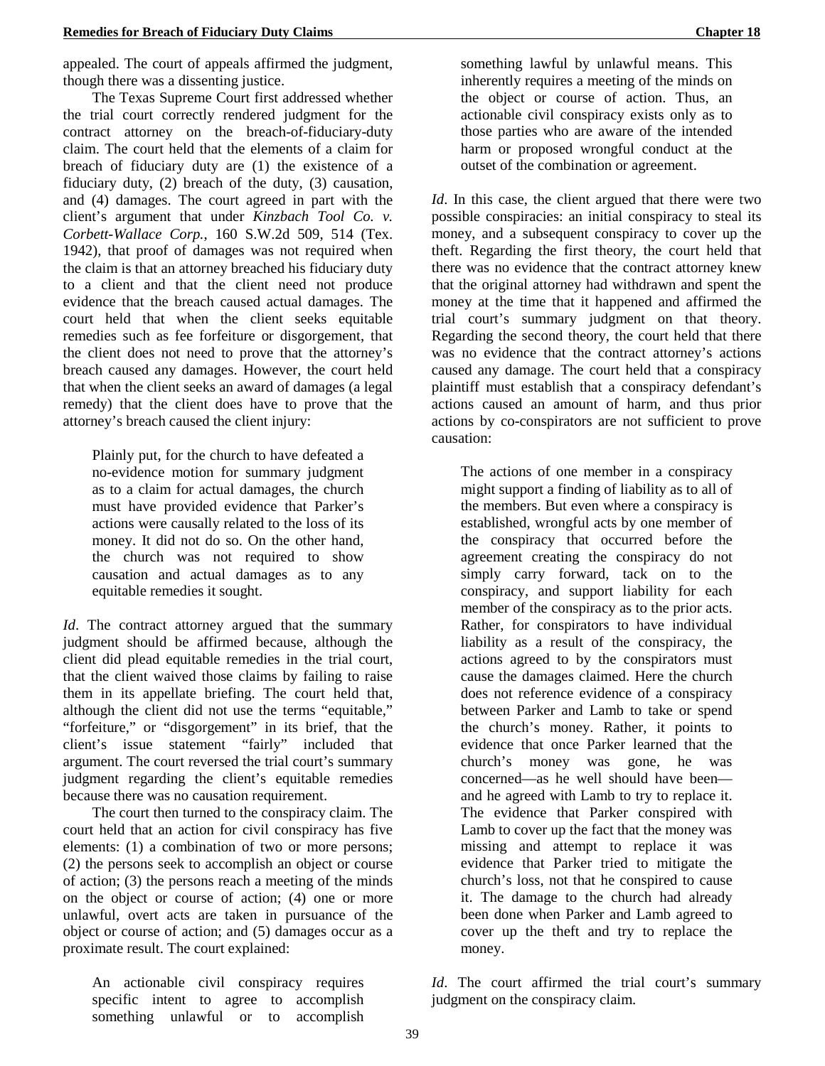appealed. The court of appeals affirmed the judgment, though there was a dissenting justice.

The Texas Supreme Court first addressed whether the trial court correctly rendered judgment for the contract attorney on the breach-of-fiduciary-duty claim. The court held that the elements of a claim for breach of fiduciary duty are (1) the existence of a fiduciary duty, (2) breach of the duty, (3) causation, and (4) damages. The court agreed in part with the client's argument that under *Kinzbach Tool Co. v. Corbett-Wallace Corp.*, 160 S.W.2d 509, 514 (Tex. 1942), that proof of damages was not required when the claim is that an attorney breached his fiduciary duty to a client and that the client need not produce evidence that the breach caused actual damages. The court held that when the client seeks equitable remedies such as fee forfeiture or disgorgement, that the client does not need to prove that the attorney's breach caused any damages. However, the court held that when the client seeks an award of damages (a legal remedy) that the client does have to prove that the attorney's breach caused the client injury:

> Plainly put, for the church to have defeated a no-evidence motion for summary judgment as to a claim for actual damages, the church must have provided evidence that Parker's actions were causally related to the loss of its money. It did not do so. On the other hand, the church was not required to show causation and actual damages as to any equitable remedies it sought.

*Id*. The contract attorney argued that the summary judgment should be affirmed because, although the client did plead equitable remedies in the trial court, that the client waived those claims by failing to raise them in its appellate briefing. The court held that, although the client did not use the terms "equitable," "forfeiture," or "disgorgement" in its brief, that the client's issue statement "fairly" included that argument. The court reversed the trial court's summary judgment regarding the client's equitable remedies because there was no causation requirement.

The court then turned to the conspiracy claim. The court held that an action for civil conspiracy has five elements: (1) a combination of two or more persons; (2) the persons seek to accomplish an object or course of action; (3) the persons reach a meeting of the minds on the object or course of action; (4) one or more unlawful, overt acts are taken in pursuance of the object or course of action; and (5) damages occur as a proximate result. The court explained:

> An actionable civil conspiracy requires specific intent to agree to accomplish something unlawful or to accomplish something lawful by unlawful means. This inherently requires a meeting of the minds on the object or course of action. Thus, an actionable civil conspiracy exists only as to those parties who are aware of the intended harm or proposed wrongful conduct at the outset of the combination or agreement.

*Id*. In this case, the client argued that there were two possible conspiracies: an initial conspiracy to steal its money, and a subsequent conspiracy to cover up the theft. Regarding the first theory, the court held that there was no evidence that the contract attorney knew that the original attorney had withdrawn and spent the money at the time that it happened and affirmed the trial court's summary judgment on that theory. Regarding the second theory, the court held that there was no evidence that the contract attorney's actions caused any damage. The court held that a conspiracy plaintiff must establish that a conspiracy defendant's actions caused an amount of harm, and thus prior actions by co-conspirators are not sufficient to prove causation:

> The actions of one member in a conspiracy might support a finding of liability as to all of the members. But even where a conspiracy is established, wrongful acts by one member of the conspiracy that occurred before the agreement creating the conspiracy do not simply carry forward, tack on to the conspiracy, and support liability for each member of the conspiracy as to the prior acts. Rather, for conspirators to have individual liability as a result of the conspiracy, the actions agreed to by the conspirators must cause the damages claimed. Here the church does not reference evidence of a conspiracy between Parker and Lamb to take or spend the church's money. Rather, it points to evidence that once Parker learned that the church's money was gone, he was concerned—as he well should have been—and he agreed with Lamb to try to replace it. The evidence that Parker conspired with Lamb to cover up the fact that the money was missing and attempt to replace it was evidence that Parker tried to mitigate the church's loss, not that he conspired to cause it. The damage to the church had already been done when Parker and Lamb agreed to cover up the theft and try to replace the money.

*Id*. The court affirmed the trial court's summary judgment on the conspiracy claim.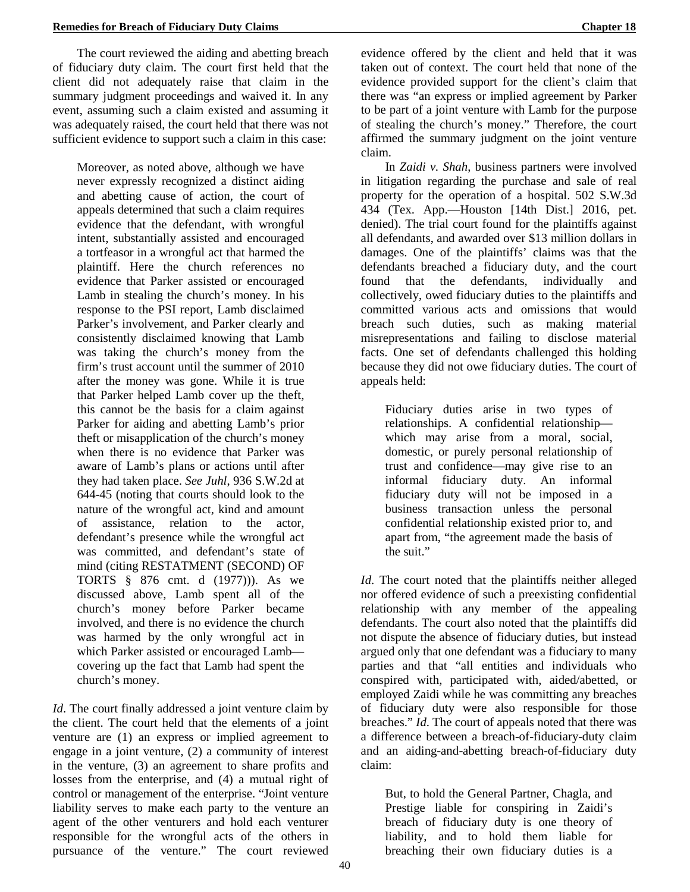The court reviewed the aiding and abetting breach of fiduciary duty claim. The court first held that the client did not adequately raise that claim in the summary judgment proceedings and waived it. In any event, assuming such a claim existed and assuming it was adequately raised, the court held that there was not sufficient evidence to support such a claim in this case:

> Moreover, as noted above, although we have never expressly recognized a distinct aiding and abetting cause of action, the court of appeals determined that such a claim requires evidence that the defendant, with wrongful intent, substantially assisted and encouraged a tortfeasor in a wrongful act that harmed the plaintiff. Here the church references no evidence that Parker assisted or encouraged Lamb in stealing the church's money. In his response to the PSI report, Lamb disclaimed Parker's involvement, and Parker clearly and consistently disclaimed knowing that Lamb was taking the church's money from the firm's trust account until the summer of 2010 after the money was gone. While it is true that Parker helped Lamb cover up the theft, this cannot be the basis for a claim against Parker for aiding and abetting Lamb's prior theft or misapplication of the church's money when there is no evidence that Parker was aware of Lamb's plans or actions until after they had taken place. *See Juhl*, 936 S.W.2d at 644-45 (noting that courts should look to the nature of the wrongful act, kind and amount of assistance, relation to the actor, defendant's presence while the wrongful act was committed, and defendant's state of mind (citing RESTATMENT (SECOND) OF TORTS § 876 cmt. d (1977))). As we discussed above, Lamb spent all of the church's money before Parker became involved, and there is no evidence the church was harmed by the only wrongful act in which Parker assisted or encouraged Lamb—covering up the fact that Lamb had spent the church's money.

*Id*. The court finally addressed a joint venture claim by the client. The court held that the elements of a joint venture are (1) an express or implied agreement to engage in a joint venture, (2) a community of interest in the venture, (3) an agreement to share profits and losses from the enterprise, and (4) a mutual right of control or management of the enterprise. "Joint venture liability serves to make each party to the venture an agent of the other venturers and hold each venturer responsible for the wrongful acts of the others in pursuance of the venture." The court reviewed evidence offered by the client and held that it was taken out of context. The court held that none of the evidence provided support for the client's claim that there was "an express or implied agreement by Parker to be part of a joint venture with Lamb for the purpose of stealing the church's money." Therefore, the court affirmed the summary judgment on the joint venture claim.

In *Zaidi v. Shah*, business partners were involved in litigation regarding the purchase and sale of real property for the operation of a hospital. 502 S.W.3d 434 (Tex. App.—Houston [14th Dist.] 2016, pet. denied). The trial court found for the plaintiffs against all defendants, and awarded over $13 million dollars in damages. One of the plaintiffs' claims was that the defendants breached a fiduciary duty, and the court found that the defendants, individually and collectively, owed fiduciary duties to the plaintiffs and committed various acts and omissions that would breach such duties, such as making material misrepresentations and failing to disclose material facts. One set of defendants challenged this holding because they did not owe fiduciary duties. The court of appeals held:

> Fiduciary duties arise in two types of relationships. A confidential relationship—which may arise from a moral, social, domestic, or purely personal relationship of trust and confidence—may give rise to an informal fiduciary duty. An informal fiduciary duty will not be imposed in a business transaction unless the personal confidential relationship existed prior to, and apart from, "the agreement made the basis of the suit."

*Id*. The court noted that the plaintiffs neither alleged nor offered evidence of such a preexisting confidential relationship with any member of the appealing defendants. The court also noted that the plaintiffs did not dispute the absence of fiduciary duties, but instead argued only that one defendant was a fiduciary to many parties and that "all entities and individuals who conspired with, participated with, aided/abetted, or employed Zaidi while he was committing any breaches of fiduciary duty were also responsible for those breaches." *Id*. The court of appeals noted that there was a difference between a breach-of-fiduciary-duty claim and an aiding-and-abetting breach-of-fiduciary duty claim:

> But, to hold the General Partner, Chagla, and Prestige liable for conspiring in Zaidi's breach of fiduciary duty is one theory of liability, and to hold them liable for breaching their own fiduciary duties is a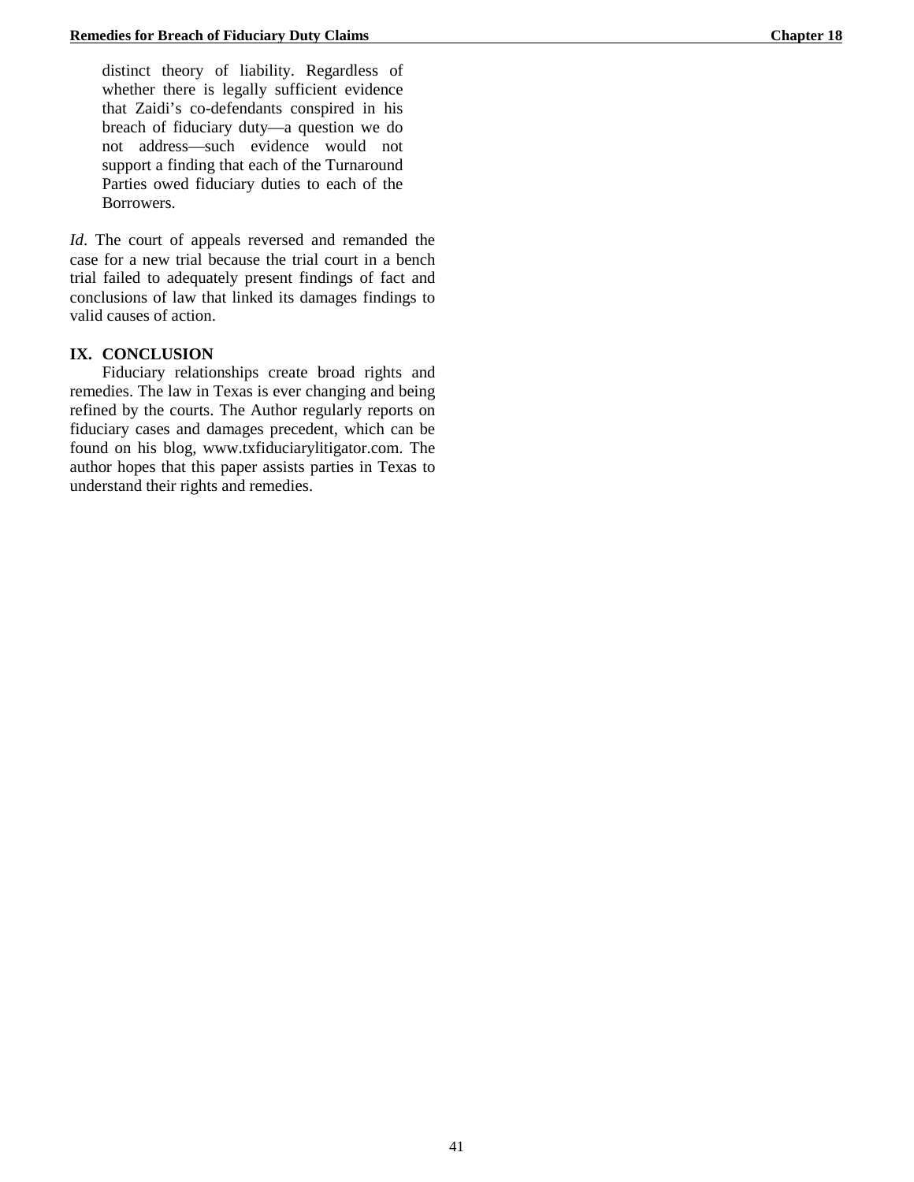> distinct theory of liability. Regardless of whether there is legally sufficient evidence that Zaidi's co-defendants conspired in his breach of fiduciary duty—a question we do not address—such evidence would not support a finding that each of the Turnaround Parties owed fiduciary duties to each of the Borrowers.

*Id*. The court of appeals reversed and remanded the case for a new trial because the trial court in a bench trial failed to adequately present findings of fact and conclusions of law that linked its damages findings to valid causes of action.

## IX. CONCLUSION

Fiduciary relationships create broad rights and remedies. The law in Texas is ever changing and being refined by the courts. The Author regularly reports on fiduciary cases and damages precedent, which can be found on his blog, www.txfiduciarylitigator.com. The author hopes that this paper assists parties in Texas to understand their rights and remedies.